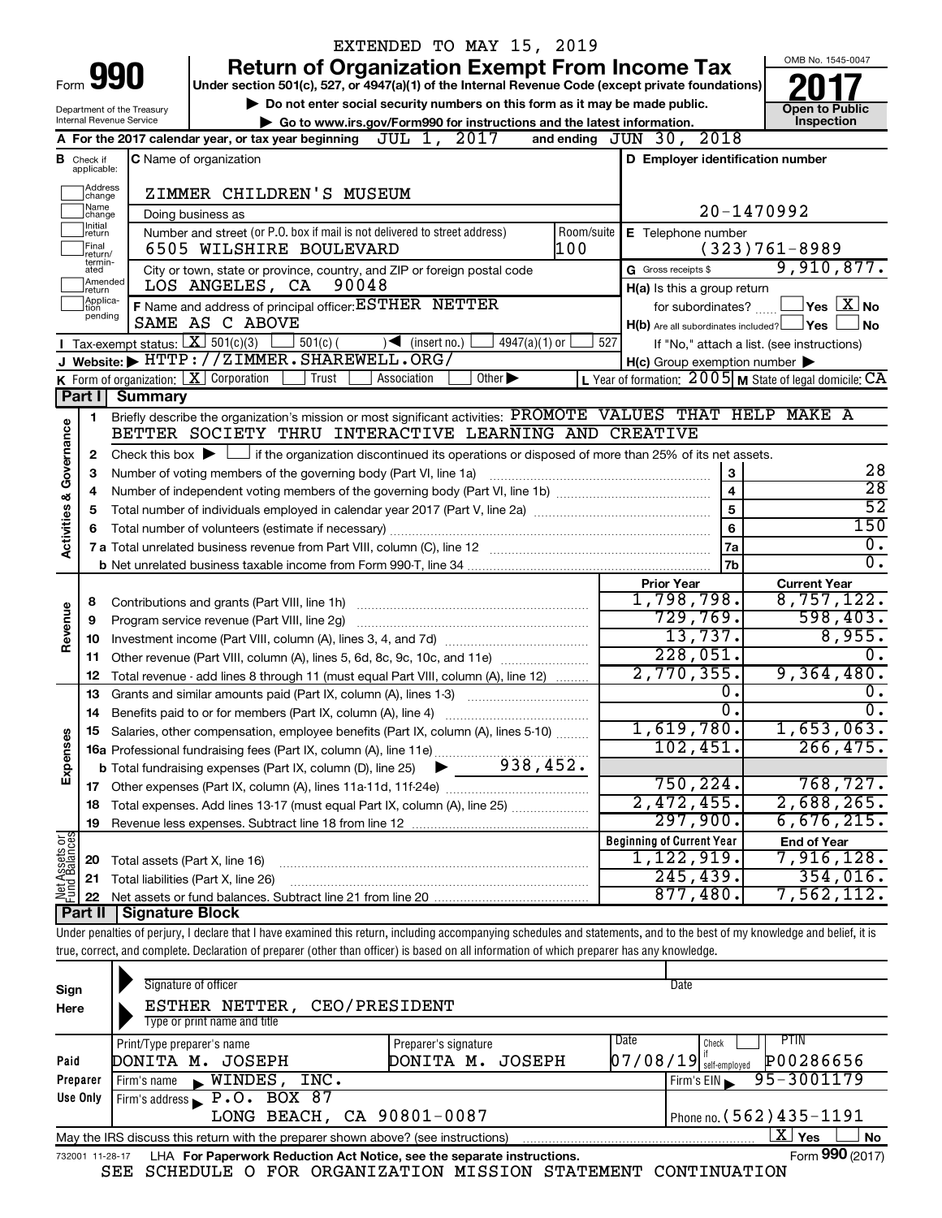EXTENDED TO MAY 15, 2019

# Form 990 — Return of Organization Exempt From Income Tax — 2017

Under section 501(c), 527, or 4947(a)(1) of the Internal Revenue Code (except private foundations)

▶ Do not enter social security numbers on this form as it may be made public.

▶ Go to www.irs.gov/Form990 for instructions and the latest information.

Department of the Treasury, Internal Revenue Service

OMB No. 1545-0047 — Open to Public Inspection

**A** For the 2017 calendar year, or tax year beginning JUL 1, 2017 and ending JUN 30, 2018

**B** Check if applicable: Address change, Name change, Initial return, Final return/terminated, Amended return, Application pending

**C** Name of organization: ZIMMER CHILDREN'S MUSEUM

Doing business as

Number and street (or P.O. box if mail is not delivered to street address): 6505 WILSHIRE BOULEVARD — Room/suite: 100

City or town, state or province, country, and ZIP or foreign postal code: LOS ANGELES, CA 90048

**D** Employer identification number: 20-1470992

**E** Telephone number: (323)761-8989

**G** Gross receipts $ 9,910,877.

**F** Name and address of principal officer: ESTHER NETTER, SAME AS C ABOVE

**H(a)** Is this a group return for subordinates? Yes [ ] No [X]

**H(b)** Are all subordinates included? Yes [ ] No [ ] — If "No," attach a list. (see instructions)

**H(c)** Group exemption number ▶

**I** Tax-exempt status: [X] 501(c)(3) [ ] 501(c) ( ) ◀ (insert no.) [ ] 4947(a)(1) or [ ] 527

**J** Website: ▶ HTTP://ZIMMER.SHAREWELL.ORG/

**K** Form of organization: [X] Corporation [ ] Trust [ ] Association [ ] Other ▶

**L** Year of formation: 2005 **M** State of legal domicile: CA

## Part I Summary

**Activities & Governance**

1. Briefly describe the organization's mission or most significant activities: PROMOTE VALUES THAT HELP MAKE A BETTER SOCIETY THRU INTERACTIVE LEARNING AND CREATIVE
2. Check this box ▶ [ ] if the organization discontinued its operations or disposed of more than 25% of its net assets.

| Line | Description | | Value |
|---|---|---|---|
| 3 | Number of voting members of the governing body (Part VI, line 1a) | 3 | 28 |
| 4 | Number of independent voting members of the governing body (Part VI, line 1b) | 4 | 28 |
| 5 | Total number of individuals employed in calendar year 2017 (Part V, line 2a) | 5 | 52 |
| 6 | Total number of volunteers (estimate if necessary) | 6 | 150 |
| 7a | Total unrelated business revenue from Part VIII, column (C), line 12 | 7a | 0. |
| 7b | Net unrelated business taxable income from Form 990-T, line 34 | 7b | 0. |

| Line | Description | Prior Year | Current Year |
|---|---|---|---|
| | **Revenue** | | |
| 8 | Contributions and grants (Part VIII, line 1h) | 1,798,798. | 8,757,122. |
| 9 | Program service revenue (Part VIII, line 2g) | 729,769. | 598,403. |
| 10 | Investment income (Part VIII, column (A), lines 3, 4, and 7d) | 13,737. | 8,955. |
| 11 | Other revenue (Part VIII, column (A), lines 5, 6d, 8c, 9c, 10c, and 11e) | 228,051. | 0. |
| 12 | Total revenue - add lines 8 through 11 (must equal Part VIII, column (A), line 12) | 2,770,355. | 9,364,480. |
| | **Expenses** | | |
| 13 | Grants and similar amounts paid (Part IX, column (A), lines 1-3) | 0. | 0. |
| 14 | Benefits paid to or for members (Part IX, column (A), line 4) | 0. | 0. |
| 15 | Salaries, other compensation, employee benefits (Part IX, column (A), lines 5-10) | 1,619,780. | 1,653,063. |
| 16a | Professional fundraising fees (Part IX, column (A), line 11e) | 102,451. | 266,475. |
| b | Total fundraising expenses (Part IX, column (D), line 25) ▶ 938,452. | | |
| 17 | Other expenses (Part IX, column (A), lines 11a-11d, 11f-24e) | 750,224. | 768,727. |
| 18 | Total expenses. Add lines 13-17 (must equal Part IX, column (A), line 25) | 2,472,455. | 2,688,265. |
| 19 | Revenue less expenses. Subtract line 18 from line 12 | 297,900. | 6,676,215. |

| Line | Net Assets or Fund Balances | Beginning of Current Year | End of Year |
|---|---|---|---|
| 20 | Total assets (Part X, line 16) | 1,122,919. | 7,916,128. |
| 21 | Total liabilities (Part X, line 26) | 245,439. | 354,016. |
| 22 | Net assets or fund balances. Subtract line 21 from line 20 | 877,480. | 7,562,112. |

## Part II Signature Block

Under penalties of perjury, I declare that I have examined this return, including accompanying schedules and statements, and to the best of my knowledge and belief, it is true, correct, and complete. Declaration of preparer (other than officer) is based on all information of which preparer has any knowledge.

**Sign Here**

Signature of officer — Date

ESTHER NETTER, CEO/PRESIDENT

Type or print name and title

**Paid Preparer Use Only**

| Print/Type preparer's name | Preparer's signature | Date | Check if self-employed | PTIN |
|---|---|---|---|---|
| DONITA M. JOSEPH | DONITA M. JOSEPH | 07/08/19 | [ ] | P00286656 |

Firm's name ▶ WINDES, INC. — Firm's EIN ▶ 95-3001179

Firm's address ▶ P.O. BOX 87, LONG BEACH, CA 90801-0087 — Phone no. (562)435-1191

May the IRS discuss this return with the preparer shown above? (see instructions) [X] Yes [ ] No

732001 11-28-17 LHA For Paperwork Reduction Act Notice, see the separate instructions. Form 990 (2017)

SEE SCHEDULE O FOR ORGANIZATION MISSION STATEMENT CONTINUATION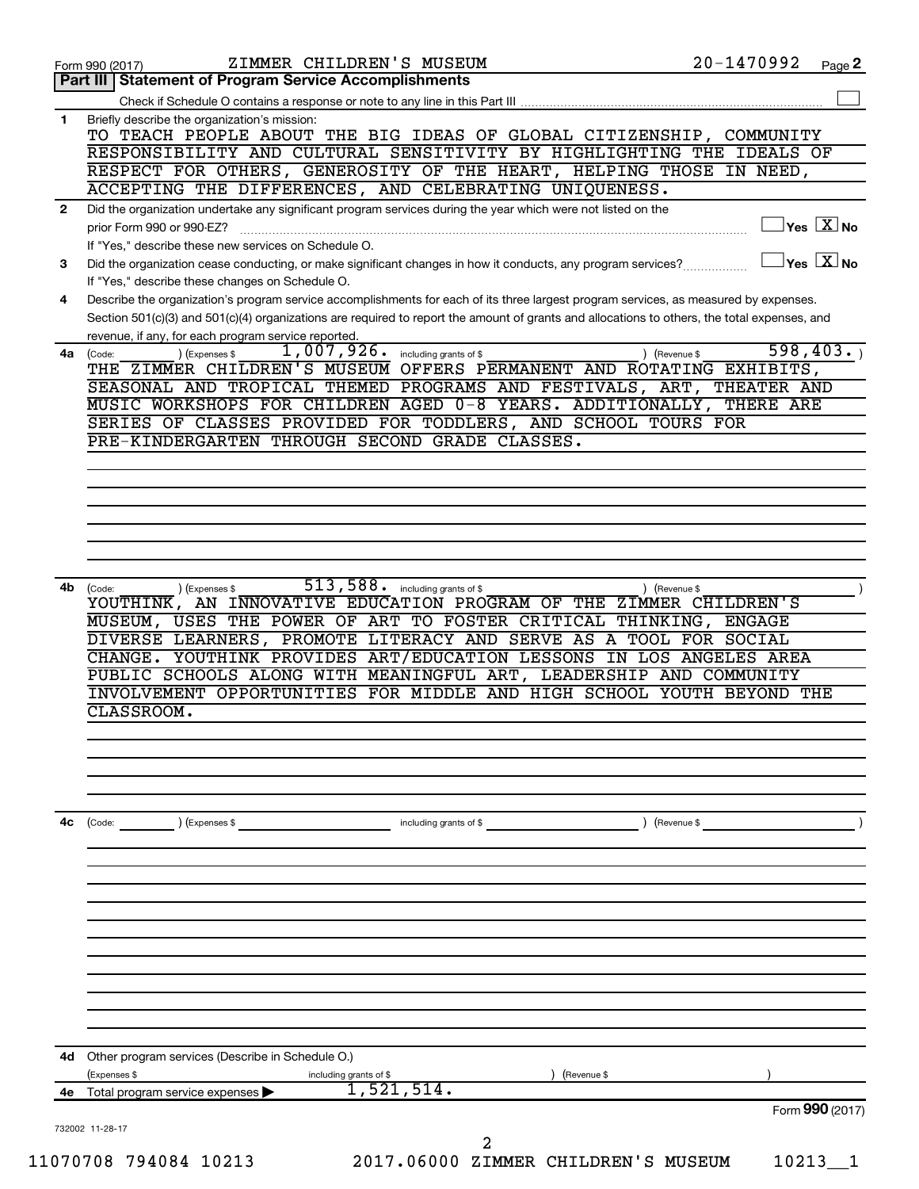Form 990 (2017) ZIMMER CHILDREN'S MUSEUM 20-1470992 Page 2

## Part III | Statement of Program Service Accomplishments

Check if Schedule O contains a response or note to any line in this Part III ☐

**1** Briefly describe the organization's mission:

TO TEACH PEOPLE ABOUT THE BIG IDEAS OF GLOBAL CITIZENSHIP, COMMUNITY RESPONSIBILITY AND CULTURAL SENSITIVITY BY HIGHLIGHTING THE IDEALS OF RESPECT FOR OTHERS, GENEROSITY OF THE HEART, HELPING THOSE IN NEED, ACCEPTING THE DIFFERENCES, AND CELEBRATING UNIQUENESS.

**2** Did the organization undertake any significant program services during the year which were not listed on the prior Form 990 or 990-EZ? ☐ Yes ☒ No

If "Yes," describe these new services on Schedule O.

**3** Did the organization cease conducting, or make significant changes in how it conducts, any program services? ☐ Yes ☒ No

If "Yes," describe these changes on Schedule O.

**4** Describe the organization's program service accomplishments for each of its three largest program services, as measured by expenses. Section 501(c)(3) and 501(c)(4) organizations are required to report the amount of grants and allocations to others, the total expenses, and revenue, if any, for each program service reported.

**4a** (Code: ) (Expenses $ 1,007,926. including grants of $ ) (Revenue $ 598,403. )

THE ZIMMER CHILDREN'S MUSEUM OFFERS PERMANENT AND ROTATING EXHIBITS, SEASONAL AND TROPICAL THEMED PROGRAMS AND FESTIVALS, ART, THEATER AND MUSIC WORKSHOPS FOR CHILDREN AGED 0-8 YEARS. ADDITIONALLY, THERE ARE SERIES OF CLASSES PROVIDED FOR TODDLERS, AND SCHOOL TOURS FOR PRE-KINDERGARTEN THROUGH SECOND GRADE CLASSES.

**4b** (Code: ) (Expenses $ 513,588. including grants of $ ) (Revenue $ )

YOUTHINK, AN INNOVATIVE EDUCATION PROGRAM OF THE ZIMMER CHILDREN'S MUSEUM, USES THE POWER OF ART TO FOSTER CRITICAL THINKING, ENGAGE DIVERSE LEARNERS, PROMOTE LITERACY AND SERVE AS A TOOL FOR SOCIAL CHANGE. YOUTHINK PROVIDES ART/EDUCATION LESSONS IN LOS ANGELES AREA PUBLIC SCHOOLS ALONG WITH MEANINGFUL ART, LEADERSHIP AND COMMUNITY INVOLVEMENT OPPORTUNITIES FOR MIDDLE AND HIGH SCHOOL YOUTH BEYOND THE CLASSROOM.

**4c** (Code: ) (Expenses $ including grants of $ ) (Revenue $ )

**4d** Other program services (Describe in Schedule O.)

(Expenses $ including grants of $ ) (Revenue $ )

**4e** Total program service expenses ▶ 1,521,514.

Form **990** (2017)

732002 11-28-17

11070708 794084 10213 2017.06000 ZIMMER CHILDREN'S MUSEUM 10213__1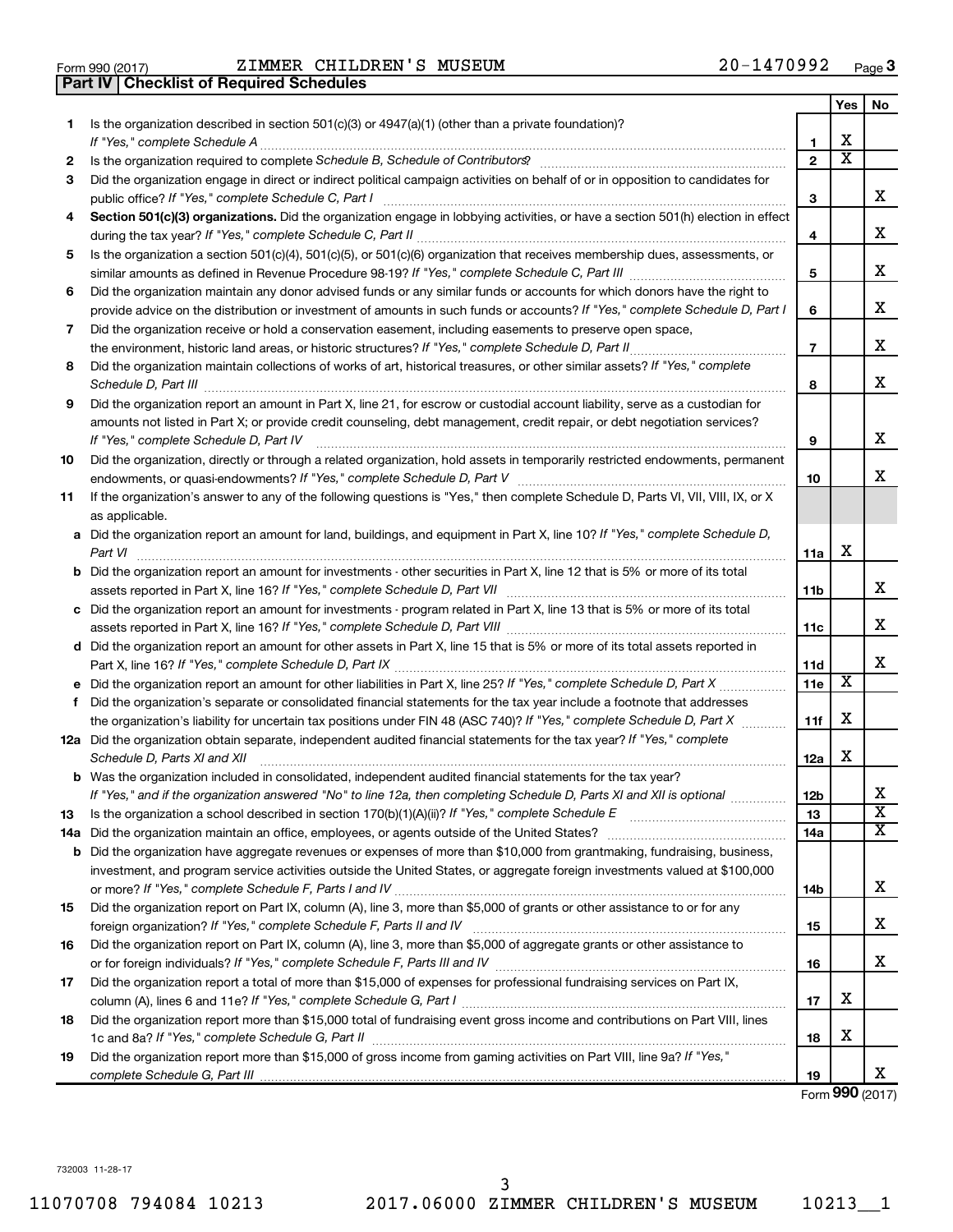Form 990 (2017) ZIMMER CHILDREN'S MUSEUM 20-1470992

## Part IV | Checklist of Required Schedules

| | | | Yes | No |
|---|---|---|---|---|
| 1 | Is the organization described in section 501(c)(3) or 4947(a)(1) (other than a private foundation)? *If "Yes," complete Schedule A* | 1 | X | |
| 2 | Is the organization required to complete *Schedule B, Schedule of Contributors*? | 2 | X | |
| 3 | Did the organization engage in direct or indirect political campaign activities on behalf of or in opposition to candidates for public office? *If "Yes," complete Schedule C, Part I* | 3 | | X |
| 4 | **Section 501(c)(3) organizations.** Did the organization engage in lobbying activities, or have a section 501(h) election in effect during the tax year? *If "Yes," complete Schedule C, Part II* | 4 | | X |
| 5 | Is the organization a section 501(c)(4), 501(c)(5), or 501(c)(6) organization that receives membership dues, assessments, or similar amounts as defined in Revenue Procedure 98-19? *If "Yes," complete Schedule C, Part III* | 5 | | X |
| 6 | Did the organization maintain any donor advised funds or any similar funds or accounts for which donors have the right to provide advice on the distribution or investment of amounts in such funds or accounts? *If "Yes," complete Schedule D, Part I* | 6 | | X |
| 7 | Did the organization receive or hold a conservation easement, including easements to preserve open space, the environment, historic land areas, or historic structures? *If "Yes," complete Schedule D, Part II* | 7 | | X |
| 8 | Did the organization maintain collections of works of art, historical treasures, or other similar assets? *If "Yes," complete Schedule D, Part III* | 8 | | X |
| 9 | Did the organization report an amount in Part X, line 21, for escrow or custodial account liability, serve as a custodian for amounts not listed in Part X; or provide credit counseling, debt management, credit repair, or debt negotiation services? *If "Yes," complete Schedule D, Part IV* | 9 | | X |
| 10 | Did the organization, directly or through a related organization, hold assets in temporarily restricted endowments, permanent endowments, or quasi-endowments? *If "Yes," complete Schedule D, Part V* | 10 | | X |
| 11 | If the organization's answer to any of the following questions is "Yes," then complete Schedule D, Parts VI, VII, VIII, IX, or X as applicable. | | | |
| a | Did the organization report an amount for land, buildings, and equipment in Part X, line 10? *If "Yes," complete Schedule D, Part VI* | 11a | X | |
| b | Did the organization report an amount for investments - other securities in Part X, line 12 that is 5% or more of its total assets reported in Part X, line 16? *If "Yes," complete Schedule D, Part VII* | 11b | | X |
| c | Did the organization report an amount for investments - program related in Part X, line 13 that is 5% or more of its total assets reported in Part X, line 16? *If "Yes," complete Schedule D, Part VIII* | 11c | | X |
| d | Did the organization report an amount for other assets in Part X, line 15 that is 5% or more of its total assets reported in Part X, line 16? *If "Yes," complete Schedule D, Part IX* | 11d | | X |
| e | Did the organization report an amount for other liabilities in Part X, line 25? *If "Yes," complete Schedule D, Part X* | 11e | X | |
| f | Did the organization's separate or consolidated financial statements for the tax year include a footnote that addresses the organization's liability for uncertain tax positions under FIN 48 (ASC 740)? *If "Yes," complete Schedule D, Part X* | 11f | X | |
| 12a | Did the organization obtain separate, independent audited financial statements for the tax year? *If "Yes," complete Schedule D, Parts XI and XII* | 12a | X | |
| b | Was the organization included in consolidated, independent audited financial statements for the tax year? *If "Yes," and if the organization answered "No" to line 12a, then completing Schedule D, Parts XI and XII is optional* | 12b | | X |
| 13 | Is the organization a school described in section 170(b)(1)(A)(ii)? *If "Yes," complete Schedule E* | 13 | | X |
| 14a | Did the organization maintain an office, employees, or agents outside of the United States? | 14a | | X |
| b | Did the organization have aggregate revenues or expenses of more than $10,000 from grantmaking, fundraising, business, investment, and program service activities outside the United States, or aggregate foreign investments valued at $100,000 or more? *If "Yes," complete Schedule F, Parts I and IV* | 14b | | X |
| 15 | Did the organization report on Part IX, column (A), line 3, more than $5,000 of grants or other assistance to or for any foreign organization? *If "Yes," complete Schedule F, Parts II and IV* | 15 | | X |
| 16 | Did the organization report on Part IX, column (A), line 3, more than $5,000 of aggregate grants or other assistance to or for foreign individuals? *If "Yes," complete Schedule F, Parts III and IV* | 16 | | X |
| 17 | Did the organization report a total of more than $15,000 of expenses for professional fundraising services on Part IX, column (A), lines 6 and 11e? *If "Yes," complete Schedule G, Part I* | 17 | X | |
| 18 | Did the organization report more than $15,000 total of fundraising event gross income and contributions on Part VIII, lines 1c and 8a? *If "Yes," complete Schedule G, Part II* | 18 | X | |
| 19 | Did the organization report more than $15,000 of gross income from gaming activities on Part VIII, line 9a? *If "Yes," complete Schedule G, Part III* | 19 | | X |

Form **990** (2017)

732003 11-28-17

11070708 794084 10213 2017.06000 ZIMMER CHILDREN'S MUSEUM 10213__1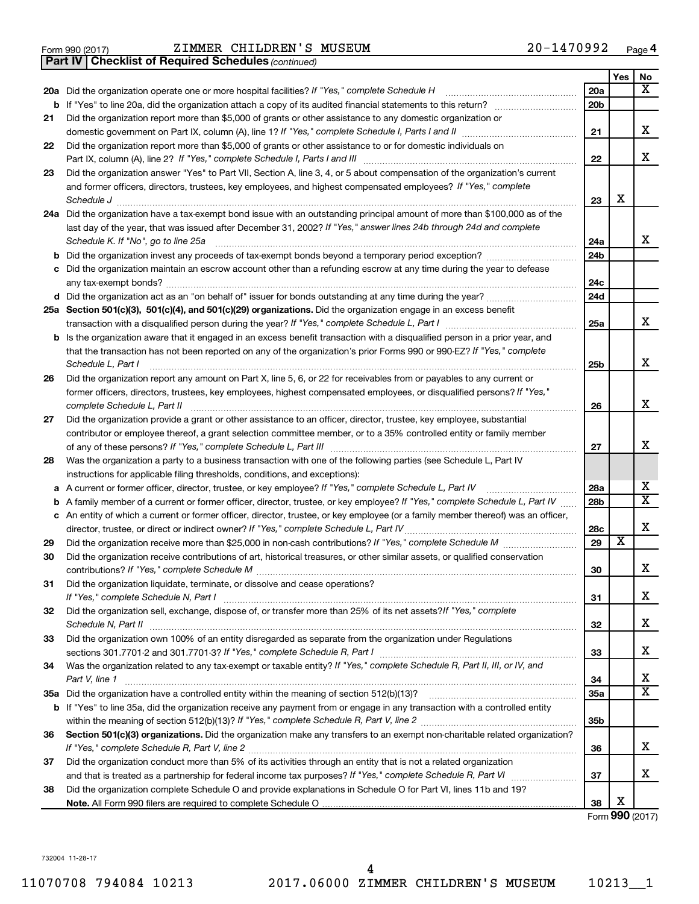Form 990 (2017) ZIMMER CHILDREN'S MUSEUM 20-1470992

**Part IV | Checklist of Required Schedules** *(continued)*

| | | | Yes | No |
|---|---|---|---|---|
| 20a | Did the organization operate one or more hospital facilities? *If "Yes," complete Schedule H* | 20a | | X |
| b | If "Yes" to line 20a, did the organization attach a copy of its audited financial statements to this return? | 20b | | |
| 21 | Did the organization report more than $5,000 of grants or other assistance to any domestic organization or domestic government on Part IX, column (A), line 1? *If "Yes," complete Schedule I, Parts I and II* | 21 | | X |
| 22 | Did the organization report more than $5,000 of grants or other assistance to or for domestic individuals on Part IX, column (A), line 2? *If "Yes," complete Schedule I, Parts I and III* | 22 | | X |
| 23 | Did the organization answer "Yes" to Part VII, Section A, line 3, 4, or 5 about compensation of the organization's current and former officers, directors, trustees, key employees, and highest compensated employees? *If "Yes," complete Schedule J* | 23 | X | |
| 24a | Did the organization have a tax-exempt bond issue with an outstanding principal amount of more than $100,000 as of the last day of the year, that was issued after December 31, 2002? *If "Yes," answer lines 24b through 24d and complete Schedule K. If "No", go to line 25a* | 24a | | X |
| b | Did the organization invest any proceeds of tax-exempt bonds beyond a temporary period exception? | 24b | | |
| c | Did the organization maintain an escrow account other than a refunding escrow at any time during the year to defease any tax-exempt bonds? | 24c | | |
| d | Did the organization act as an "on behalf of" issuer for bonds outstanding at any time during the year? | 24d | | |
| 25a | **Section 501(c)(3), 501(c)(4), and 501(c)(29) organizations.** Did the organization engage in an excess benefit transaction with a disqualified person during the year? *If "Yes," complete Schedule L, Part I* | 25a | | X |
| b | Is the organization aware that it engaged in an excess benefit transaction with a disqualified person in a prior year, and that the transaction has not been reported on any of the organization's prior Forms 990 or 990-EZ? *If "Yes," complete Schedule L, Part I* | 25b | | X |
| 26 | Did the organization report any amount on Part X, line 5, 6, or 22 for receivables from or payables to any current or former officers, directors, trustees, key employees, highest compensated employees, or disqualified persons? *If "Yes," complete Schedule L, Part II* | 26 | | X |
| 27 | Did the organization provide a grant or other assistance to an officer, director, trustee, key employee, substantial contributor or employee thereof, a grant selection committee member, or to a 35% controlled entity or family member of any of these persons? *If "Yes," complete Schedule L, Part III* | 27 | | X |
| 28 | Was the organization a party to a business transaction with one of the following parties (see Schedule L, Part IV instructions for applicable filing thresholds, conditions, and exceptions): | | | |
| a | A current or former officer, director, trustee, or key employee? *If "Yes," complete Schedule L, Part IV* | 28a | | X |
| b | A family member of a current or former officer, director, trustee, or key employee? *If "Yes," complete Schedule L, Part IV* | 28b | | X |
| c | An entity of which a current or former officer, director, trustee, or key employee (or a family member thereof) was an officer, director, trustee, or direct or indirect owner? *If "Yes," complete Schedule L, Part IV* | 28c | | X |
| 29 | Did the organization receive more than $25,000 in non-cash contributions? *If "Yes," complete Schedule M* | 29 | X | |
| 30 | Did the organization receive contributions of art, historical treasures, or other similar assets, or qualified conservation contributions? *If "Yes," complete Schedule M* | 30 | | X |
| 31 | Did the organization liquidate, terminate, or dissolve and cease operations? *If "Yes," complete Schedule N, Part I* | 31 | | X |
| 32 | Did the organization sell, exchange, dispose of, or transfer more than 25% of its net assets? *If "Yes," complete Schedule N, Part II* | 32 | | X |
| 33 | Did the organization own 100% of an entity disregarded as separate from the organization under Regulations sections 301.7701-2 and 301.7701-3? *If "Yes," complete Schedule R, Part I* | 33 | | X |
| 34 | Was the organization related to any tax-exempt or taxable entity? *If "Yes," complete Schedule R, Part II, III, or IV, and Part V, line 1* | 34 | | X |
| 35a | Did the organization have a controlled entity within the meaning of section 512(b)(13)? | 35a | | X |
| b | If "Yes" to line 35a, did the organization receive any payment from or engage in any transaction with a controlled entity within the meaning of section 512(b)(13)? *If "Yes," complete Schedule R, Part V, line 2* | 35b | | |
| 36 | **Section 501(c)(3) organizations.** Did the organization make any transfers to an exempt non-charitable related organization? *If "Yes," complete Schedule R, Part V, line 2* | 36 | | X |
| 37 | Did the organization conduct more than 5% of its activities through an entity that is not a related organization and that is treated as a partnership for federal income tax purposes? *If "Yes," complete Schedule R, Part VI* | 37 | | X |
| 38 | Did the organization complete Schedule O and provide explanations in Schedule O for Part VI, lines 11b and 19? **Note.** All Form 990 filers are required to complete Schedule O | 38 | X | |

Form **990** (2017)

732004 11-28-17

11070708 794084 10213 2017.06000 ZIMMER CHILDREN'S MUSEUM 10213__1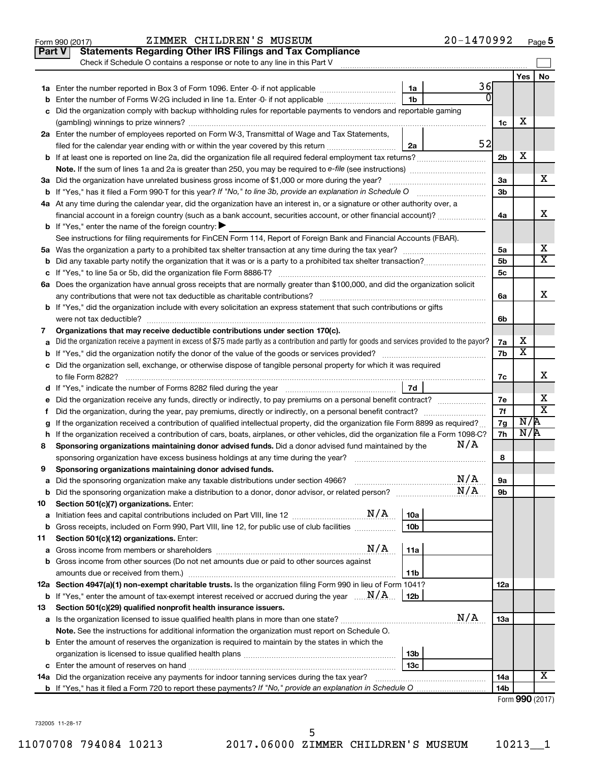Form 990 (2017) ZIMMER CHILDREN'S MUSEUM 20-1470992

## Part V Statements Regarding Other IRS Filings and Tax Compliance

Check if Schedule O contains a response or note to any line in this Part V

| | | | | | Yes | No |
|---|---|---|---|---|---|---|
| **1a** | Enter the number reported in Box 3 of Form 1096. Enter -0- if not applicable | 1a | 36 | | | |
| **b** | Enter the number of Forms W-2G included in line 1a. Enter -0- if not applicable | 1b | 0 | | | |
| **c** | Did the organization comply with backup withholding rules for reportable payments to vendors and reportable gaming (gambling) winnings to prize winners? | | | 1c | X | |
| **2a** | Enter the number of employees reported on Form W-3, Transmittal of Wage and Tax Statements, filed for the calendar year ending with or within the year covered by this return | 2a | 52 | | | |
| **b** | If at least one is reported on line 2a, did the organization file all required federal employment tax returns? | | | 2b | X | |
| | **Note.** If the sum of lines 1a and 2a is greater than 250, you may be required to *e-file* (see instructions) | | | | | |
| **3a** | Did the organization have unrelated business gross income of $1,000 or more during the year? | | | 3a | | X |
| **b** | If "Yes," has it filed a Form 990-T for this year? *If "No," to line 3b, provide an explanation in Schedule O* | | | 3b | | |
| **4a** | At any time during the calendar year, did the organization have an interest in, or a signature or other authority over, a financial account in a foreign country (such as a bank account, securities account, or other financial account)? | | | 4a | | X |
| **b** | If "Yes," enter the name of the foreign country: ▶ | | | | | |
| | See instructions for filing requirements for FinCEN Form 114, Report of Foreign Bank and Financial Accounts (FBAR). | | | | | |
| **5a** | Was the organization a party to a prohibited tax shelter transaction at any time during the tax year? | | | 5a | | X |
| **b** | Did any taxable party notify the organization that it was or is a party to a prohibited tax shelter transaction? | | | 5b | | X |
| **c** | If "Yes," to line 5a or 5b, did the organization file Form 8886-T? | | | 5c | | |
| **6a** | Does the organization have annual gross receipts that are normally greater than $100,000, and did the organization solicit any contributions that were not tax deductible as charitable contributions? | | | 6a | | X |
| **b** | If "Yes," did the organization include with every solicitation an express statement that such contributions or gifts were not tax deductible? | | | 6b | | |
| **7** | **Organizations that may receive deductible contributions under section 170(c).** | | | | | |
| **a** | Did the organization receive a payment in excess of $75 made partly as a contribution and partly for goods and services provided to the payor? | | | 7a | X | |
| **b** | If "Yes," did the organization notify the donor of the value of the goods or services provided? | | | 7b | X | |
| **c** | Did the organization sell, exchange, or otherwise dispose of tangible personal property for which it was required to file Form 8282? | | | 7c | | X |
| **d** | If "Yes," indicate the number of Forms 8282 filed during the year | 7d | | | | |
| **e** | Did the organization receive any funds, directly or indirectly, to pay premiums on a personal benefit contract? | | | 7e | | X |
| **f** | Did the organization, during the year, pay premiums, directly or indirectly, on a personal benefit contract? | | | 7f | | X |
| **g** | If the organization received a contribution of qualified intellectual property, did the organization file Form 8899 as required? | | | 7g | N/A | |
| **h** | If the organization received a contribution of cars, boats, airplanes, or other vehicles, did the organization file a Form 1098-C? | | | 7h | N/A | |
| **8** | **Sponsoring organizations maintaining donor advised funds.** Did a donor advised fund maintained by the sponsoring organization have excess business holdings at any time during the year? N/A | | | 8 | | |
| **9** | **Sponsoring organizations maintaining donor advised funds.** | | | | | |
| **a** | Did the sponsoring organization make any taxable distributions under section 4966? N/A | | | 9a | | |
| **b** | Did the sponsoring organization make a distribution to a donor, donor advisor, or related person? N/A | | | 9b | | |
| **10** | **Section 501(c)(7) organizations.** Enter: | | | | | |
| **a** | Initiation fees and capital contributions included on Part VIII, line 12 N/A | 10a | | | | |
| **b** | Gross receipts, included on Form 990, Part VIII, line 12, for public use of club facilities | 10b | | | | |
| **11** | **Section 501(c)(12) organizations.** Enter: | | | | | |
| **a** | Gross income from members or shareholders N/A | 11a | | | | |
| **b** | Gross income from other sources (Do not net amounts due or paid to other sources against amounts due or received from them.) | 11b | | | | |
| **12a** | **Section 4947(a)(1) non-exempt charitable trusts.** Is the organization filing Form 990 in lieu of Form 1041? | | | 12a | | |
| **b** | If "Yes," enter the amount of tax-exempt interest received or accrued during the year N/A | 12b | | | | |
| **13** | **Section 501(c)(29) qualified nonprofit health insurance issuers.** | | | | | |
| **a** | Is the organization licensed to issue qualified health plans in more than one state? N/A | | | 13a | | |
| | **Note.** See the instructions for additional information the organization must report on Schedule O. | | | | | |
| **b** | Enter the amount of reserves the organization is required to maintain by the states in which the organization is licensed to issue qualified health plans | 13b | | | | |
| **c** | Enter the amount of reserves on hand | 13c | | | | |
| **14a** | Did the organization receive any payments for indoor tanning services during the tax year? | | | 14a | | X |
| **b** | If "Yes," has it filed a Form 720 to report these payments? *If "No," provide an explanation in Schedule O* | | | 14b | | |

Form **990** (2017)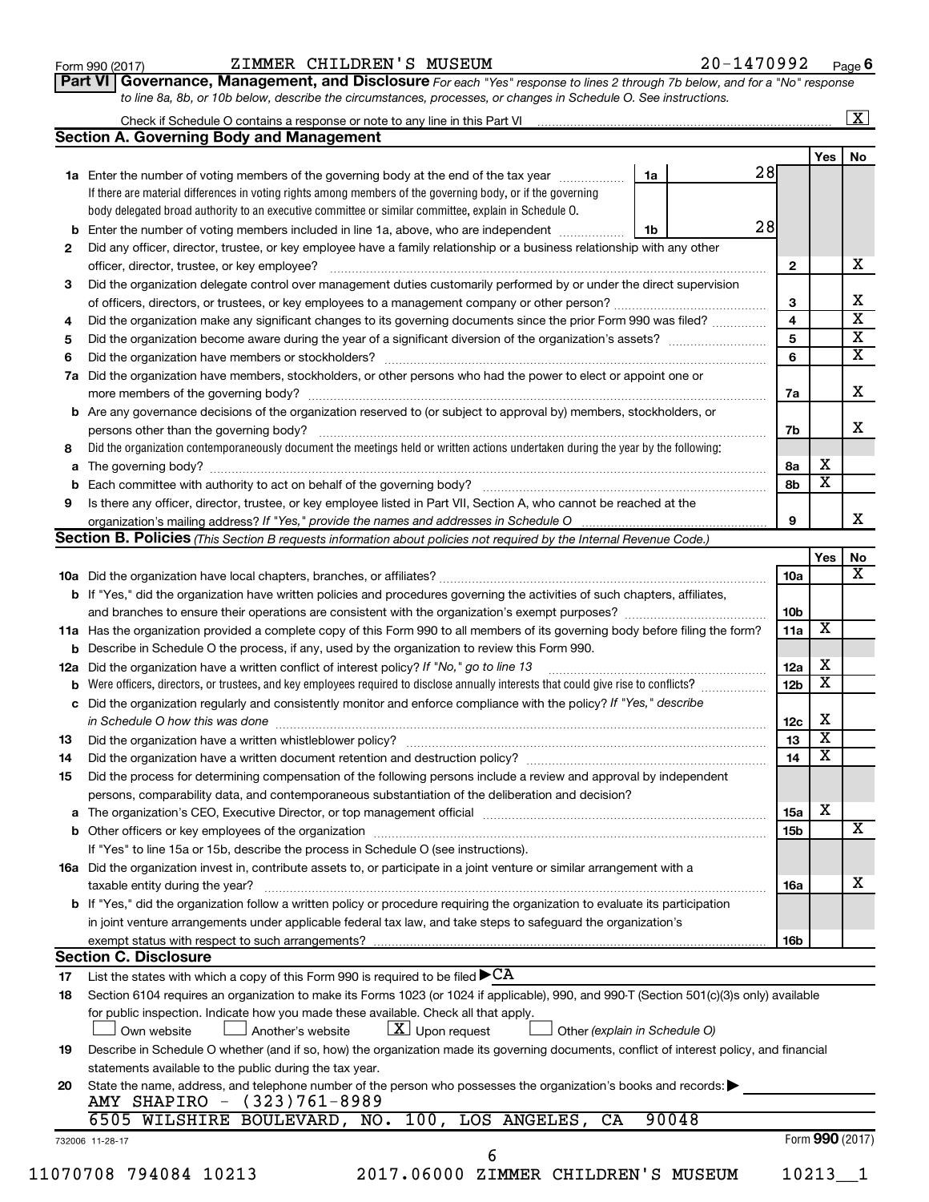Form 990 (2017) ZIMMER CHILDREN'S MUSEUM 20-1470992

## Part VI Governance, Management, and Disclosure

*For each "Yes" response to lines 2 through 7b below, and for a "No" response to line 8a, 8b, or 10b below, describe the circumstances, processes, or changes in Schedule O. See instructions.*

Check if Schedule O contains a response or note to any line in this Part VI [X]

### Section A. Governing Body and Management

| | | | Yes | No |
|---|---|---|---|---|
| 1a | Enter the number of voting members of the governing body at the end of the tax year — 1a: 28. If there are material differences in voting rights among members of the governing body, or if the governing body delegated broad authority to an executive committee or similar committee, explain in Schedule O. | | | |
| b | Enter the number of voting members included in line 1a, above, who are independent — 1b: 28 | | | |
| 2 | Did any officer, director, trustee, or key employee have a family relationship or a business relationship with any other officer, director, trustee, or key employee? | 2 | | X |
| 3 | Did the organization delegate control over management duties customarily performed by or under the direct supervision of officers, directors, or trustees, or key employees to a management company or other person? | 3 | | X |
| 4 | Did the organization make any significant changes to its governing documents since the prior Form 990 was filed? | 4 | | X |
| 5 | Did the organization become aware during the year of a significant diversion of the organization's assets? | 5 | | X |
| 6 | Did the organization have members or stockholders? | 6 | | X |
| 7a | Did the organization have members, stockholders, or other persons who had the power to elect or appoint one or more members of the governing body? | 7a | | X |
| b | Are any governance decisions of the organization reserved to (or subject to approval by) members, stockholders, or persons other than the governing body? | 7b | | X |
| 8 | Did the organization contemporaneously document the meetings held or written actions undertaken during the year by the following: | | | |
| a | The governing body? | 8a | X | |
| b | Each committee with authority to act on behalf of the governing body? | 8b | X | |
| 9 | Is there any officer, director, trustee, or key employee listed in Part VII, Section A, who cannot be reached at the organization's mailing address? *If "Yes," provide the names and addresses in Schedule O* | 9 | | X |

### Section B. Policies *(This Section B requests information about policies not required by the Internal Revenue Code.)*

| | | | Yes | No |
|---|---|---|---|---|
| 10a | Did the organization have local chapters, branches, or affiliates? | 10a | | X |
| b | If "Yes," did the organization have written policies and procedures governing the activities of such chapters, affiliates, and branches to ensure their operations are consistent with the organization's exempt purposes? | 10b | | |
| 11a | Has the organization provided a complete copy of this Form 990 to all members of its governing body before filing the form? | 11a | X | |
| b | Describe in Schedule O the process, if any, used by the organization to review this Form 990. | | | |
| 12a | Did the organization have a written conflict of interest policy? *If "No," go to line 13* | 12a | X | |
| b | Were officers, directors, or trustees, and key employees required to disclose annually interests that could give rise to conflicts? | 12b | X | |
| c | Did the organization regularly and consistently monitor and enforce compliance with the policy? *If "Yes," describe in Schedule O how this was done* | 12c | X | |
| 13 | Did the organization have a written whistleblower policy? | 13 | X | |
| 14 | Did the organization have a written document retention and destruction policy? | 14 | X | |
| 15 | Did the process for determining compensation of the following persons include a review and approval by independent persons, comparability data, and contemporaneous substantiation of the deliberation and decision? | | | |
| a | The organization's CEO, Executive Director, or top management official | 15a | X | |
| b | Other officers or key employees of the organization | 15b | | X |
| | If "Yes" to line 15a or 15b, describe the process in Schedule O (see instructions). | | | |
| 16a | Did the organization invest in, contribute assets to, or participate in a joint venture or similar arrangement with a taxable entity during the year? | 16a | | X |
| b | If "Yes," did the organization follow a written policy or procedure requiring the organization to evaluate its participation in joint venture arrangements under applicable federal tax law, and take steps to safeguard the organization's exempt status with respect to such arrangements? | 16b | | |

### Section C. Disclosure

17 List the states with which a copy of this Form 990 is required to be filed ▶ CA

18 Section 6104 requires an organization to make its Forms 1023 (or 1024 if applicable), 990, and 990-T (Section 501(c)(3)s only) available for public inspection. Indicate how you made these available. Check all that apply.

[ ] Own website [ ] Another's website [X] Upon request [ ] Other *(explain in Schedule O)*

19 Describe in Schedule O whether (and if so, how) the organization made its governing documents, conflict of interest policy, and financial statements available to the public during the tax year.

20 State the name, address, and telephone number of the person who possesses the organization's books and records: ▶

AMY SHAPIRO - (323)761-8989

6505 WILSHIRE BOULEVARD, NO. 100, LOS ANGELES, CA 90048

732006 11-28-17 Form 990 (2017)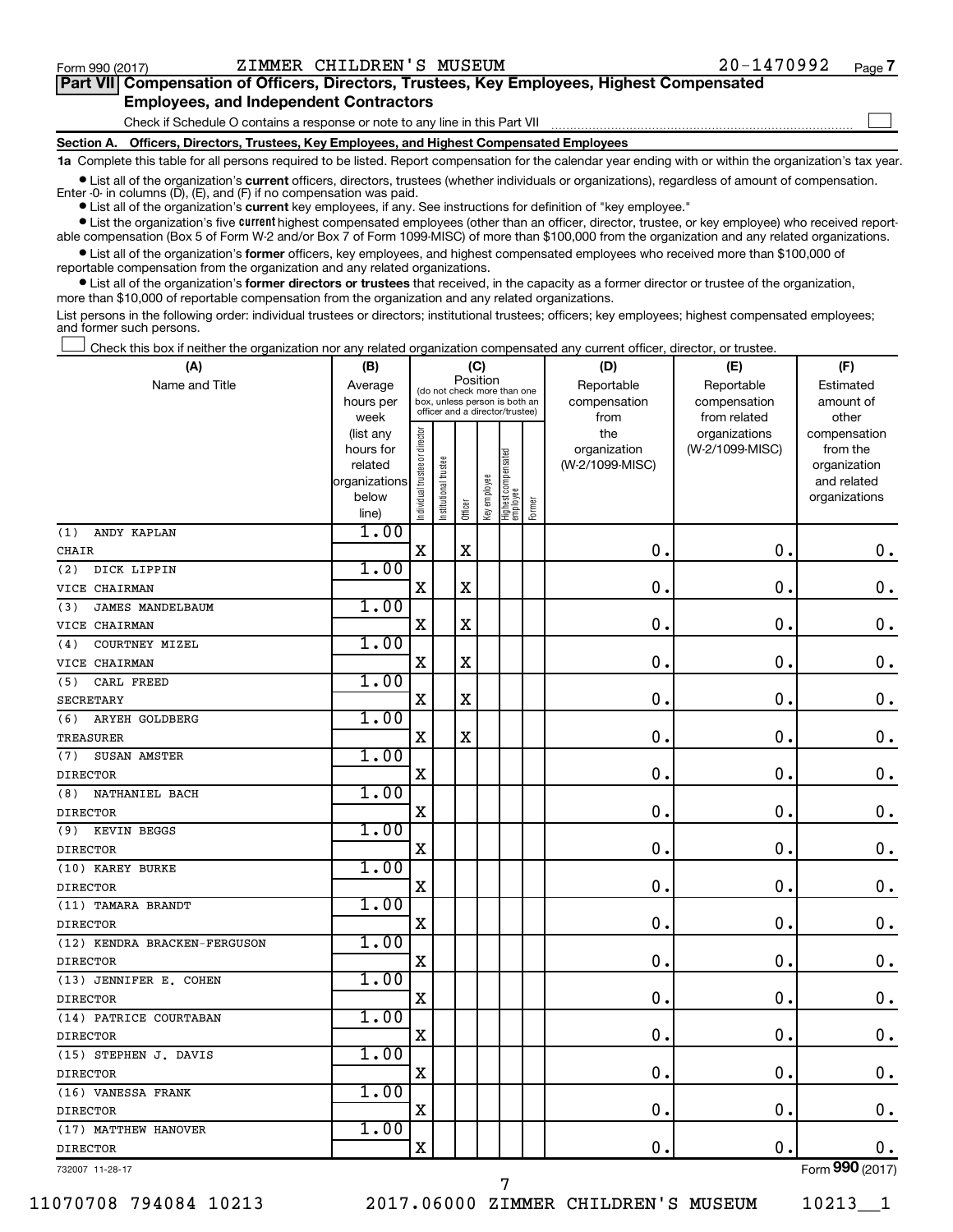Form 990 (2017) ZIMMER CHILDREN'S MUSEUM 20-1470992 Page **7**

**Part VII Compensation of Officers, Directors, Trustees, Key Employees, Highest Compensated Employees, and Independent Contractors**

Check if Schedule O contains a response or note to any line in this Part VII ☐

**Section A. Officers, Directors, Trustees, Key Employees, and Highest Compensated Employees**

**1a** Complete this table for all persons required to be listed. Report compensation for the calendar year ending with or within the organization's tax year.

- List all of the organization's **current** officers, directors, trustees (whether individuals or organizations), regardless of amount of compensation. Enter -0- in columns (D), (E), and (F) if no compensation was paid.
- List all of the organization's **current** key employees, if any. See instructions for definition of "key employee."
- List the organization's five **current** highest compensated employees (other than an officer, director, trustee, or key employee) who received reportable compensation (Box 5 of Form W-2 and/or Box 7 of Form 1099-MISC) of more than $100,000 from the organization and any related organizations.
- List all of the organization's **former** officers, key employees, and highest compensated employees who received more than $100,000 of reportable compensation from the organization and any related organizations.
- List all of the organization's **former directors or trustees** that received, in the capacity as a former director or trustee of the organization, more than $10,000 of reportable compensation from the organization and any related organizations.

List persons in the following order: individual trustees or directors; institutional trustees; officers; key employees; highest compensated employees; and former such persons.

☐ Check this box if neither the organization nor any related organization compensated any current officer, director, or trustee.

| (A) Name and Title | (B) Average hours per week (list any hours for related organizations below line) | (C) Position: Individual trustee or director | Institutional trustee | Officer | Key employee | Highest compensated employee | Former | (D) Reportable compensation from the organization (W-2/1099-MISC) | (E) Reportable compensation from related organizations (W-2/1099-MISC) | (F) Estimated amount of other compensation from the organization and related organizations |
|---|---|---|---|---|---|---|---|---|---|---|
| (1) ANDY KAPLAN<br>CHAIR | 1.00 | X | | X | | | | 0. | 0. | 0. |
| (2) DICK LIPPIN<br>VICE CHAIRMAN | 1.00 | X | | X | | | | 0. | 0. | 0. |
| (3) JAMES MANDELBAUM<br>VICE CHAIRMAN | 1.00 | X | | X | | | | 0. | 0. | 0. |
| (4) COURTNEY MIZEL<br>VICE CHAIRMAN | 1.00 | X | | X | | | | 0. | 0. | 0. |
| (5) CARL FREED<br>SECRETARY | 1.00 | X | | X | | | | 0. | 0. | 0. |
| (6) ARYEH GOLDBERG<br>TREASURER | 1.00 | X | | X | | | | 0. | 0. | 0. |
| (7) SUSAN AMSTER<br>DIRECTOR | 1.00 | X | | | | | | 0. | 0. | 0. |
| (8) NATHANIEL BACH<br>DIRECTOR | 1.00 | X | | | | | | 0. | 0. | 0. |
| (9) KEVIN BEGGS<br>DIRECTOR | 1.00 | X | | | | | | 0. | 0. | 0. |
| (10) KAREY BURKE<br>DIRECTOR | 1.00 | X | | | | | | 0. | 0. | 0. |
| (11) TAMARA BRANDT<br>DIRECTOR | 1.00 | X | | | | | | 0. | 0. | 0. |
| (12) KENDRA BRACKEN-FERGUSON<br>DIRECTOR | 1.00 | X | | | | | | 0. | 0. | 0. |
| (13) JENNIFER E. COHEN<br>DIRECTOR | 1.00 | X | | | | | | 0. | 0. | 0. |
| (14) PATRICE COURTABAN<br>DIRECTOR | 1.00 | X | | | | | | 0. | 0. | 0. |
| (15) STEPHEN J. DAVIS<br>DIRECTOR | 1.00 | X | | | | | | 0. | 0. | 0. |
| (16) VANESSA FRANK<br>DIRECTOR | 1.00 | X | | | | | | 0. | 0. | 0. |
| (17) MATTHEW HANOVER<br>DIRECTOR | 1.00 | X | | | | | | 0. | 0. | 0. |

732007 11-28-17 Form **990** (2017)

11070708 794084 10213 2017.06000 ZIMMER CHILDREN'S MUSEUM 10213__1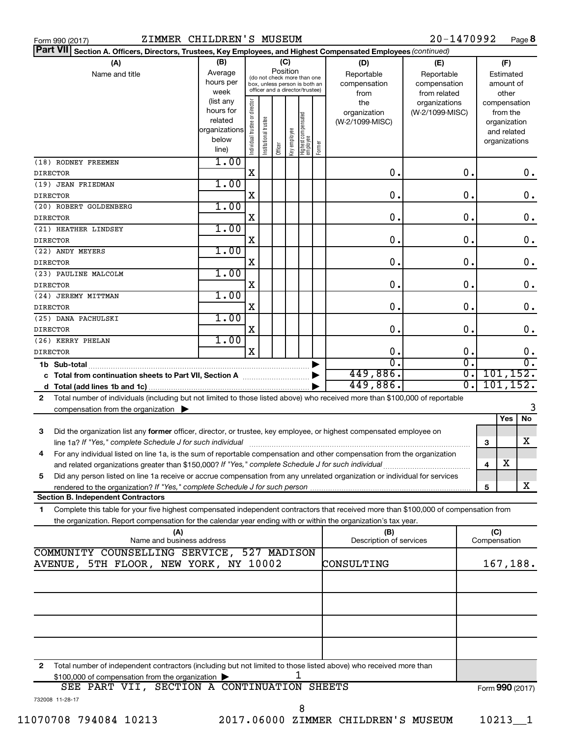Form 990 (2017) ZIMMER CHILDREN'S MUSEUM 20-1470992

**Part VII** Section A. Officers, Directors, Trustees, Key Employees, and Highest Compensated Employees *(continued)*

| (A) Name and title | (B) Average hours per week (list any hours for related organizations below line) | (C) Position: Individual trustee or director | Institutional trustee | Officer | Key employee | Highest compensated employee | Former | (D) Reportable compensation from the organization (W-2/1099-MISC) | (E) Reportable compensation from related organizations (W-2/1099-MISC) | (F) Estimated amount of other compensation from the organization and related organizations |
|---|---|---|---|---|---|---|---|---|---|---|
| (18) RODNEY FREEMEN<br>DIRECTOR | 1.00 | X | | | | | | 0. | 0. | 0. |
| (19) JEAN FRIEDMAN<br>DIRECTOR | 1.00 | X | | | | | | 0. | 0. | 0. |
| (20) ROBERT GOLDENBERG<br>DIRECTOR | 1.00 | X | | | | | | 0. | 0. | 0. |
| (21) HEATHER LINDSEY<br>DIRECTOR | 1.00 | X | | | | | | 0. | 0. | 0. |
| (22) ANDY MEYERS<br>DIRECTOR | 1.00 | X | | | | | | 0. | 0. | 0. |
| (23) PAULINE MALCOLM<br>DIRECTOR | 1.00 | X | | | | | | 0. | 0. | 0. |
| (24) JEREMY MITTMAN<br>DIRECTOR | 1.00 | X | | | | | | 0. | 0. | 0. |
| (25) DANA PACHULSKI<br>DIRECTOR | 1.00 | X | | | | | | 0. | 0. | 0. |
| (26) KERRY PHELAN<br>DIRECTOR | 1.00 | X | | | | | | 0. | 0. | 0. |
| 1b Sub-total | | | | | | | | 0. | 0. | 0. |
| c Total from continuation sheets to Part VII, Section A | | | | | | | | 449,886. | 0. | 101,152. |
| d Total (add lines 1b and 1c) | | | | | | | | 449,886. | 0. | 101,152. |

2 Total number of individuals (including but not limited to those listed above) who received more than $100,000 of reportable compensation from the organization ▶ 3

| | | Yes | No |
|---|---|---|---|
| 3 Did the organization list any **former** officer, director, or trustee, key employee, or highest compensated employee on line 1a? *If "Yes," complete Schedule J for such individual* | 3 | | X |
| 4 For any individual listed on line 1a, is the sum of reportable compensation and other compensation from the organization and related organizations greater than $150,000? *If "Yes," complete Schedule J for such individual* | 4 | X | |
| 5 Did any person listed on line 1a receive or accrue compensation from any unrelated organization or individual for services rendered to the organization? *If "Yes," complete Schedule J for such person* | 5 | | X |

**Section B. Independent Contractors**

1 Complete this table for your five highest compensated independent contractors that received more than $100,000 of compensation from the organization. Report compensation for the calendar year ending with or within the organization's tax year.

| (A) Name and business address | (B) Description of services | (C) Compensation |
|---|---|---|
| COMMUNITY COUNSELLING SERVICE, 527 MADISON AVENUE, 5TH FLOOR, NEW YORK, NY 10002 | CONSULTING | 167,188. |
| | | |
| | | |
| | | |
| | | |

2 Total number of independent contractors (including but not limited to those listed above) who received more than $100,000 of compensation from the organization ▶ 1

SEE PART VII, SECTION A CONTINUATION SHEETS

Form **990** (2017)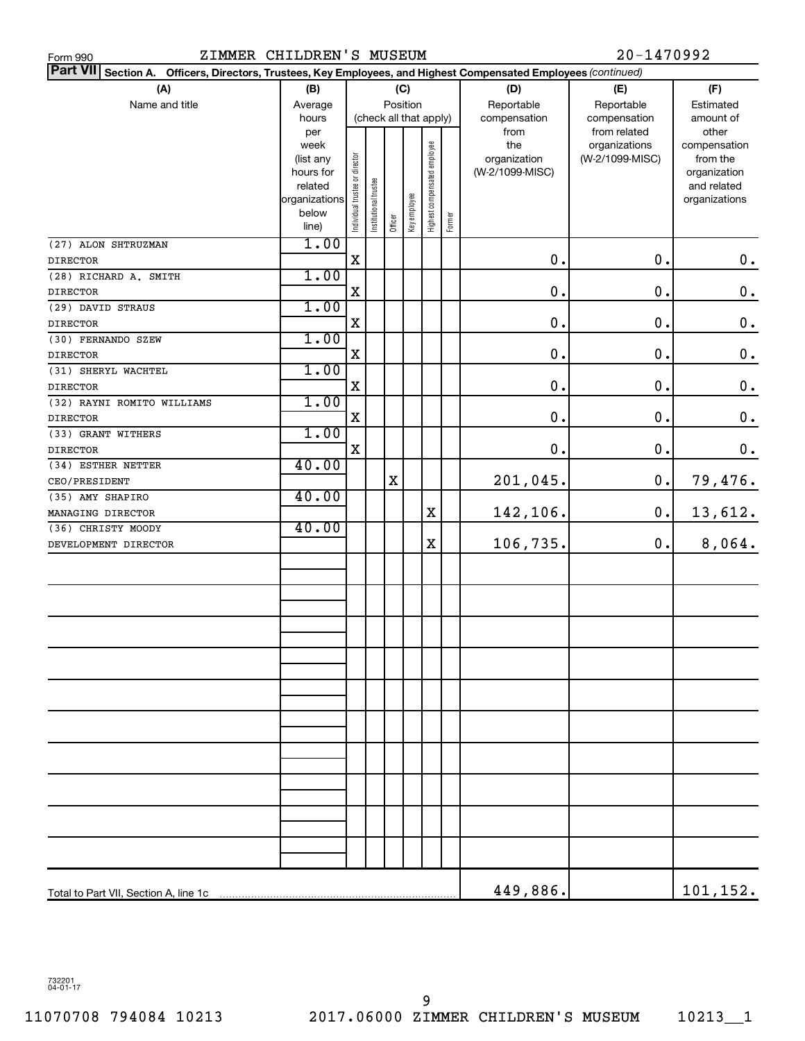Form 990 ZIMMER CHILDREN'S MUSEUM 20-1470992

**Part VII** Section A. Officers, Directors, Trustees, Key Employees, and Highest Compensated Employees *(continued)*

| (A) Name and title | (B) Average hours per week (list any hours for related organizations below line) | (C) Individual trustee or director | Institutional trustee | Officer | Key employee | Highest compensated employee | Former | (D) Reportable compensation from the organization (W-2/1099-MISC) | (E) Reportable compensation from related organizations (W-2/1099-MISC) | (F) Estimated amount of other compensation from the organization and related organizations |
|---|---|---|---|---|---|---|---|---|---|---|
| (27) ALON SHTRUZMAN<br>DIRECTOR | 1.00 | X | | | | | | 0. | 0. | 0. |
| (28) RICHARD A. SMITH<br>DIRECTOR | 1.00 | X | | | | | | 0. | 0. | 0. |
| (29) DAVID STRAUS<br>DIRECTOR | 1.00 | X | | | | | | 0. | 0. | 0. |
| (30) FERNANDO SZEW<br>DIRECTOR | 1.00 | X | | | | | | 0. | 0. | 0. |
| (31) SHERYL WACHTEL<br>DIRECTOR | 1.00 | X | | | | | | 0. | 0. | 0. |
| (32) RAYNI ROMITO WILLIAMS<br>DIRECTOR | 1.00 | X | | | | | | 0. | 0. | 0. |
| (33) GRANT WITHERS<br>DIRECTOR | 1.00 | X | | | | | | 0. | 0. | 0. |
| (34) ESTHER NETTER<br>CEO/PRESIDENT | 40.00 | | | X | | | | 201,045. | 0. | 79,476. |
| (35) AMY SHAPIRO<br>MANAGING DIRECTOR | 40.00 | | | | | X | | 142,106. | 0. | 13,612. |
| (36) CHRISTY MOODY<br>DEVELOPMENT DIRECTOR | 40.00 | | | | | X | | 106,735. | 0. | 8,064. |
| Total to Part VII, Section A, line 1c | | | | | | | | 449,886. | | 101,152. |

732201 04-01-17

11070708 794084 10213 2017.06000 ZIMMER CHILDREN'S MUSEUM 10213__1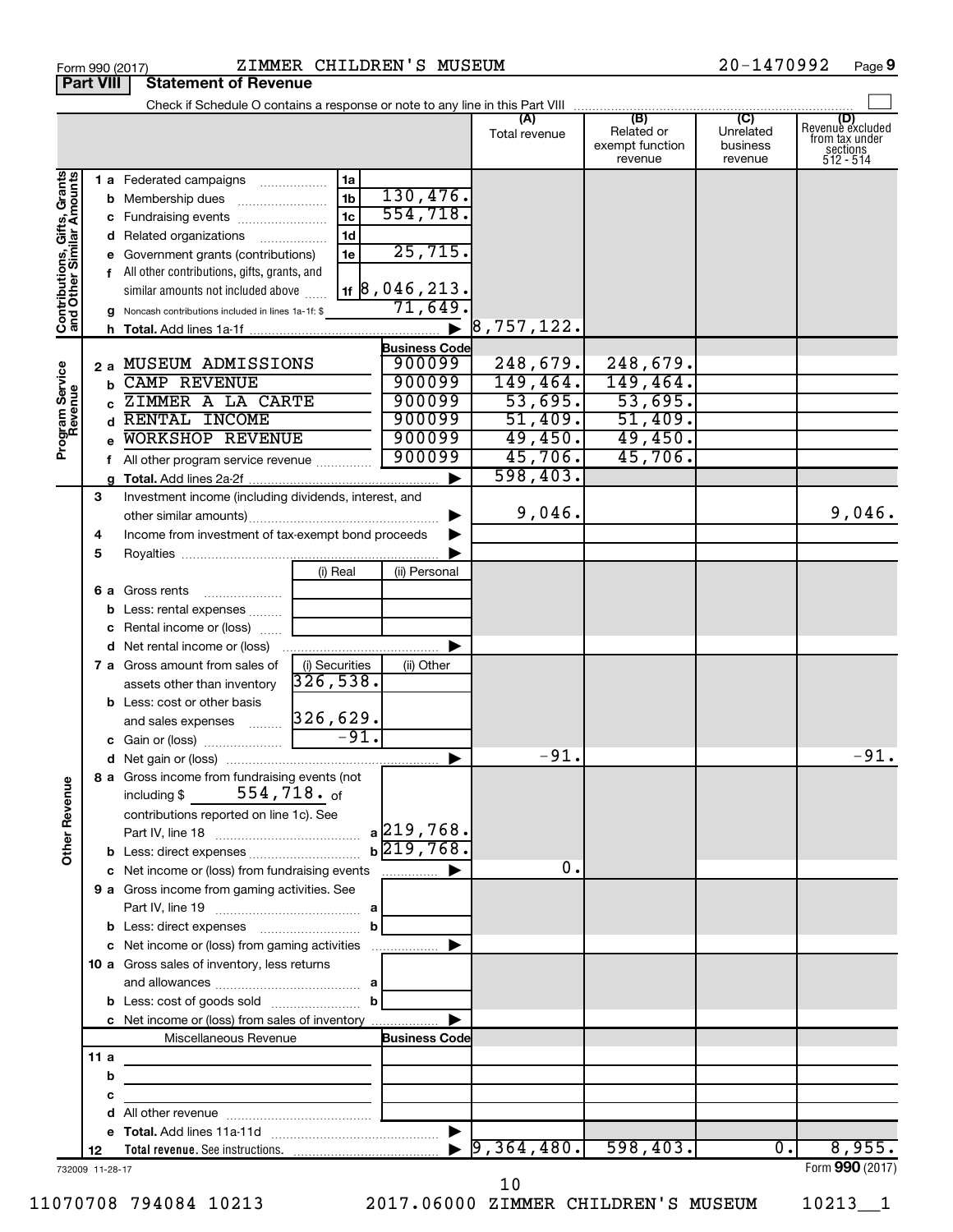Form 990 (2017) ZIMMER CHILDREN'S MUSEUM 20-1470992 Page 9

**Part VIII Statement of Revenue**

Check if Schedule O contains a response or note to any line in this Part VIII

| | | | | (A) Total revenue | (B) Related or exempt function revenue | (C) Unrelated business revenue | (D) Revenue excluded from tax under sections 512 - 514 |
|---|---|---|---|---|---|---|---|
| **Contributions, Gifts, Grants and Other Similar Amounts** | 1 a Federated campaigns | 1a | | | | | |
| | b Membership dues | 1b | 130,476. | | | | |
| | c Fundraising events | 1c | 554,718. | | | | |
| | d Related organizations | 1d | | | | | |
| | e Government grants (contributions) | 1e | 25,715. | | | | |
| | f All other contributions, gifts, grants, and similar amounts not included above | 1f | 8,046,213. | | | | |
| | g Noncash contributions included in lines 1a-1f: $ | | 71,649. | | | | |
| | h Total. Add lines 1a-1f | | ▶ | 8,757,122. | | | |
| **Program Service Revenue** | | | Business Code | | | | |
| | 2 a MUSEUM ADMISSIONS | | 900099 | 248,679. | 248,679. | | |
| | b CAMP REVENUE | | 900099 | 149,464. | 149,464. | | |
| | c ZIMMER A LA CARTE | | 900099 | 53,695. | 53,695. | | |
| | d RENTAL INCOME | | 900099 | 51,409. | 51,409. | | |
| | e WORKSHOP REVENUE | | 900099 | 49,450. | 49,450. | | |
| | f All other program service revenue | | 900099 | 45,706. | 45,706. | | |
| | g Total. Add lines 2a-2f | | ▶ | 598,403. | | | |
| | 3 Investment income (including dividends, interest, and other similar amounts) | | ▶ | 9,046. | | | 9,046. |
| | 4 Income from investment of tax-exempt bond proceeds | | ▶ | | | | |
| | 5 Royalties | | ▶ | | | | |
| | | (i) Real | (ii) Personal | | | | |
| | 6 a Gross rents | | | | | | |
| | b Less: rental expenses | | | | | | |
| | c Rental income or (loss) | | | | | | |
| | d Net rental income or (loss) | | ▶ | | | | |
| | | (i) Securities | (ii) Other | | | | |
| | 7 a Gross amount from sales of assets other than inventory | 326,538. | | | | | |
| | b Less: cost or other basis and sales expenses | 326,629. | | | | | |
| | c Gain or (loss) | -91. | | | | | |
| | d Net gain or (loss) | | ▶ | -91. | | | -91. |
| **Other Revenue** | 8 a Gross income from fundraising events (not including $ 554,718. of contributions reported on line 1c). See Part IV, line 18 | a | 219,768. | | | | |
| | b Less: direct expenses | b | 219,768. | | | | |
| | c Net income or (loss) from fundraising events | | ▶ | 0. | | | |
| | 9 a Gross income from gaming activities. See Part IV, line 19 | a | | | | | |
| | b Less: direct expenses | b | | | | | |
| | c Net income or (loss) from gaming activities | | ▶ | | | | |
| | 10 a Gross sales of inventory, less returns and allowances | a | | | | | |
| | b Less: cost of goods sold | b | | | | | |
| | c Net income or (loss) from sales of inventory | | ▶ | | | | |
| | Miscellaneous Revenue | | Business Code | | | | |
| | 11 a | | | | | | |
| | b | | | | | | |
| | c | | | | | | |
| | d All other revenue | | | | | | |
| | e Total. Add lines 11a-11d | | ▶ | | | | |
| | 12 Total revenue. See instructions. | | ▶ | 9,364,480. | 598,403. | 0. | 8,955. |

732009 11-28-17 Form 990 (2017)

11070708 794084 10213 2017.06000 ZIMMER CHILDREN'S MUSEUM 10213__1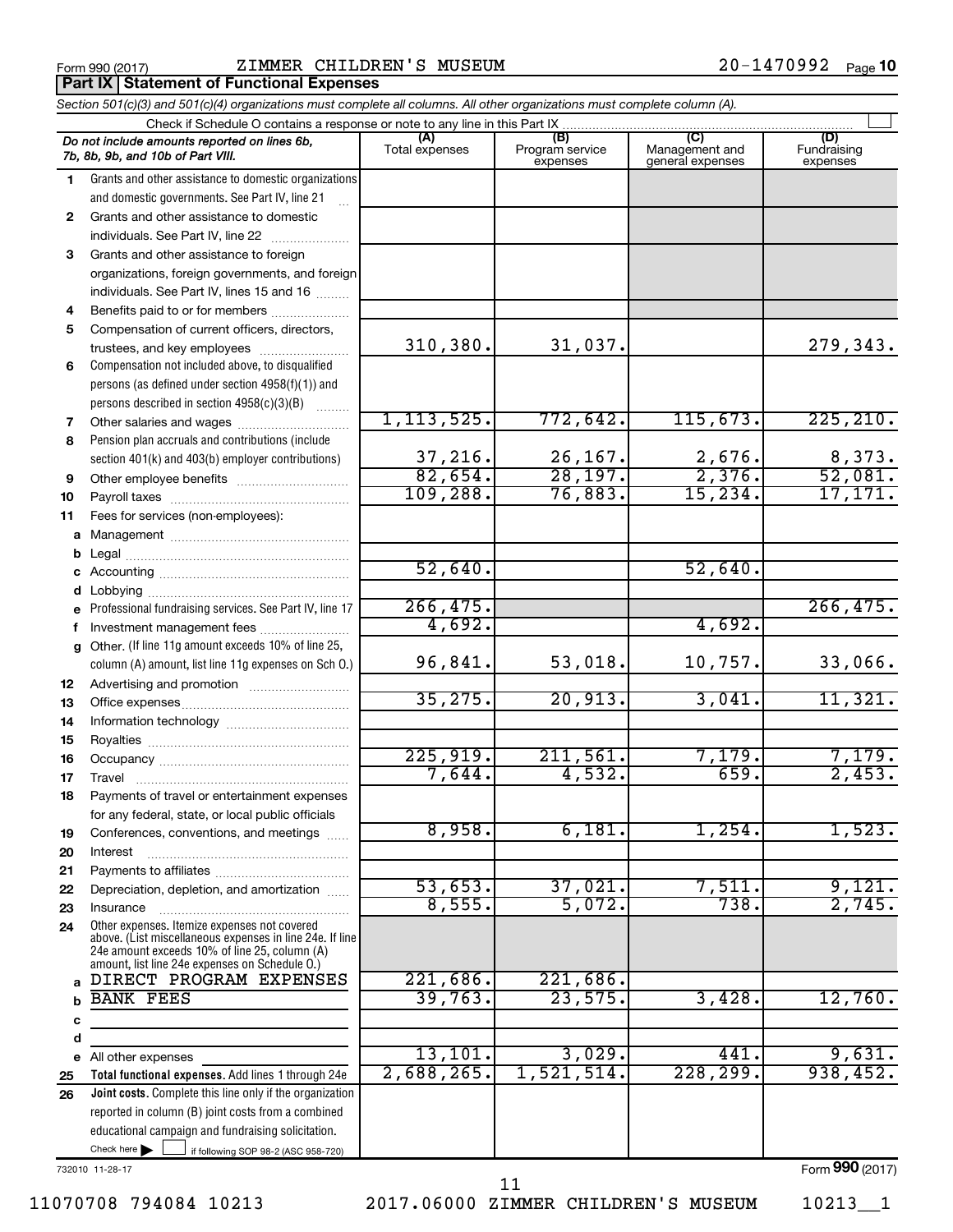Form 990 (2017) ZIMMER CHILDREN'S MUSEUM 20-1470992 Page **10**

## Part IX Statement of Functional Expenses

*Section 501(c)(3) and 501(c)(4) organizations must complete all columns. All other organizations must complete column (A).*

Check if Schedule O contains a response or note to any line in this Part IX

| *Do not include amounts reported on lines 6b, 7b, 8b, 9b, and 10b of Part VIII.* | (A) Total expenses | (B) Program service expenses | (C) Management and general expenses | (D) Fundraising expenses |
|---|---|---|---|---|
| **1** Grants and other assistance to domestic organizations and domestic governments. See Part IV, line 21 | | | | |
| **2** Grants and other assistance to domestic individuals. See Part IV, line 22 | | | | |
| **3** Grants and other assistance to foreign organizations, foreign governments, and foreign individuals. See Part IV, lines 15 and 16 | | | | |
| **4** Benefits paid to or for members | | | | |
| **5** Compensation of current officers, directors, trustees, and key employees | 310,380. | 31,037. | | 279,343. |
| **6** Compensation not included above, to disqualified persons (as defined under section 4958(f)(1)) and persons described in section 4958(c)(3)(B) | | | | |
| **7** Other salaries and wages | 1,113,525. | 772,642. | 115,673. | 225,210. |
| **8** Pension plan accruals and contributions (include section 401(k) and 403(b) employer contributions) | 37,216. | 26,167. | 2,676. | 8,373. |
| **9** Other employee benefits | 82,654. | 28,197. | 2,376. | 52,081. |
| **10** Payroll taxes | 109,288. | 76,883. | 15,234. | 17,171. |
| **11** Fees for services (non-employees): | | | | |
| **a** Management | | | | |
| **b** Legal | | | | |
| **c** Accounting | 52,640. | | 52,640. | |
| **d** Lobbying | | | | |
| **e** Professional fundraising services. See Part IV, line 17 | 266,475. | | | 266,475. |
| **f** Investment management fees | 4,692. | | 4,692. | |
| **g** Other. (If line 11g amount exceeds 10% of line 25, column (A) amount, list line 11g expenses on Sch O.) | 96,841. | 53,018. | 10,757. | 33,066. |
| **12** Advertising and promotion | | | | |
| **13** Office expenses | 35,275. | 20,913. | 3,041. | 11,321. |
| **14** Information technology | | | | |
| **15** Royalties | | | | |
| **16** Occupancy | 225,919. | 211,561. | 7,179. | 7,179. |
| **17** Travel | 7,644. | 4,532. | 659. | 2,453. |
| **18** Payments of travel or entertainment expenses for any federal, state, or local public officials | | | | |
| **19** Conferences, conventions, and meetings | 8,958. | 6,181. | 1,254. | 1,523. |
| **20** Interest | | | | |
| **21** Payments to affiliates | | | | |
| **22** Depreciation, depletion, and amortization | 53,653. | 37,021. | 7,511. | 9,121. |
| **23** Insurance | 8,555. | 5,072. | 738. | 2,745. |
| **24** Other expenses. Itemize expenses not covered above. (List miscellaneous expenses in line 24e. If line 24e amount exceeds 10% of line 25, column (A) amount, list line 24e expenses on Schedule O.) | | | | |
| **a** DIRECT PROGRAM EXPENSES | 221,686. | 221,686. | | |
| **b** BANK FEES | 39,763. | 23,575. | 3,428. | 12,760. |
| **c** | | | | |
| **d** | | | | |
| **e** All other expenses | 13,101. | 3,029. | 441. | 9,631. |
| **25 Total functional expenses.** Add lines 1 through 24e | 2,688,265. | 1,521,514. | 228,299. | 938,452. |
| **26 Joint costs.** Complete this line only if the organization reported in column (B) joint costs from a combined educational campaign and fundraising solicitation. Check here ☐ if following SOP 98-2 (ASC 958-720) | | | | |

732010 11-28-17

Form **990** (2017)

11070708 794084 10213 2017.06000 ZIMMER CHILDREN'S MUSEUM 10213__1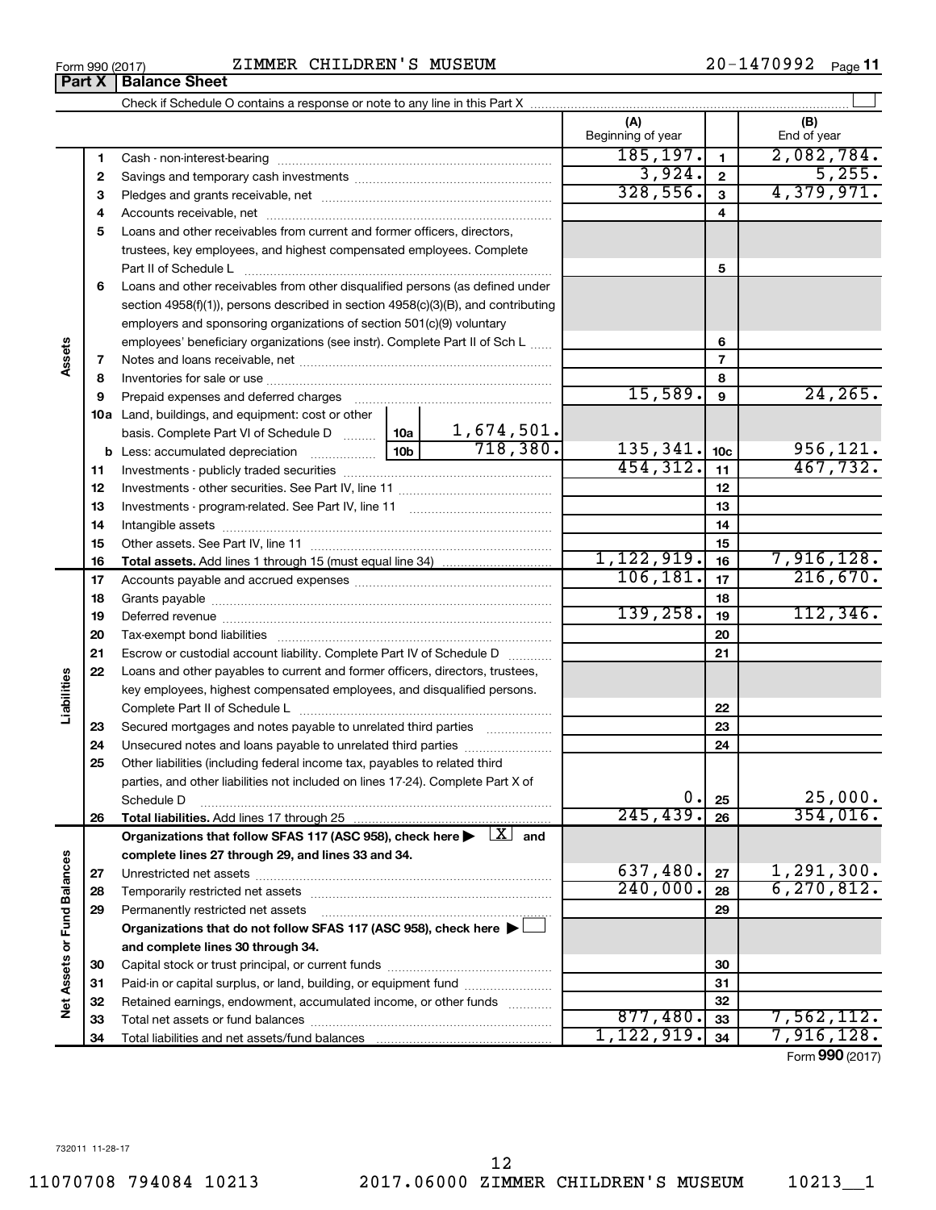Form 990 (2017) ZIMMER CHILDREN'S MUSEUM 20-1470992 Page 11

## Part X Balance Sheet

Check if Schedule O contains a response or note to any line in this Part X

| | | | | (A) Beginning of year | | (B) End of year |
|---|---|---|---|---|---|---|
| **Assets** | 1 | Cash - non-interest-bearing | | 185,197. | 1 | 2,082,784. |
| | 2 | Savings and temporary cash investments | | 3,924. | 2 | 5,255. |
| | 3 | Pledges and grants receivable, net | | 328,556. | 3 | 4,379,971. |
| | 4 | Accounts receivable, net | | | 4 | |
| | 5 | Loans and other receivables from current and former officers, directors, trustees, key employees, and highest compensated employees. Complete Part II of Schedule L | | | 5 | |
| | 6 | Loans and other receivables from other disqualified persons (as defined under section 4958(f)(1)), persons described in section 4958(c)(3)(B), and contributing employers and sponsoring organizations of section 501(c)(9) voluntary employees' beneficiary organizations (see instr). Complete Part II of Sch L | | | 6 | |
| | 7 | Notes and loans receivable, net | | | 7 | |
| | 8 | Inventories for sale or use | | | 8 | |
| | 9 | Prepaid expenses and deferred charges | | 15,589. | 9 | 24,265. |
| | 10a | Land, buildings, and equipment: cost or other basis. Complete Part VI of Schedule D | 10a 1,674,501. | | | |
| | b | Less: accumulated depreciation | 10b 718,380. | 135,341. | 10c | 956,121. |
| | 11 | Investments - publicly traded securities | | 454,312. | 11 | 467,732. |
| | 12 | Investments - other securities. See Part IV, line 11 | | | 12 | |
| | 13 | Investments - program-related. See Part IV, line 11 | | | 13 | |
| | 14 | Intangible assets | | | 14 | |
| | 15 | Other assets. See Part IV, line 11 | | | 15 | |
| | 16 | **Total assets.** Add lines 1 through 15 (must equal line 34) | | 1,122,919. | 16 | 7,916,128. |
| **Liabilities** | 17 | Accounts payable and accrued expenses | | 106,181. | 17 | 216,670. |
| | 18 | Grants payable | | | 18 | |
| | 19 | Deferred revenue | | 139,258. | 19 | 112,346. |
| | 20 | Tax-exempt bond liabilities | | | 20 | |
| | 21 | Escrow or custodial account liability. Complete Part IV of Schedule D | | | 21 | |
| | 22 | Loans and other payables to current and former officers, directors, trustees, key employees, highest compensated employees, and disqualified persons. Complete Part II of Schedule L | | | 22 | |
| | 23 | Secured mortgages and notes payable to unrelated third parties | | | 23 | |
| | 24 | Unsecured notes and loans payable to unrelated third parties | | | 24 | |
| | 25 | Other liabilities (including federal income tax, payables to related third parties, and other liabilities not included on lines 17-24). Complete Part X of Schedule D | | 0. | 25 | 25,000. |
| | 26 | **Total liabilities.** Add lines 17 through 25 | | 245,439. | 26 | 354,016. |
| **Net Assets or Fund Balances** | | **Organizations that follow SFAS 117 (ASC 958), check here** [X] **and complete lines 27 through 29, and lines 33 and 34.** | | | | |
| | 27 | Unrestricted net assets | | 637,480. | 27 | 1,291,300. |
| | 28 | Temporarily restricted net assets | | 240,000. | 28 | 6,270,812. |
| | 29 | Permanently restricted net assets | | | 29 | |
| | | **Organizations that do not follow SFAS 117 (ASC 958), check here** [ ] **and complete lines 30 through 34.** | | | | |
| | 30 | Capital stock or trust principal, or current funds | | | 30 | |
| | 31 | Paid-in or capital surplus, or land, building, or equipment fund | | | 31 | |
| | 32 | Retained earnings, endowment, accumulated income, or other funds | | | 32 | |
| | 33 | Total net assets or fund balances | | 877,480. | 33 | 7,562,112. |
| | 34 | Total liabilities and net assets/fund balances | | 1,122,919. | 34 | 7,916,128. |

Form **990** (2017)

732011 11-28-17

11070708 794084 10213 2017.06000 ZIMMER CHILDREN'S MUSEUM 10213__1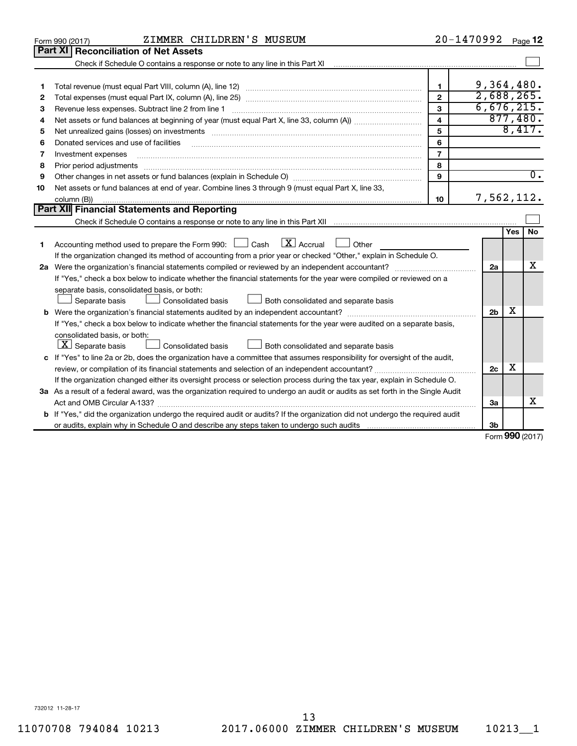Form 990 (2017) ZIMMER CHILDREN'S MUSEUM 20-1470992 Page **12**

## Part XI Reconciliation of Net Assets

Check if Schedule O contains a response or note to any line in this Part XI ☐

| | | | |
|---|---|---|---|
| 1 | Total revenue (must equal Part VIII, column (A), line 12) | 1 | 9,364,480. |
| 2 | Total expenses (must equal Part IX, column (A), line 25) | 2 | 2,688,265. |
| 3 | Revenue less expenses. Subtract line 2 from line 1 | 3 | 6,676,215. |
| 4 | Net assets or fund balances at beginning of year (must equal Part X, line 33, column (A)) | 4 | 877,480. |
| 5 | Net unrealized gains (losses) on investments | 5 | 8,417. |
| 6 | Donated services and use of facilities | 6 | |
| 7 | Investment expenses | 7 | |
| 8 | Prior period adjustments | 8 | |
| 9 | Other changes in net assets or fund balances (explain in Schedule O) | 9 | 0. |
| 10 | Net assets or fund balances at end of year. Combine lines 3 through 9 (must equal Part X, line 33, column (B)) | 10 | 7,562,112. |

## Part XII Financial Statements and Reporting

Check if Schedule O contains a response or note to any line in this Part XII ☐

| | | | Yes | No |
|---|---|---|---|---|
| 1 | Accounting method used to prepare the Form 990: ☐ Cash ☒ Accrual ☐ Other<br>If the organization changed its method of accounting from a prior year or checked "Other," explain in Schedule O. | | | |
| 2a | Were the organization's financial statements compiled or reviewed by an independent accountant?<br>If "Yes," check a box below to indicate whether the financial statements for the year were compiled or reviewed on a separate basis, consolidated basis, or both:<br>☐ Separate basis ☐ Consolidated basis ☐ Both consolidated and separate basis | 2a | | X |
| b | Were the organization's financial statements audited by an independent accountant?<br>If "Yes," check a box below to indicate whether the financial statements for the year were audited on a separate basis, consolidated basis, or both:<br>☒ Separate basis ☐ Consolidated basis ☐ Both consolidated and separate basis | 2b | X | |
| c | If "Yes" to line 2a or 2b, does the organization have a committee that assumes responsibility for oversight of the audit, review, or compilation of its financial statements and selection of an independent accountant?<br>If the organization changed either its oversight process or selection process during the tax year, explain in Schedule O. | 2c | X | |
| 3a | As a result of a federal award, was the organization required to undergo an audit or audits as set forth in the Single Audit Act and OMB Circular A-133? | 3a | | X |
| b | If "Yes," did the organization undergo the required audit or audits? If the organization did not undergo the required audit or audits, explain why in Schedule O and describe any steps taken to undergo such audits | 3b | | |

Form **990** (2017)

732012 11-28-17

11070708 794084 10213 2017.06000 ZIMMER CHILDREN'S MUSEUM 10213__1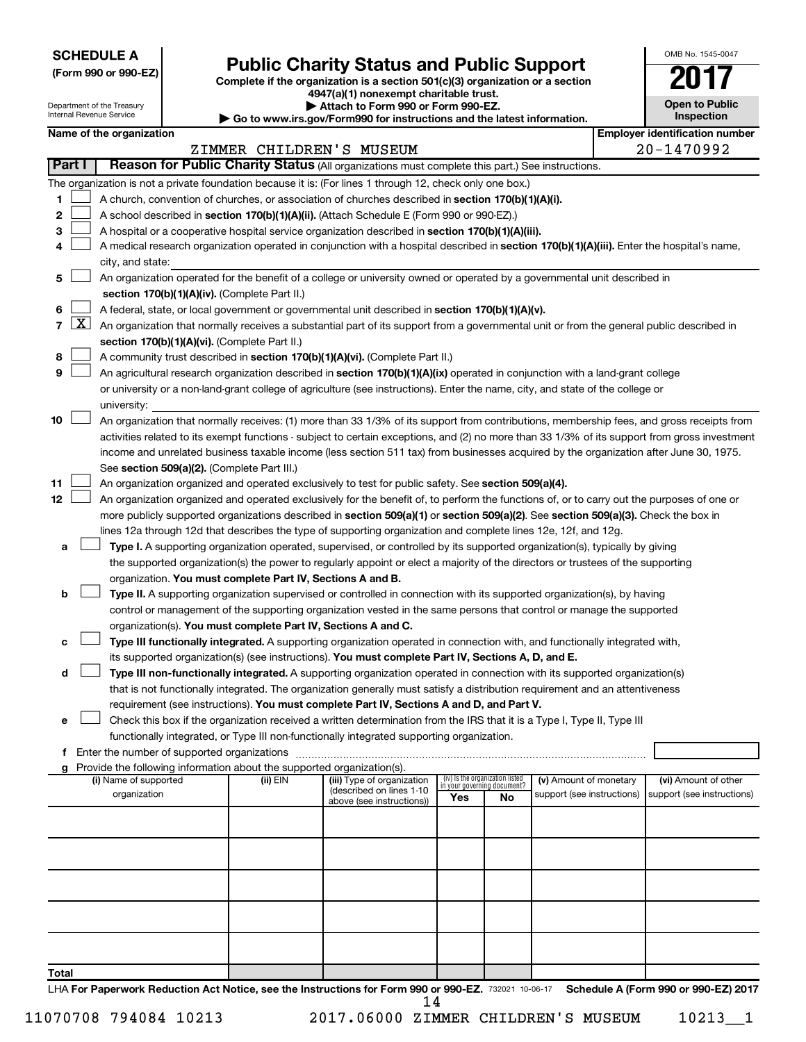**SCHEDULE A**
**(Form 990 or 990-EZ)**

Department of the Treasury
Internal Revenue Service

# Public Charity Status and Public Support

**Complete if the organization is a section 501(c)(3) organization or a section 4947(a)(1) nonexempt charitable trust.**
**▶ Attach to Form 990 or Form 990-EZ.**
**▶ Go to www.irs.gov/Form990 for instructions and the latest information.**

OMB No. 1545-0047

**2017**

**Open to Public Inspection**

| Name of the organization | Employer identification number |
|---|---|
| ZIMMER CHILDREN'S MUSEUM | 20-1470992 |

**Part I — Reason for Public Charity Status** (All organizations must complete this part.) See instructions.

The organization is not a private foundation because it is: (For lines 1 through 12, check only one box.)

1. ☐ A church, convention of churches, or association of churches described in **section 170(b)(1)(A)(i).**
2. ☐ A school described in **section 170(b)(1)(A)(ii).** (Attach Schedule E (Form 990 or 990-EZ).)
3. ☐ A hospital or a cooperative hospital service organization described in **section 170(b)(1)(A)(iii).**
4. ☐ A medical research organization operated in conjunction with a hospital described in **section 170(b)(1)(A)(iii).** Enter the hospital's name, city, and state:
5. ☐ An organization operated for the benefit of a college or university owned or operated by a governmental unit described in **section 170(b)(1)(A)(iv).** (Complete Part II.)
6. ☐ A federal, state, or local government or governmental unit described in **section 170(b)(1)(A)(v).**
7. ☒ An organization that normally receives a substantial part of its support from a governmental unit or from the general public described in **section 170(b)(1)(A)(vi).** (Complete Part II.)
8. ☐ A community trust described in **section 170(b)(1)(A)(vi).** (Complete Part II.)
9. ☐ An agricultural research organization described in **section 170(b)(1)(A)(ix)** operated in conjunction with a land-grant college or university or a non-land-grant college of agriculture (see instructions). Enter the name, city, and state of the college or university:
10. ☐ An organization that normally receives: (1) more than 33 1/3% of its support from contributions, membership fees, and gross receipts from activities related to its exempt functions - subject to certain exceptions, and (2) no more than 33 1/3% of its support from gross investment income and unrelated business taxable income (less section 511 tax) from businesses acquired by the organization after June 30, 1975. See **section 509(a)(2).** (Complete Part III.)
11. ☐ An organization organized and operated exclusively to test for public safety. See **section 509(a)(4).**
12. ☐ An organization organized and operated exclusively for the benefit of, to perform the functions of, or to carry out the purposes of one or more publicly supported organizations described in **section 509(a)(1)** or **section 509(a)(2)**. See **section 509(a)(3).** Check the box in lines 12a through 12d that describes the type of supporting organization and complete lines 12e, 12f, and 12g.
   - **a** ☐ **Type I.** A supporting organization operated, supervised, or controlled by its supported organization(s), typically by giving the supported organization(s) the power to regularly appoint or elect a majority of the directors or trustees of the supporting organization. **You must complete Part IV, Sections A and B.**
   - **b** ☐ **Type II.** A supporting organization supervised or controlled in connection with its supported organization(s), by having control or management of the supporting organization vested in the same persons that control or manage the supported organization(s). **You must complete Part IV, Sections A and C.**
   - **c** ☐ **Type III functionally integrated.** A supporting organization operated in connection with, and functionally integrated with, its supported organization(s) (see instructions). **You must complete Part IV, Sections A, D, and E.**
   - **d** ☐ **Type III non-functionally integrated.** A supporting organization operated in connection with its supported organization(s) that is not functionally integrated. The organization generally must satisfy a distribution requirement and an attentiveness requirement (see instructions). **You must complete Part IV, Sections A and D, and Part V.**
   - **e** ☐ Check this box if the organization received a written determination from the IRS that it is a Type I, Type II, Type III functionally integrated, or Type III non-functionally integrated supporting organization.
   - **f** Enter the number of supported organizations
   - **g** Provide the following information about the supported organization(s).

| (i) Name of supported organization | (ii) EIN | (iii) Type of organization (described on lines 1-10 above (see instructions)) | (iv) Is the organization listed in your governing document? Yes | No | (v) Amount of monetary support (see instructions) | (vi) Amount of other support (see instructions) |
|---|---|---|---|---|---|---|
| | | | | | | |
| | | | | | | |
| | | | | | | |
| | | | | | | |
| | | | | | | |
| **Total** | | | | | | |

LHA **For Paperwork Reduction Act Notice, see the Instructions for Form 990 or 990-EZ.** 732021 10-06-17 **Schedule A (Form 990 or 990-EZ) 2017**

11070708 794084 10213 2017.06000 ZIMMER CHILDREN'S MUSEUM 10213__1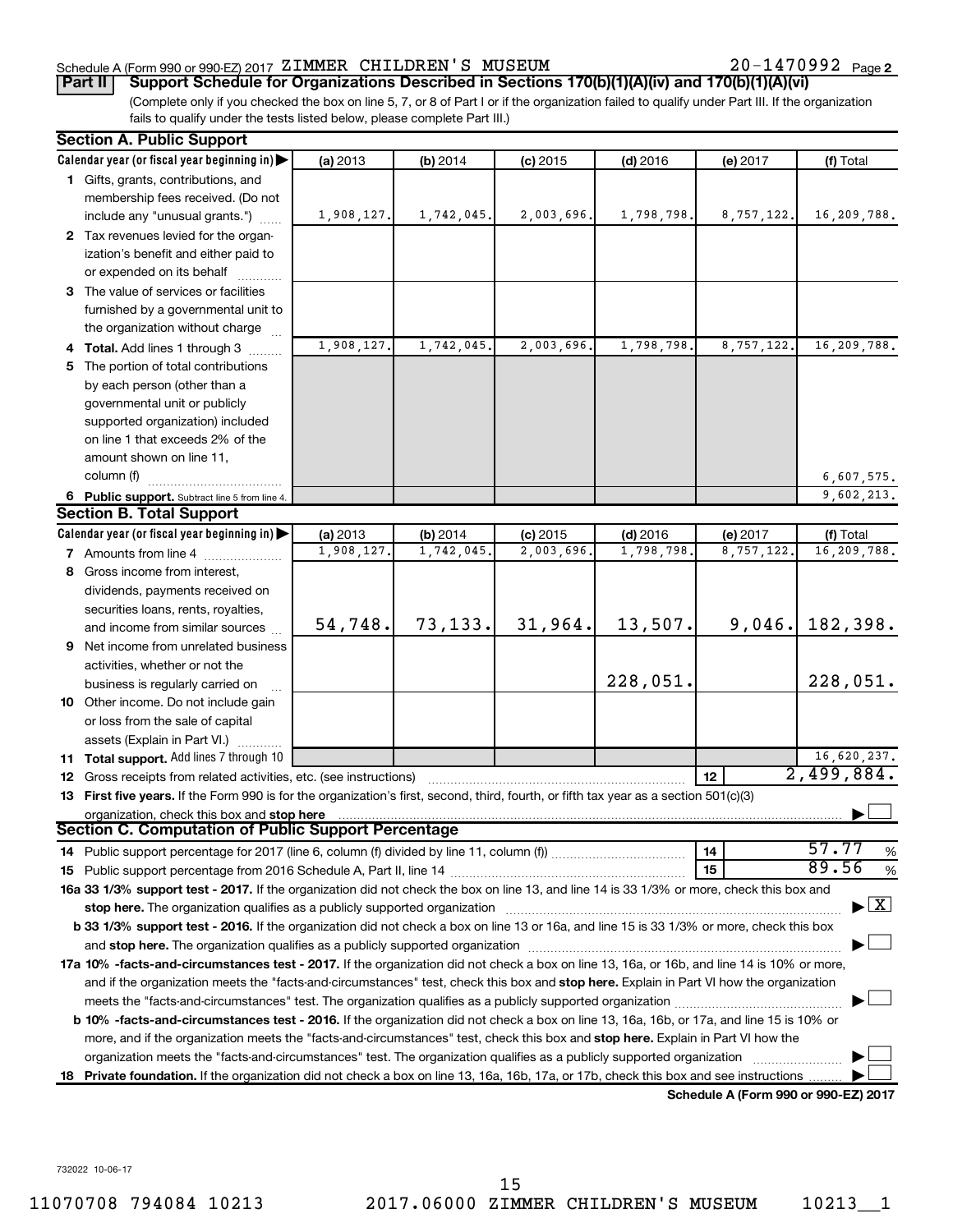Schedule A (Form 990 or 990-EZ) 2017 ZIMMER CHILDREN'S MUSEUM 20-1470992 Page 2

**Part II Support Schedule for Organizations Described in Sections 170(b)(1)(A)(iv) and 170(b)(1)(A)(vi)**

(Complete only if you checked the box on line 5, 7, or 8 of Part I or if the organization failed to qualify under Part III. If the organization fails to qualify under the tests listed below, please complete Part III.)

**Section A. Public Support**

| Calendar year (or fiscal year beginning in) | (a) 2013 | (b) 2014 | (c) 2015 | (d) 2016 | (e) 2017 | (f) Total |
|---|---|---|---|---|---|---|
| 1 Gifts, grants, contributions, and membership fees received. (Do not include any "unusual grants.") | 1,908,127. | 1,742,045. | 2,003,696. | 1,798,798. | 8,757,122. | 16,209,788. |
| 2 Tax revenues levied for the organization's benefit and either paid to or expended on its behalf | | | | | | |
| 3 The value of services or facilities furnished by a governmental unit to the organization without charge | | | | | | |
| 4 **Total.** Add lines 1 through 3 | 1,908,127. | 1,742,045. | 2,003,696. | 1,798,798. | 8,757,122. | 16,209,788. |
| 5 The portion of total contributions by each person (other than a governmental unit or publicly supported organization) included on line 1 that exceeds 2% of the amount shown on line 11, column (f) | | | | | | 6,607,575. |
| 6 **Public support.** Subtract line 5 from line 4. | | | | | | 9,602,213. |

**Section B. Total Support**

| Calendar year (or fiscal year beginning in) | (a) 2013 | (b) 2014 | (c) 2015 | (d) 2016 | (e) 2017 | (f) Total |
|---|---|---|---|---|---|---|
| 7 Amounts from line 4 | 1,908,127. | 1,742,045. | 2,003,696. | 1,798,798. | 8,757,122. | 16,209,788. |
| 8 Gross income from interest, dividends, payments received on securities loans, rents, royalties, and income from similar sources | 54,748. | 73,133. | 31,964. | 13,507. | 9,046. | 182,398. |
| 9 Net income from unrelated business activities, whether or not the business is regularly carried on | | | | 228,051. | | 228,051. |
| 10 Other income. Do not include gain or loss from the sale of capital assets (Explain in Part VI.) | | | | | | |
| 11 **Total support.** Add lines 7 through 10 | | | | | | 16,620,237. |
| 12 Gross receipts from related activities, etc. (see instructions) | | | | | 12 | 2,499,884. |

13 **First five years.** If the Form 990 is for the organization's first, second, third, fourth, or fifth tax year as a section 501(c)(3) organization, check this box and **stop here** ☐

**Section C. Computation of Public Support Percentage**

| | | |
|---|---|---|
| 14 Public support percentage for 2017 (line 6, column (f) divided by line 11, column (f)) | 14 | 57.77 % |
| 15 Public support percentage from 2016 Schedule A, Part II, line 14 | 15 | 89.56 % |

**16a 33 1/3% support test - 2017.** If the organization did not check the box on line 13, and line 14 is 33 1/3% or more, check this box and **stop here.** The organization qualifies as a publicly supported organization ☒

**b 33 1/3% support test - 2016.** If the organization did not check a box on line 13 or 16a, and line 15 is 33 1/3% or more, check this box and **stop here.** The organization qualifies as a publicly supported organization ☐

**17a 10% -facts-and-circumstances test - 2017.** If the organization did not check a box on line 13, 16a, or 16b, and line 14 is 10% or more, and if the organization meets the "facts-and-circumstances" test, check this box and **stop here.** Explain in Part VI how the organization meets the "facts-and-circumstances" test. The organization qualifies as a publicly supported organization ☐

**b 10% -facts-and-circumstances test - 2016.** If the organization did not check a box on line 13, 16a, 16b, or 17a, and line 15 is 10% or more, and if the organization meets the "facts-and-circumstances" test, check this box and **stop here.** Explain in Part VI how the organization meets the "facts-and-circumstances" test. The organization qualifies as a publicly supported organization ☐

**18 Private foundation.** If the organization did not check a box on line 13, 16a, 16b, 17a, or 17b, check this box and see instructions ☐

**Schedule A (Form 990 or 990-EZ) 2017**

732022 10-06-17

11070708 794084 10213 2017.06000 ZIMMER CHILDREN'S MUSEUM 10213__1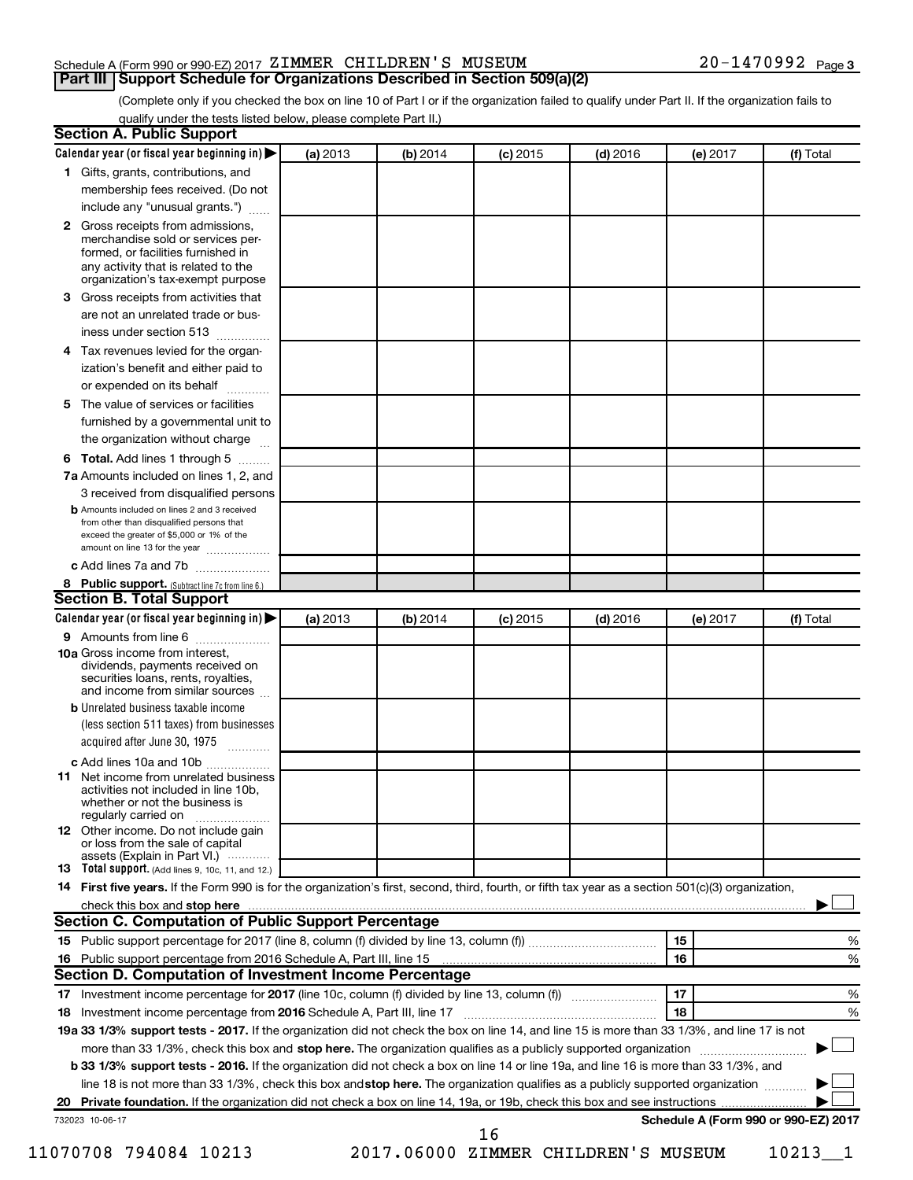Schedule A (Form 990 or 990-EZ) 2017 ZIMMER CHILDREN'S MUSEUM 20-1470992 Page 3

## Part III Support Schedule for Organizations Described in Section 509(a)(2)

(Complete only if you checked the box on line 10 of Part I or if the organization failed to qualify under Part II. If the organization fails to qualify under the tests listed below, please complete Part II.)

### Section A. Public Support

| Calendar year (or fiscal year beginning in) ▶ | (a) 2013 | (b) 2014 | (c) 2015 | (d) 2016 | (e) 2017 | (f) Total |
|---|---|---|---|---|---|---|
| 1 Gifts, grants, contributions, and membership fees received. (Do not include any "unusual grants.") | | | | | | |
| 2 Gross receipts from admissions, merchandise sold or services performed, or facilities furnished in any activity that is related to the organization's tax-exempt purpose | | | | | | |
| 3 Gross receipts from activities that are not an unrelated trade or business under section 513 | | | | | | |
| 4 Tax revenues levied for the organization's benefit and either paid to or expended on its behalf | | | | | | |
| 5 The value of services or facilities furnished by a governmental unit to the organization without charge | | | | | | |
| 6 Total. Add lines 1 through 5 | | | | | | |
| 7a Amounts included on lines 1, 2, and 3 received from disqualified persons | | | | | | |
| b Amounts included on lines 2 and 3 received from other than disqualified persons that exceed the greater of $5,000 or 1% of the amount on line 13 for the year | | | | | | |
| c Add lines 7a and 7b | | | | | | |
| 8 Public support. (Subtract line 7c from line 6.) | | | | | | |

### Section B. Total Support

| Calendar year (or fiscal year beginning in) ▶ | (a) 2013 | (b) 2014 | (c) 2015 | (d) 2016 | (e) 2017 | (f) Total |
|---|---|---|---|---|---|---|
| 9 Amounts from line 6 | | | | | | |
| 10a Gross income from interest, dividends, payments received on securities loans, rents, royalties, and income from similar sources | | | | | | |
| b Unrelated business taxable income (less section 511 taxes) from businesses acquired after June 30, 1975 | | | | | | |
| c Add lines 10a and 10b | | | | | | |
| 11 Net income from unrelated business activities not included in line 10b, whether or not the business is regularly carried on | | | | | | |
| 12 Other income. Do not include gain or loss from the sale of capital assets (Explain in Part VI.) | | | | | | |
| 13 Total support. (Add lines 9, 10c, 11, and 12.) | | | | | | |

14 **First five years.** If the Form 990 is for the organization's first, second, third, fourth, or fifth tax year as a section 501(c)(3) organization, check this box and **stop here** ▶ ☐

### Section C. Computation of Public Support Percentage

| | | | |
|---|---|---|---|
| 15 | Public support percentage for 2017 (line 8, column (f) divided by line 13, column (f)) | 15 | % |
| 16 | Public support percentage from 2016 Schedule A, Part III, line 15 | 16 | % |

### Section D. Computation of Investment Income Percentage

| | | | |
|---|---|---|---|
| 17 | Investment income percentage for **2017** (line 10c, column (f) divided by line 13, column (f)) | 17 | % |
| 18 | Investment income percentage from **2016** Schedule A, Part III, line 17 | 18 | % |

**19a 33 1/3% support tests - 2017.** If the organization did not check the box on line 14, and line 15 is more than 33 1/3%, and line 17 is not more than 33 1/3%, check this box and **stop here.** The organization qualifies as a publicly supported organization ▶ ☐

**b 33 1/3% support tests - 2016.** If the organization did not check a box on line 14 or line 19a, and line 16 is more than 33 1/3%, and line 18 is not more than 33 1/3%, check this box and **stop here.** The organization qualifies as a publicly supported organization ▶ ☐

**20 Private foundation.** If the organization did not check a box on line 14, 19a, or 19b, check this box and see instructions ▶ ☐

732023 10-06-17 **Schedule A (Form 990 or 990-EZ) 2017**

11070708 794084 10213 2017.06000 ZIMMER CHILDREN'S MUSEUM 10213__1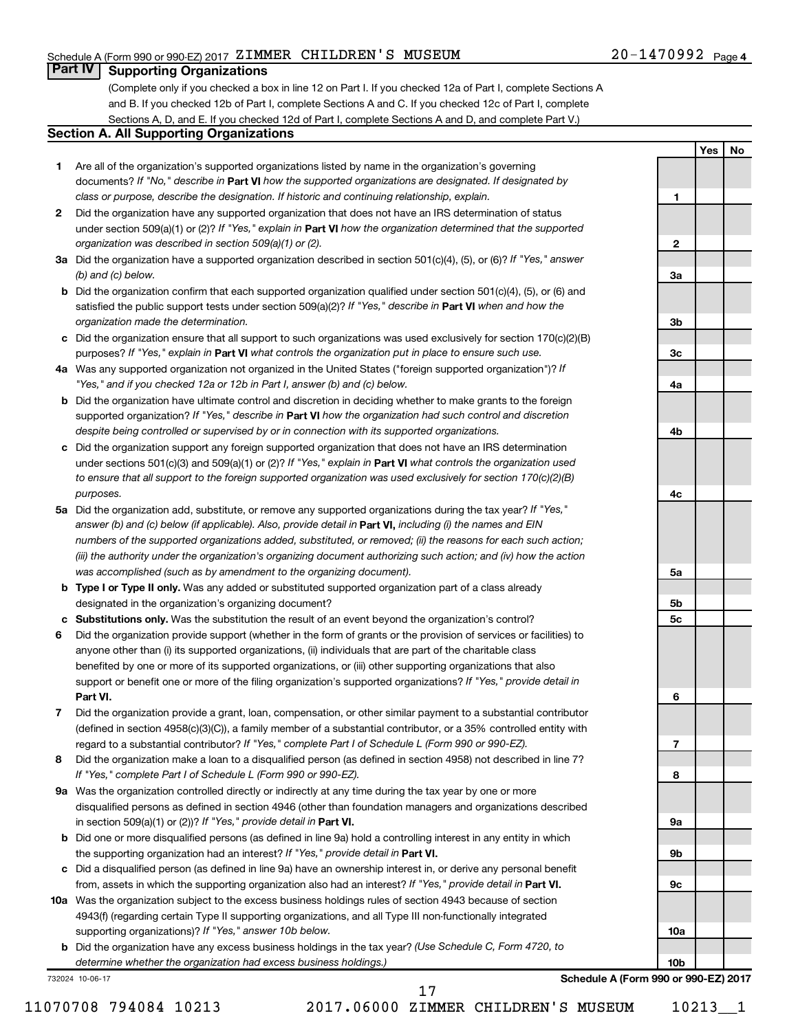Schedule A (Form 990 or 990-EZ) 2017 ZIMMER CHILDREN'S MUSEUM 20-1470992 Page 4

## Part IV Supporting Organizations

(Complete only if you checked a box in line 12 on Part I. If you checked 12a of Part I, complete Sections A and B. If you checked 12b of Part I, complete Sections A and C. If you checked 12c of Part I, complete Sections A, D, and E. If you checked 12d of Part I, complete Sections A and D, and complete Part V.)

### Section A. All Supporting Organizations

| | | Line | Yes | No |
|---|---|---|---|---|
| **1** | Are all of the organization's supported organizations listed by name in the organization's governing documents? *If "No," describe in* **Part VI** *how the supported organizations are designated. If designated by class or purpose, describe the designation. If historic and continuing relationship, explain.* | 1 | | |
| **2** | Did the organization have any supported organization that does not have an IRS determination of status under section 509(a)(1) or (2)? *If "Yes," explain in* **Part VI** *how the organization determined that the supported organization was described in section 509(a)(1) or (2).* | 2 | | |
| **3a** | Did the organization have a supported organization described in section 501(c)(4), (5), or (6)? *If "Yes," answer (b) and (c) below.* | 3a | | |
| **b** | Did the organization confirm that each supported organization qualified under section 501(c)(4), (5), or (6) and satisfied the public support tests under section 509(a)(2)? *If "Yes," describe in* **Part VI** *when and how the organization made the determination.* | 3b | | |
| **c** | Did the organization ensure that all support to such organizations was used exclusively for section 170(c)(2)(B) purposes? *If "Yes," explain in* **Part VI** *what controls the organization put in place to ensure such use.* | 3c | | |
| **4a** | Was any supported organization not organized in the United States ("foreign supported organization")? *If "Yes," and if you checked 12a or 12b in Part I, answer (b) and (c) below.* | 4a | | |
| **b** | Did the organization have ultimate control and discretion in deciding whether to make grants to the foreign supported organization? *If "Yes," describe in* **Part VI** *how the organization had such control and discretion despite being controlled or supervised by or in connection with its supported organizations.* | 4b | | |
| **c** | Did the organization support any foreign supported organization that does not have an IRS determination under sections 501(c)(3) and 509(a)(1) or (2)? *If "Yes," explain in* **Part VI** *what controls the organization used to ensure that all support to the foreign supported organization was used exclusively for section 170(c)(2)(B) purposes.* | 4c | | |
| **5a** | Did the organization add, substitute, or remove any supported organizations during the tax year? *If "Yes," answer (b) and (c) below (if applicable). Also, provide detail in* **Part VI,** *including (i) the names and EIN numbers of the supported organizations added, substituted, or removed; (ii) the reasons for each such action; (iii) the authority under the organization's organizing document authorizing such action; and (iv) how the action was accomplished (such as by amendment to the organizing document).* | 5a | | |
| **b** | **Type I or Type II only.** Was any added or substituted supported organization part of a class already designated in the organization's organizing document? | 5b | | |
| **c** | **Substitutions only.** Was the substitution the result of an event beyond the organization's control? | 5c | | |
| **6** | Did the organization provide support (whether in the form of grants or the provision of services or facilities) to anyone other than (i) its supported organizations, (ii) individuals that are part of the charitable class benefited by one or more of its supported organizations, or (iii) other supporting organizations that also support or benefit one or more of the filing organization's supported organizations? *If "Yes," provide detail in* **Part VI.** | 6 | | |
| **7** | Did the organization provide a grant, loan, compensation, or other similar payment to a substantial contributor (defined in section 4958(c)(3)(C)), a family member of a substantial contributor, or a 35% controlled entity with regard to a substantial contributor? *If "Yes," complete Part I of Schedule L (Form 990 or 990-EZ).* | 7 | | |
| **8** | Did the organization make a loan to a disqualified person (as defined in section 4958) not described in line 7? *If "Yes," complete Part I of Schedule L (Form 990 or 990-EZ).* | 8 | | |
| **9a** | Was the organization controlled directly or indirectly at any time during the tax year by one or more disqualified persons as defined in section 4946 (other than foundation managers and organizations described in section 509(a)(1) or (2))? *If "Yes," provide detail in* **Part VI.** | 9a | | |
| **b** | Did one or more disqualified persons (as defined in line 9a) hold a controlling interest in any entity in which the supporting organization had an interest? *If "Yes," provide detail in* **Part VI.** | 9b | | |
| **c** | Did a disqualified person (as defined in line 9a) have an ownership interest in, or derive any personal benefit from, assets in which the supporting organization also had an interest? *If "Yes," provide detail in* **Part VI.** | 9c | | |
| **10a** | Was the organization subject to the excess business holdings rules of section 4943 because of section 4943(f) (regarding certain Type II supporting organizations, and all Type III non-functionally integrated supporting organizations)? *If "Yes," answer 10b below.* | 10a | | |
| **b** | Did the organization have any excess business holdings in the tax year? *(Use Schedule C, Form 4720, to determine whether the organization had excess business holdings.)* | 10b | | |

732024 10-06-17 **Schedule A (Form 990 or 990-EZ) 2017**

11070708 794084 10213 2017.06000 ZIMMER CHILDREN'S MUSEUM 10213__1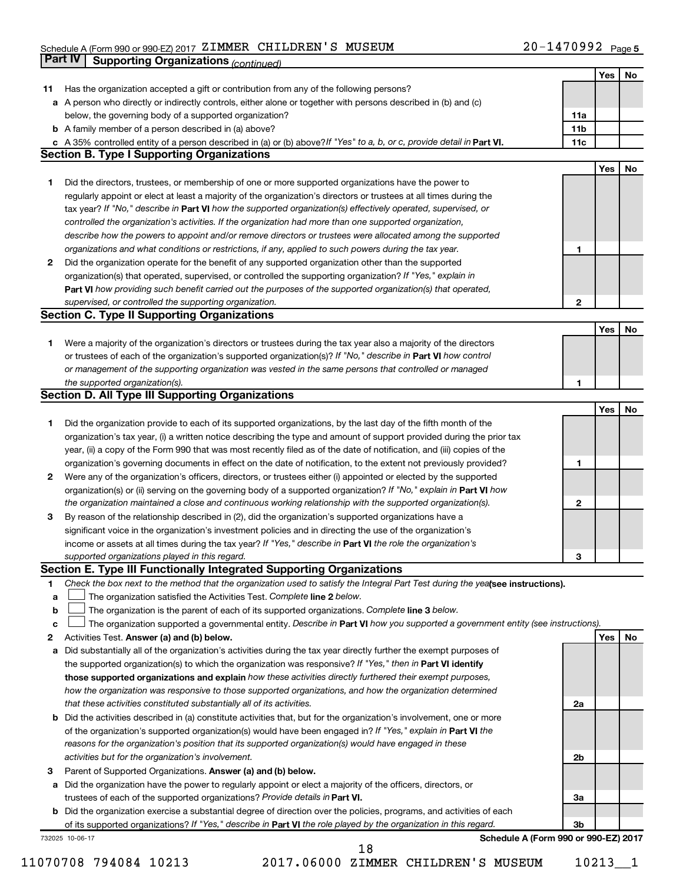Schedule A (Form 990 or 990-EZ) 2017 ZIMMER CHILDREN'S MUSEUM 20-1470992 Page 5

**Part IV | Supporting Organizations** *(continued)*

| | | | Yes | No |
|---|---|---|---|---|
| **11** | Has the organization accepted a gift or contribution from any of the following persons? | | | |
| **a** | A person who directly or indirectly controls, either alone or together with persons described in (b) and (c) below, the governing body of a supported organization? | **11a** | | |
| **b** | A family member of a person described in (a) above? | **11b** | | |
| **c** | A 35% controlled entity of a person described in (a) or (b) above? *If "Yes" to a, b, or c, provide detail in* **Part VI.** | **11c** | | |

## Section B. Type I Supporting Organizations

| | | | Yes | No |
|---|---|---|---|---|
| **1** | Did the directors, trustees, or membership of one or more supported organizations have the power to regularly appoint or elect at least a majority of the organization's directors or trustees at all times during the tax year? *If "No," describe in* **Part VI** *how the supported organization(s) effectively operated, supervised, or controlled the organization's activities. If the organization had more than one supported organization, describe how the powers to appoint and/or remove directors or trustees were allocated among the supported organizations and what conditions or restrictions, if any, applied to such powers during the tax year.* | **1** | | |
| **2** | Did the organization operate for the benefit of any supported organization other than the supported organization(s) that operated, supervised, or controlled the supporting organization? *If "Yes," explain in* **Part VI** *how providing such benefit carried out the purposes of the supported organization(s) that operated, supervised, or controlled the supporting organization.* | **2** | | |

## Section C. Type II Supporting Organizations

| | | | Yes | No |
|---|---|---|---|---|
| **1** | Were a majority of the organization's directors or trustees during the tax year also a majority of the directors or trustees of each of the organization's supported organization(s)? *If "No," describe in* **Part VI** *how control or management of the supporting organization was vested in the same persons that controlled or managed the supported organization(s).* | **1** | | |

## Section D. All Type III Supporting Organizations

| | | | Yes | No |
|---|---|---|---|---|
| **1** | Did the organization provide to each of its supported organizations, by the last day of the fifth month of the organization's tax year, (i) a written notice describing the type and amount of support provided during the prior tax year, (ii) a copy of the Form 990 that was most recently filed as of the date of notification, and (iii) copies of the organization's governing documents in effect on the date of notification, to the extent not previously provided? | **1** | | |
| **2** | Were any of the organization's officers, directors, or trustees either (i) appointed or elected by the supported organization(s) or (ii) serving on the governing body of a supported organization? *If "No," explain in* **Part VI** *how the organization maintained a close and continuous working relationship with the supported organization(s).* | **2** | | |
| **3** | By reason of the relationship described in (2), did the organization's supported organizations have a significant voice in the organization's investment policies and in directing the use of the organization's income or assets at all times during the tax year? *If "Yes," describe in* **Part VI** *the role the organization's supported organizations played in this regard.* | **3** | | |

## Section E. Type III Functionally Integrated Supporting Organizations

**1** *Check the box next to the method that the organization used to satisfy the Integral Part Test during the year* **(see instructions).**

- **a** ☐ The organization satisfied the Activities Test. *Complete* **line 2** *below.*
- **b** ☐ The organization is the parent of each of its supported organizations. *Complete* **line 3** *below.*
- **c** ☐ The organization supported a governmental entity. *Describe in* **Part VI** *how you supported a government entity (see instructions).*

| | | | Yes | No |
|---|---|---|---|---|
| **2** | Activities Test. **Answer (a) and (b) below.** | | | |
| **a** | Did substantially all of the organization's activities during the tax year directly further the exempt purposes of the supported organization(s) to which the organization was responsive? *If "Yes," then in* **Part VI identify those supported organizations and explain** *how these activities directly furthered their exempt purposes, how the organization was responsive to those supported organizations, and how the organization determined that these activities constituted substantially all of its activities.* | **2a** | | |
| **b** | Did the activities described in (a) constitute activities that, but for the organization's involvement, one or more of the organization's supported organization(s) would have been engaged in? *If "Yes," explain in* **Part VI** *the reasons for the organization's position that its supported organization(s) would have engaged in these activities but for the organization's involvement.* | **2b** | | |
| **3** | Parent of Supported Organizations. **Answer (a) and (b) below.** | | | |
| **a** | Did the organization have the power to regularly appoint or elect a majority of the officers, directors, or trustees of each of the supported organizations? *Provide details in* **Part VI.** | **3a** | | |
| **b** | Did the organization exercise a substantial degree of direction over the policies, programs, and activities of each of its supported organizations? *If "Yes," describe in* **Part VI** *the role played by the organization in this regard.* | **3b** | | |

732025 10-06-17 **Schedule A (Form 990 or 990-EZ) 2017**

11070708 794084 10213 2017.06000 ZIMMER CHILDREN'S MUSEUM 10213__1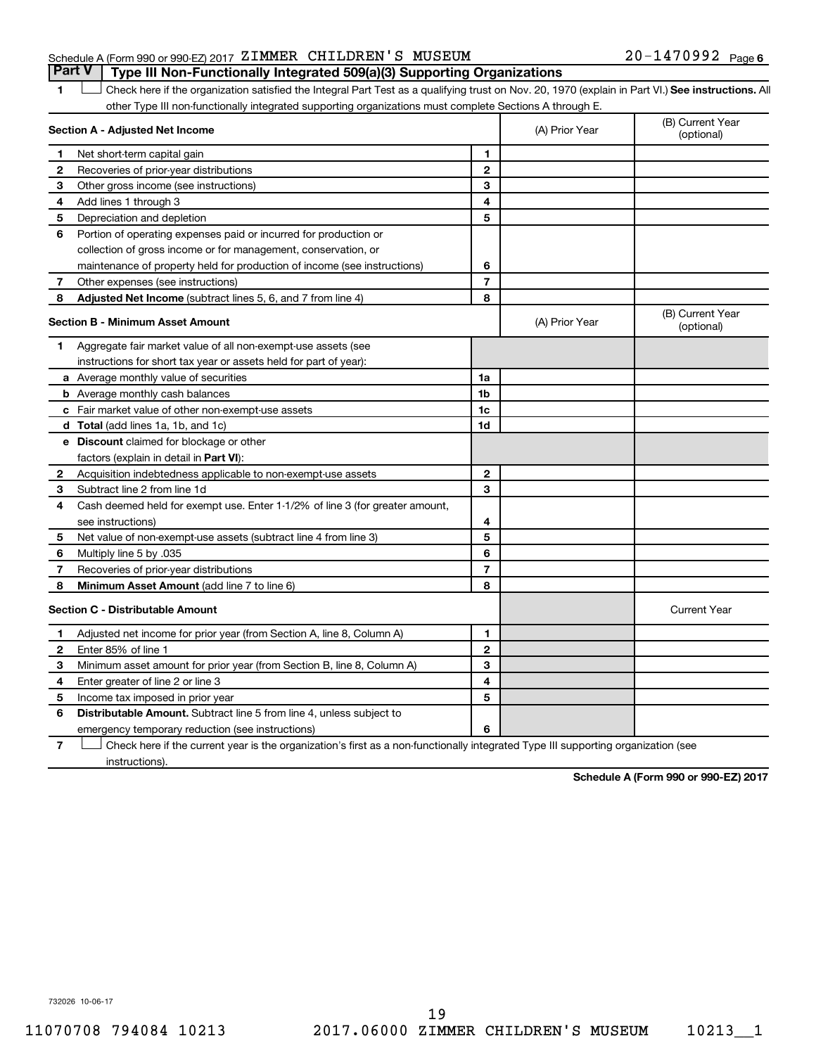## Part V Type III Non-Functionally Integrated 509(a)(3) Supporting Organizations

1 ☐ Check here if the organization satisfied the Integral Part Test as a qualifying trust on Nov. 20, 1970 (explain in Part VI.) **See instructions.** All other Type III non-functionally integrated supporting organizations must complete Sections A through E.

| **Section A - Adjusted Net Income** | | (A) Prior Year | (B) Current Year (optional) |
|---|---|---|---|
| 1 Net short-term capital gain | 1 | | |
| 2 Recoveries of prior-year distributions | 2 | | |
| 3 Other gross income (see instructions) | 3 | | |
| 4 Add lines 1 through 3 | 4 | | |
| 5 Depreciation and depletion | 5 | | |
| 6 Portion of operating expenses paid or incurred for production or collection of gross income or for management, conservation, or maintenance of property held for production of income (see instructions) | 6 | | |
| 7 Other expenses (see instructions) | 7 | | |
| 8 **Adjusted Net Income** (subtract lines 5, 6, and 7 from line 4) | 8 | | |

| **Section B - Minimum Asset Amount** | | (A) Prior Year | (B) Current Year (optional) |
|---|---|---|---|
| 1 Aggregate fair market value of all non-exempt-use assets (see instructions for short tax year or assets held for part of year): | | | |
| a Average monthly value of securities | 1a | | |
| b Average monthly cash balances | 1b | | |
| c Fair market value of other non-exempt-use assets | 1c | | |
| d **Total** (add lines 1a, 1b, and 1c) | 1d | | |
| e **Discount** claimed for blockage or other factors (explain in detail in **Part VI**): | | | |
| 2 Acquisition indebtedness applicable to non-exempt-use assets | 2 | | |
| 3 Subtract line 2 from line 1d | 3 | | |
| 4 Cash deemed held for exempt use. Enter 1-1/2% of line 3 (for greater amount, see instructions) | 4 | | |
| 5 Net value of non-exempt-use assets (subtract line 4 from line 3) | 5 | | |
| 6 Multiply line 5 by .035 | 6 | | |
| 7 Recoveries of prior-year distributions | 7 | | |
| 8 **Minimum Asset Amount** (add line 7 to line 6) | 8 | | |

| **Section C - Distributable Amount** | | | Current Year |
|---|---|---|---|
| 1 Adjusted net income for prior year (from Section A, line 8, Column A) | 1 | | |
| 2 Enter 85% of line 1 | 2 | | |
| 3 Minimum asset amount for prior year (from Section B, line 8, Column A) | 3 | | |
| 4 Enter greater of line 2 or line 3 | 4 | | |
| 5 Income tax imposed in prior year | 5 | | |
| 6 **Distributable Amount.** Subtract line 5 from line 4, unless subject to emergency temporary reduction (see instructions) | 6 | | |

7 ☐ Check here if the current year is the organization's first as a non-functionally integrated Type III supporting organization (see instructions).

**Schedule A (Form 990 or 990-EZ) 2017**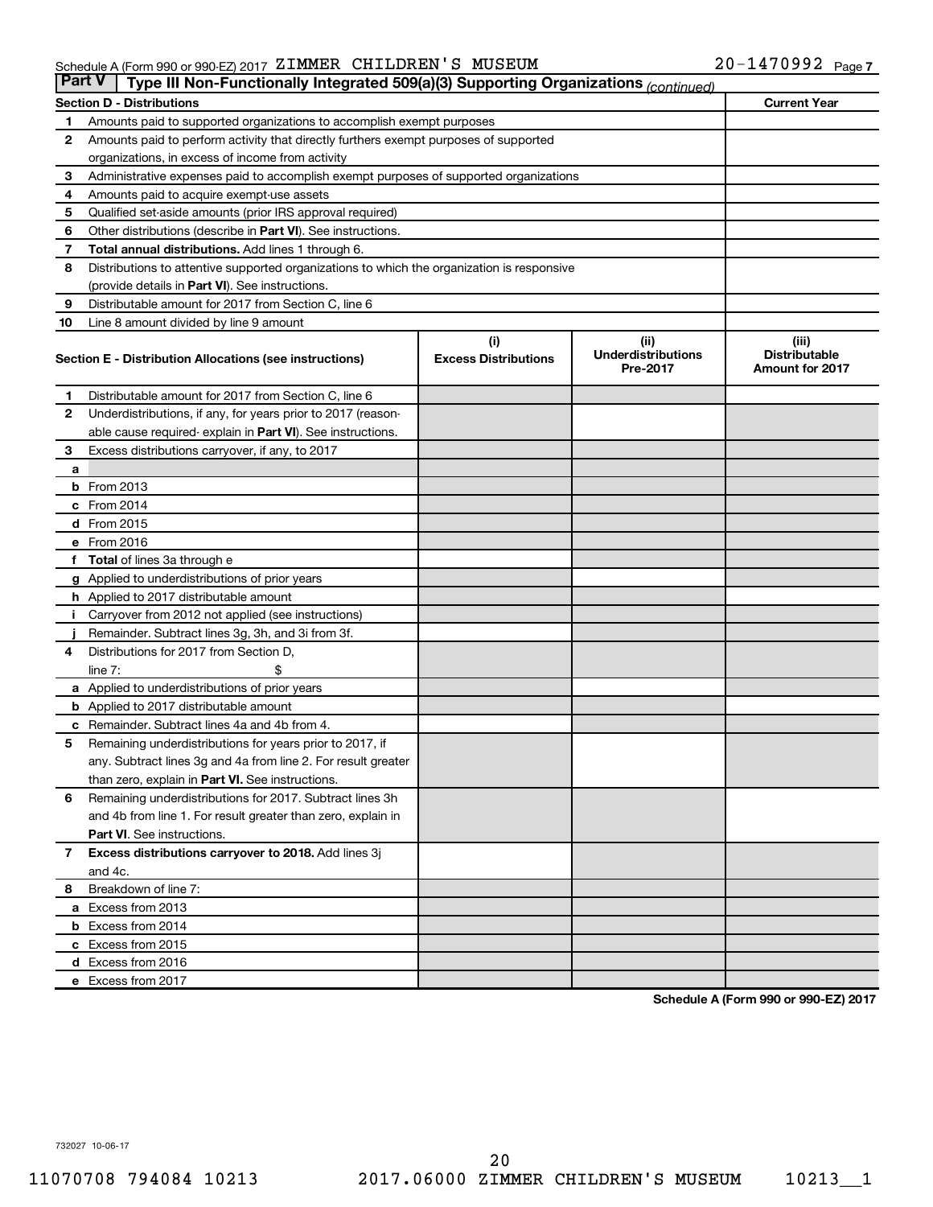Schedule A (Form 990 or 990-EZ) 2017 ZIMMER CHILDREN'S MUSEUM 20-1470992 Page 7

## Part V Type III Non-Functionally Integrated 509(a)(3) Supporting Organizations *(continued)*

| Section D - Distributions | | Current Year |
|---|---|---|
| 1 | Amounts paid to supported organizations to accomplish exempt purposes | |
| 2 | Amounts paid to perform activity that directly furthers exempt purposes of supported organizations, in excess of income from activity | |
| 3 | Administrative expenses paid to accomplish exempt purposes of supported organizations | |
| 4 | Amounts paid to acquire exempt-use assets | |
| 5 | Qualified set-aside amounts (prior IRS approval required) | |
| 6 | Other distributions (describe in **Part VI**). See instructions. | |
| 7 | **Total annual distributions.** Add lines 1 through 6. | |
| 8 | Distributions to attentive supported organizations to which the organization is responsive (provide details in **Part VI**). See instructions. | |
| 9 | Distributable amount for 2017 from Section C, line 6 | |
| 10 | Line 8 amount divided by line 9 amount | |

| Section E - Distribution Allocations (see instructions) | (i) Excess Distributions | (ii) Underdistributions Pre-2017 | (iii) Distributable Amount for 2017 |
|---|---|---|---|
| **1** Distributable amount for 2017 from Section C, line 6 | | | |
| **2** Underdistributions, if any, for years prior to 2017 (reasonable cause required- explain in **Part VI**). See instructions. | | | |
| **3** Excess distributions carryover, if any, to 2017 | | | |
| **a** | | | |
| **b** From 2013 | | | |
| **c** From 2014 | | | |
| **d** From 2015 | | | |
| **e** From 2016 | | | |
| **f Total** of lines 3a through e | | | |
| **g** Applied to underdistributions of prior years | | | |
| **h** Applied to 2017 distributable amount | | | |
| **i** Carryover from 2012 not applied (see instructions) | | | |
| **j** Remainder. Subtract lines 3g, 3h, and 3i from 3f. | | | |
| **4** Distributions for 2017 from Section D, line 7: $ | | | |
| **a** Applied to underdistributions of prior years | | | |
| **b** Applied to 2017 distributable amount | | | |
| **c** Remainder. Subtract lines 4a and 4b from 4. | | | |
| **5** Remaining underdistributions for years prior to 2017, if any. Subtract lines 3g and 4a from line 2. For result greater than zero, explain in **Part VI.** See instructions. | | | |
| **6** Remaining underdistributions for 2017. Subtract lines 3h and 4b from line 1. For result greater than zero, explain in **Part VI**. See instructions. | | | |
| **7 Excess distributions carryover to 2018.** Add lines 3j and 4c. | | | |
| **8** Breakdown of line 7: | | | |
| **a** Excess from 2013 | | | |
| **b** Excess from 2014 | | | |
| **c** Excess from 2015 | | | |
| **d** Excess from 2016 | | | |
| **e** Excess from 2017 | | | |

**Schedule A (Form 990 or 990-EZ) 2017**

732027 10-06-17

11070708 794084 10213 2017.06000 ZIMMER CHILDREN'S MUSEUM 10213__1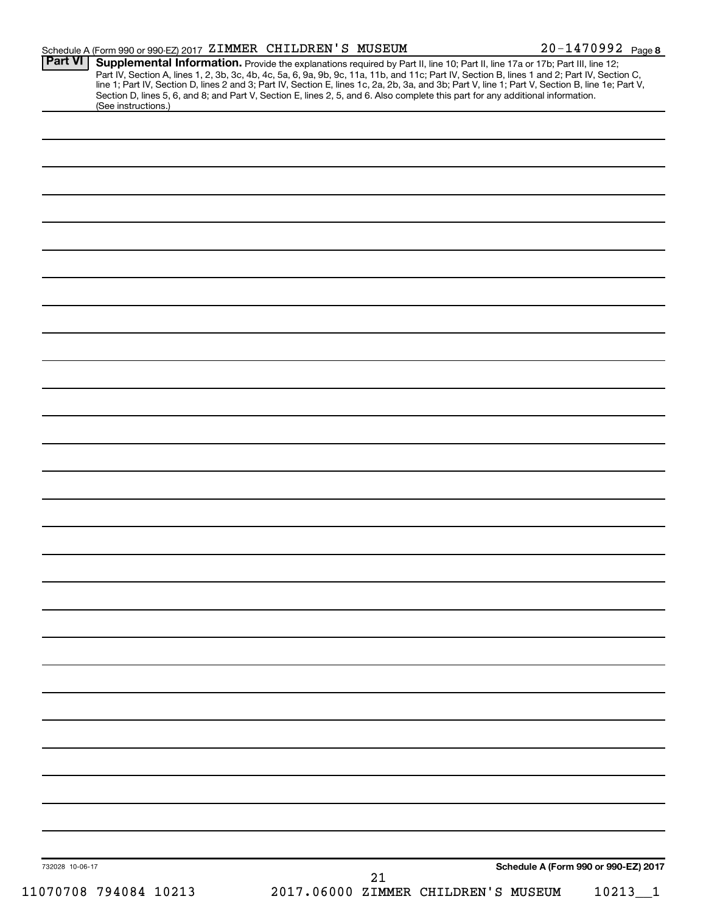Schedule A (Form 990 or 990-EZ) 2017 ZIMMER CHILDREN'S MUSEUM 20-1470992 Page 8

## Part VI Supplemental Information.

Provide the explanations required by Part II, line 10; Part II, line 17a or 17b; Part III, line 12; Part IV, Section A, lines 1, 2, 3b, 3c, 4b, 4c, 5a, 6, 9a, 9b, 9c, 11a, 11b, and 11c; Part IV, Section B, lines 1 and 2; Part IV, Section C, line 1; Part IV, Section D, lines 2 and 3; Part IV, Section E, lines 1c, 2a, 2b, 3a, and 3b; Part V, line 1; Part V, Section B, line 1e; Part V, Section D, lines 5, 6, and 8; and Part V, Section E, lines 2, 5, and 6. Also complete this part for any additional information. (See instructions.)

732028 10-06-17

Schedule A (Form 990 or 990-EZ) 2017

11070708 794084 10213 2017.06000 ZIMMER CHILDREN'S MUSEUM 10213__1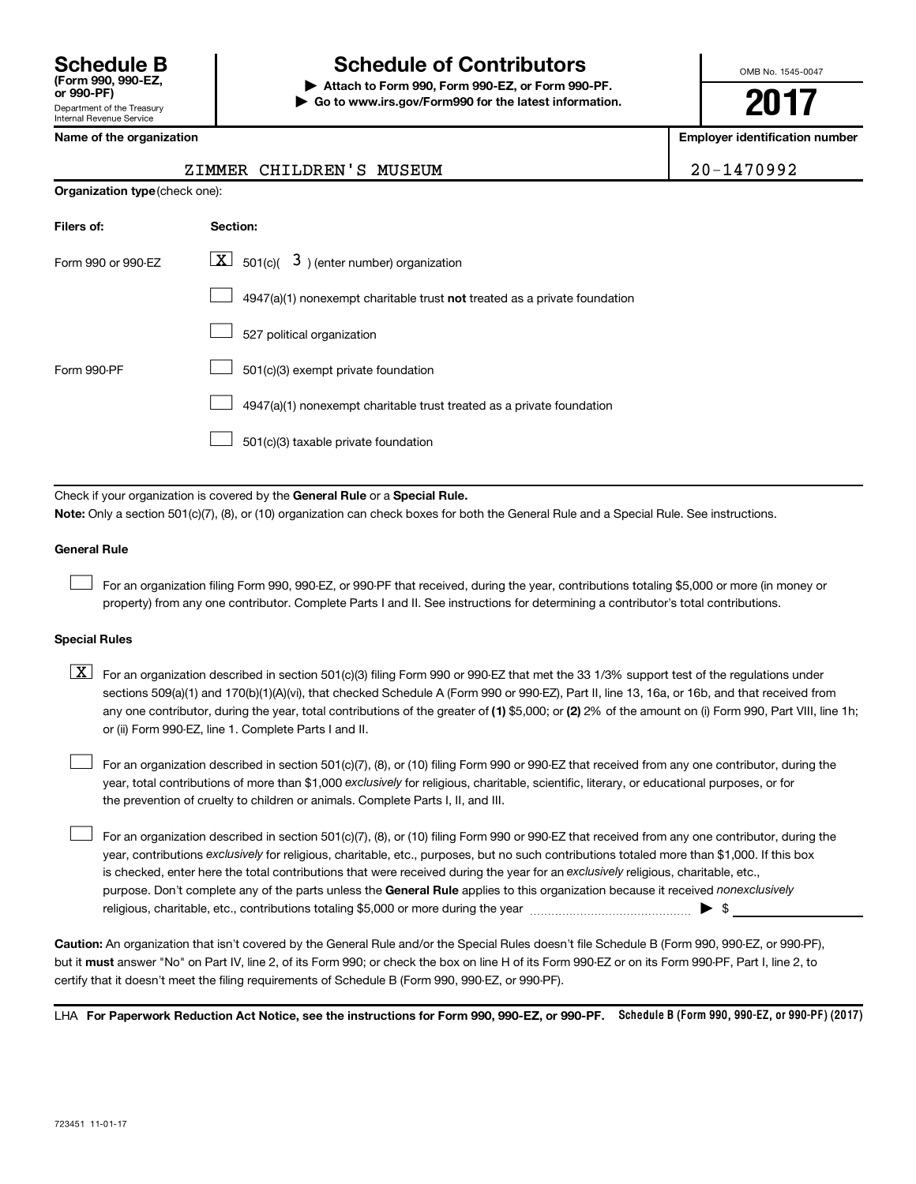# Schedule B

**(Form 990, 990-EZ, or 990-PF)**

Department of the Treasury
Internal Revenue Service

# Schedule of Contributors

▶ **Attach to Form 990, Form 990-EZ, or Form 990-PF.**

▶ **Go to www.irs.gov/Form990 for the latest information.**

OMB No. 1545-0047

**2017**

| Name of the organization | Employer identification number |
|---|---|
| ZIMMER CHILDREN'S MUSEUM | 20-1470992 |

**Organization type** (check one):

| Filers of: | Section: |
|---|---|
| Form 990 or 990-EZ | [X] 501(c)( 3 ) (enter number) organization |
| | [ ] 4947(a)(1) nonexempt charitable trust **not** treated as a private foundation |
| | [ ] 527 political organization |
| Form 990-PF | [ ] 501(c)(3) exempt private foundation |
| | [ ] 4947(a)(1) nonexempt charitable trust treated as a private foundation |
| | [ ] 501(c)(3) taxable private foundation |

Check if your organization is covered by the **General Rule** or a **Special Rule.**

**Note:** Only a section 501(c)(7), (8), or (10) organization can check boxes for both the General Rule and a Special Rule. See instructions.

**General Rule**

[ ] For an organization filing Form 990, 990-EZ, or 990-PF that received, during the year, contributions totaling $5,000 or more (in money or property) from any one contributor. Complete Parts I and II. See instructions for determining a contributor's total contributions.

**Special Rules**

[X] For an organization described in section 501(c)(3) filing Form 990 or 990-EZ that met the 33 1/3% support test of the regulations under sections 509(a)(1) and 170(b)(1)(A)(vi), that checked Schedule A (Form 990 or 990-EZ), Part II, line 13, 16a, or 16b, and that received from any one contributor, during the year, total contributions of the greater of **(1)** $5,000; or **(2)** 2% of the amount on (i) Form 990, Part VIII, line 1h; or (ii) Form 990-EZ, line 1. Complete Parts I and II.

[ ] For an organization described in section 501(c)(7), (8), or (10) filing Form 990 or 990-EZ that received from any one contributor, during the year, total contributions of more than $1,000 *exclusively* for religious, charitable, scientific, literary, or educational purposes, or for the prevention of cruelty to children or animals. Complete Parts I, II, and III.

[ ] For an organization described in section 501(c)(7), (8), or (10) filing Form 990 or 990-EZ that received from any one contributor, during the year, contributions *exclusively* for religious, charitable, etc., purposes, but no such contributions totaled more than $1,000. If this box is checked, enter here the total contributions that were received during the year for an *exclusively* religious, charitable, etc., purpose. Don't complete any of the parts unless the **General Rule** applies to this organization because it received *nonexclusively* religious, charitable, etc., contributions totaling $5,000 or more during the year ........ ▶ $ ____________

**Caution:** An organization that isn't covered by the General Rule and/or the Special Rules doesn't file Schedule B (Form 990, 990-EZ, or 990-PF), but it **must** answer "No" on Part IV, line 2, of its Form 990; or check the box on line H of its Form 990-EZ or on its Form 990-PF, Part I, line 2, to certify that it doesn't meet the filing requirements of Schedule B (Form 990, 990-EZ, or 990-PF).

LHA **For Paperwork Reduction Act Notice, see the instructions for Form 990, 990-EZ, or 990-PF.** **Schedule B (Form 990, 990-EZ, or 990-PF) (2017)**

723451 11-01-17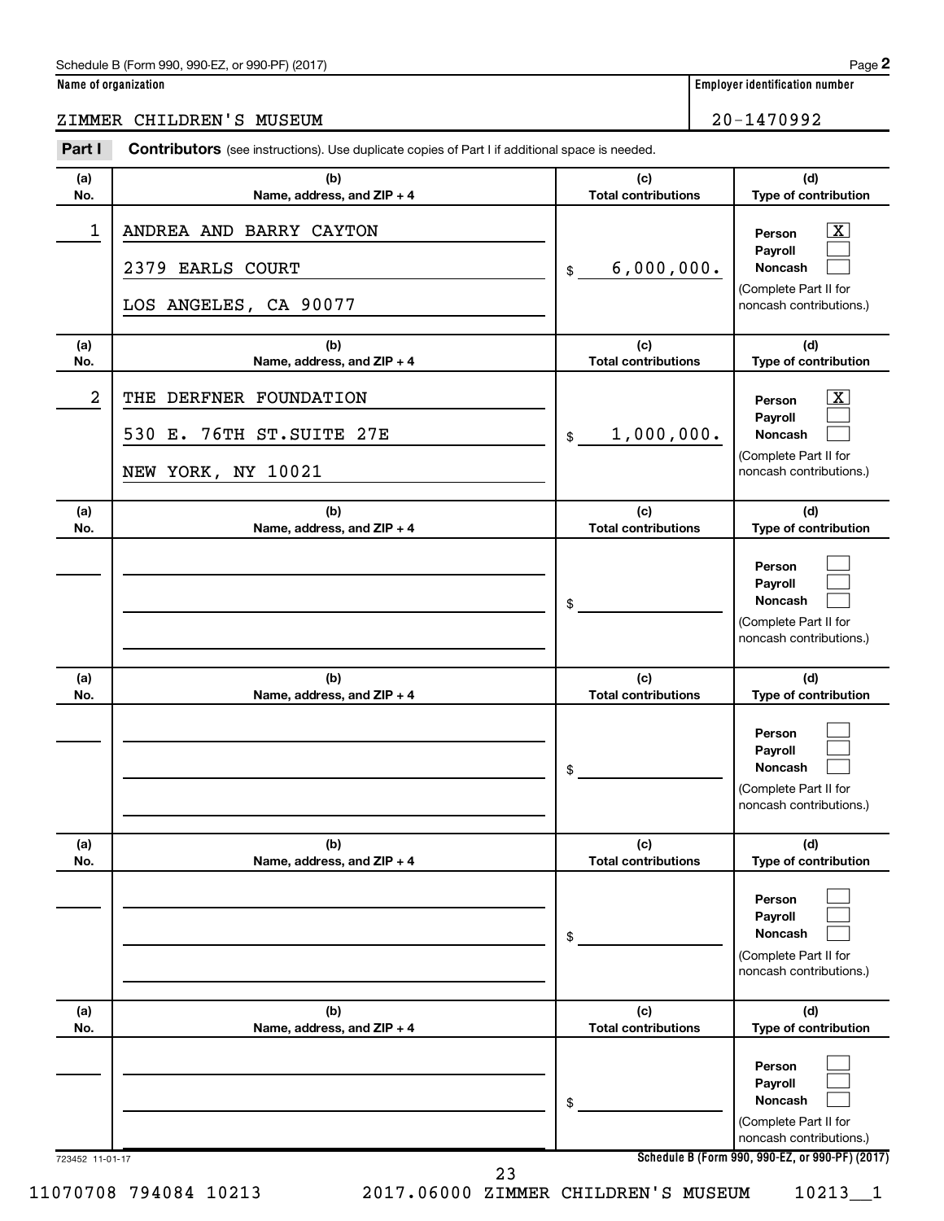Schedule B (Form 990, 990-EZ, or 990-PF) (2017)

**Name of organization**

ZIMMER CHILDREN'S MUSEUM

**Employer identification number**

20-1470992

**Part I** **Contributors** (see instructions). Use duplicate copies of Part I if additional space is needed.

| (a) No. | (b) Name, address, and ZIP + 4 | (c) Total contributions | (d) Type of contribution |
|---|---|---|---|
| 1 | ANDREA AND BARRY CAYTON<br>2379 EARLS COURT<br>LOS ANGELES, CA 90077 | $ 6,000,000. | Person [X]<br>Payroll [ ]<br>Noncash [ ]<br>(Complete Part II for noncash contributions.) |
| 2 | THE DERFNER FOUNDATION<br>530 E. 76TH ST.SUITE 27E<br>NEW YORK, NY 10021 | $ 1,000,000. | Person [X]<br>Payroll [ ]<br>Noncash [ ]<br>(Complete Part II for noncash contributions.) |
| | | $ | Person [ ]<br>Payroll [ ]<br>Noncash [ ]<br>(Complete Part II for noncash contributions.) |
| | | $ | Person [ ]<br>Payroll [ ]<br>Noncash [ ]<br>(Complete Part II for noncash contributions.) |
| | | $ | Person [ ]<br>Payroll [ ]<br>Noncash [ ]<br>(Complete Part II for noncash contributions.) |
| | | $ | Person [ ]<br>Payroll [ ]<br>Noncash [ ]<br>(Complete Part II for noncash contributions.) |

723452 11-01-17

Schedule B (Form 990, 990-EZ, or 990-PF) (2017)

11070708 794084 10213 2017.06000 ZIMMER CHILDREN'S MUSEUM 10213__1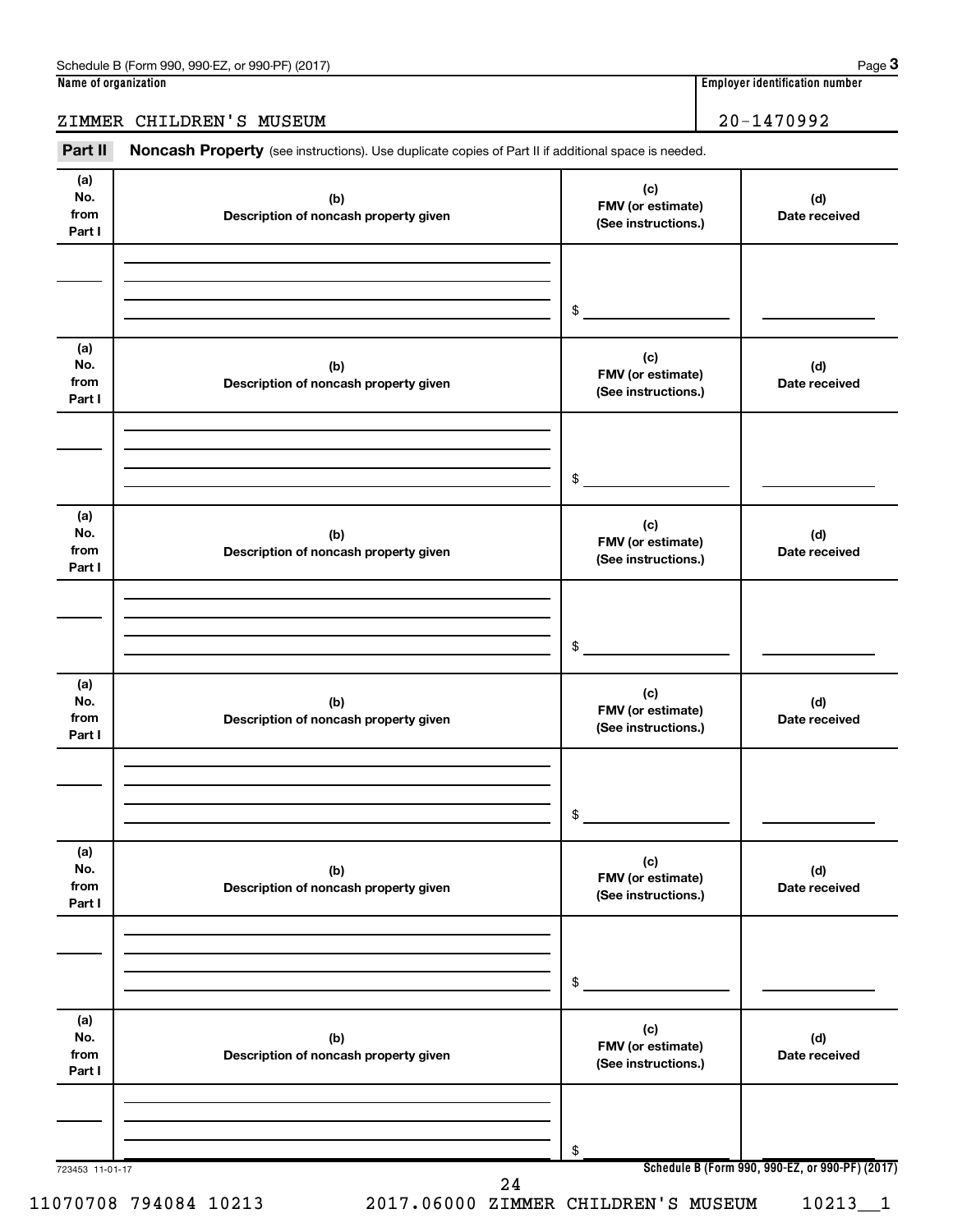Schedule B (Form 990, 990-EZ, or 990-PF) (2017)

**Name of organization**

ZIMMER CHILDREN'S MUSEUM

**Employer identification number**

20-1470992

**Part II** **Noncash Property** (see instructions). Use duplicate copies of Part II if additional space is needed.

| (a) No. from Part I | (b) Description of noncash property given | (c) FMV (or estimate) (See instructions.) | (d) Date received |
|---|---|---|---|
| | | $ | |

| (a) No. from Part I | (b) Description of noncash property given | (c) FMV (or estimate) (See instructions.) | (d) Date received |
|---|---|---|---|
| | | $ | |

| (a) No. from Part I | (b) Description of noncash property given | (c) FMV (or estimate) (See instructions.) | (d) Date received |
|---|---|---|---|
| | | $ | |

| (a) No. from Part I | (b) Description of noncash property given | (c) FMV (or estimate) (See instructions.) | (d) Date received |
|---|---|---|---|
| | | $ | |

| (a) No. from Part I | (b) Description of noncash property given | (c) FMV (or estimate) (See instructions.) | (d) Date received |
|---|---|---|---|
| | | $ | |

| (a) No. from Part I | (b) Description of noncash property given | (c) FMV (or estimate) (See instructions.) | (d) Date received |
|---|---|---|---|
| | | $ | |

723453 11-01-17

**Schedule B (Form 990, 990-EZ, or 990-PF) (2017)**

11070708 794084 10213 2017.06000 ZIMMER CHILDREN'S MUSEUM 10213__1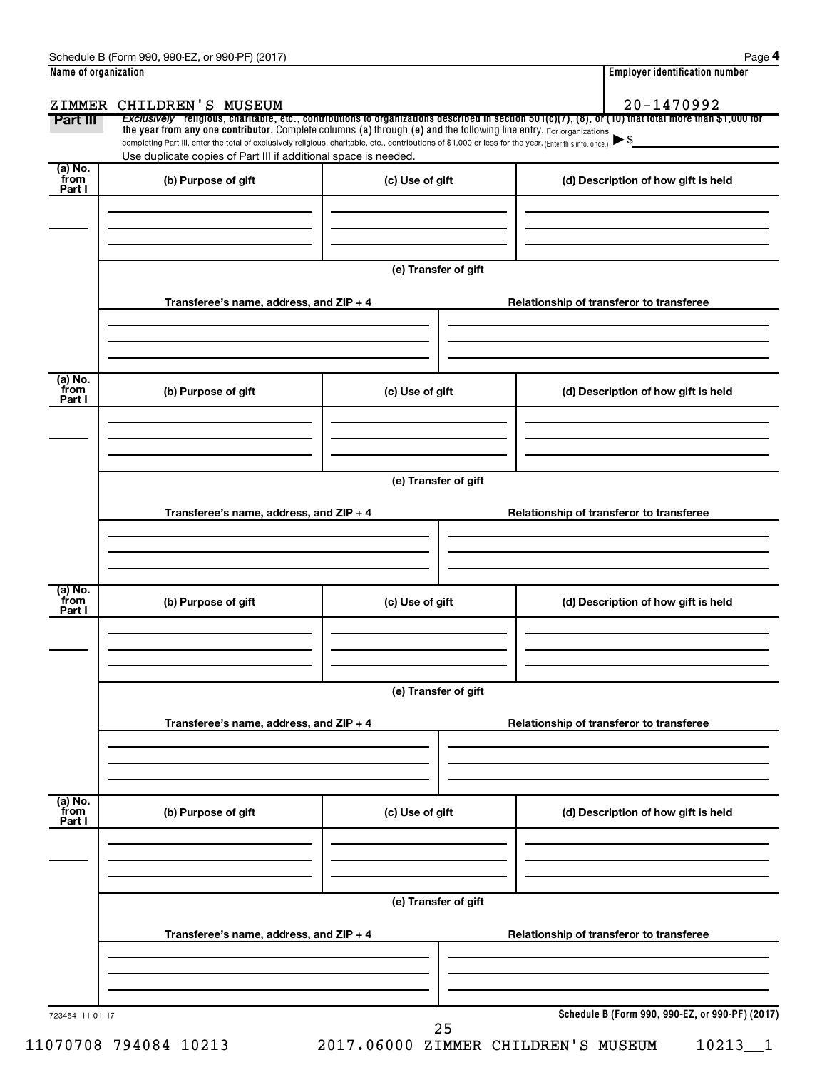Schedule B (Form 990, 990-EZ, or 990-PF) (2017)

**Name of organization**

ZIMMER CHILDREN'S MUSEUM

**Employer identification number**

20-1470992

**Part III** *Exclusively* religious, charitable, etc., contributions to organizations described in section 501(c)(7), (8), or (10) that total more than $1,000 for the year from any one contributor. Complete columns (a) through (e) and the following line entry. For organizations completing Part III, enter the total of exclusively religious, charitable, etc., contributions of $1,000 or less for the year. (Enter this info. once.) ▶ $

Use duplicate copies of Part III if additional space is needed.

| (a) No. from Part I | (b) Purpose of gift | (c) Use of gift | (d) Description of how gift is held |
| --- | --- | --- | --- |
| | | | |

(e) Transfer of gift

| Transferee's name, address, and ZIP + 4 | Relationship of transferor to transferee |
| --- | --- |
| | |

| (a) No. from Part I | (b) Purpose of gift | (c) Use of gift | (d) Description of how gift is held |
| --- | --- | --- | --- |
| | | | |

(e) Transfer of gift

| Transferee's name, address, and ZIP + 4 | Relationship of transferor to transferee |
| --- | --- |
| | |

| (a) No. from Part I | (b) Purpose of gift | (c) Use of gift | (d) Description of how gift is held |
| --- | --- | --- | --- |
| | | | |

(e) Transfer of gift

| Transferee's name, address, and ZIP + 4 | Relationship of transferor to transferee |
| --- | --- |
| | |

| (a) No. from Part I | (b) Purpose of gift | (c) Use of gift | (d) Description of how gift is held |
| --- | --- | --- | --- |
| | | | |

(e) Transfer of gift

| Transferee's name, address, and ZIP + 4 | Relationship of transferor to transferee |
| --- | --- |
| | |

723454 11-01-17

**Schedule B (Form 990, 990-EZ, or 990-PF) (2017)**

11070708 794084 10213 2017.06000 ZIMMER CHILDREN'S MUSEUM 10213__1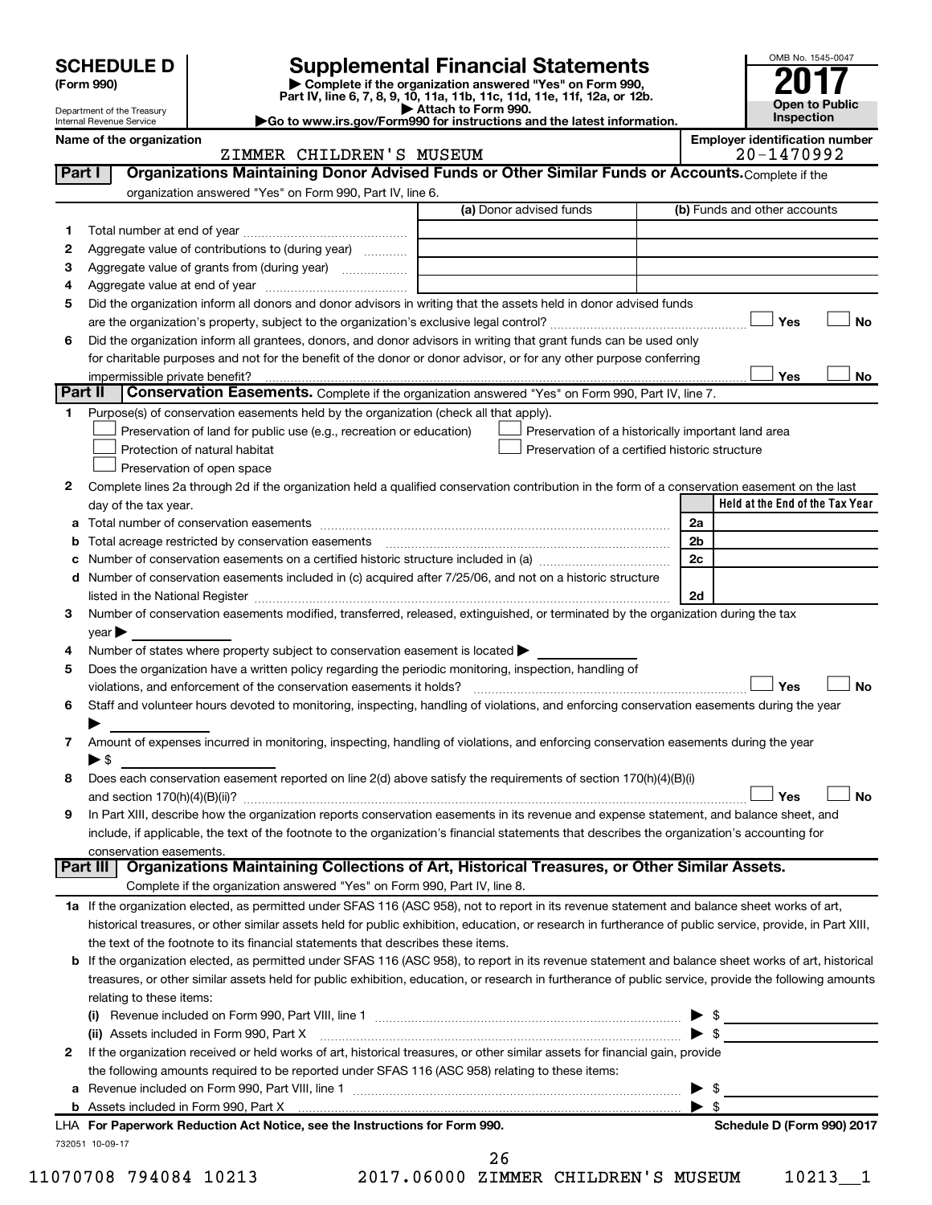# SCHEDULE D (Form 990)

Department of the Treasury
Internal Revenue Service

## Supplemental Financial Statements

▶ Complete if the organization answered "Yes" on Form 990, Part IV, line 6, 7, 8, 9, 10, 11a, 11b, 11c, 11d, 11e, 11f, 12a, or 12b.
▶ Attach to Form 990.
▶Go to www.irs.gov/Form990 for instructions and the latest information.

OMB No. 1545-0047
**2017**
**Open to Public Inspection**

**Name of the organization:** ZIMMER CHILDREN'S MUSEUM
**Employer identification number:** 20-1470992

### Part I — Organizations Maintaining Donor Advised Funds or Other Similar Funds or Accounts. Complete if the organization answered "Yes" on Form 990, Part IV, line 6.

| | | (a) Donor advised funds | (b) Funds and other accounts |
|---|---|---|---|
| 1 | Total number at end of year | | |
| 2 | Aggregate value of contributions to (during year) | | |
| 3 | Aggregate value of grants from (during year) | | |
| 4 | Aggregate value at end of year | | |

5 Did the organization inform all donors and donor advisors in writing that the assets held in donor advised funds are the organization's property, subject to the organization's exclusive legal control? ☐ Yes ☐ No

6 Did the organization inform all grantees, donors, and donor advisors in writing that grant funds can be used only for charitable purposes and not for the benefit of the donor or donor advisor, or for any other purpose conferring impermissible private benefit? ☐ Yes ☐ No

### Part II — Conservation Easements. Complete if the organization answered "Yes" on Form 990, Part IV, line 7.

1 Purpose(s) of conservation easements held by the organization (check all that apply).
- ☐ Preservation of land for public use (e.g., recreation or education)
- ☐ Preservation of a historically important land area
- ☐ Protection of natural habitat
- ☐ Preservation of a certified historic structure
- ☐ Preservation of open space

2 Complete lines 2a through 2d if the organization held a qualified conservation contribution in the form of a conservation easement on the last day of the tax year.

| | | | Held at the End of the Tax Year |
|---|---|---|---|
| a | Total number of conservation easements | 2a | |
| b | Total acreage restricted by conservation easements | 2b | |
| c | Number of conservation easements on a certified historic structure included in (a) | 2c | |
| d | Number of conservation easements included in (c) acquired after 7/25/06, and not on a historic structure listed in the National Register | 2d | |

3 Number of conservation easements modified, transferred, released, extinguished, or terminated by the organization during the tax year ▶

4 Number of states where property subject to conservation easement is located ▶

5 Does the organization have a written policy regarding the periodic monitoring, inspection, handling of violations, and enforcement of the conservation easements it holds? ☐ Yes ☐ No

6 Staff and volunteer hours devoted to monitoring, inspecting, handling of violations, and enforcing conservation easements during the year ▶

7 Amount of expenses incurred in monitoring, inspecting, handling of violations, and enforcing conservation easements during the year ▶ $

8 Does each conservation easement reported on line 2(d) above satisfy the requirements of section 170(h)(4)(B)(i) and section 170(h)(4)(B)(ii)? ☐ Yes ☐ No

9 In Part XIII, describe how the organization reports conservation easements in its revenue and expense statement, and balance sheet, and include, if applicable, the text of the footnote to the organization's financial statements that describes the organization's accounting for conservation easements.

### Part III — Organizations Maintaining Collections of Art, Historical Treasures, or Other Similar Assets. Complete if the organization answered "Yes" on Form 990, Part IV, line 8.

1a If the organization elected, as permitted under SFAS 116 (ASC 958), not to report in its revenue statement and balance sheet works of art, historical treasures, or other similar assets held for public exhibition, education, or research in furtherance of public service, provide, in Part XIII, the text of the footnote to its financial statements that describes these items.

b If the organization elected, as permitted under SFAS 116 (ASC 958), to report in its revenue statement and balance sheet works of art, historical treasures, or other similar assets held for public exhibition, education, or research in furtherance of public service, provide the following amounts relating to these items:

(i) Revenue included on Form 990, Part VIII, line 1 ▶ $

(ii) Assets included in Form 990, Part X ▶ $

2 If the organization received or held works of art, historical treasures, or other similar assets for financial gain, provide the following amounts required to be reported under SFAS 116 (ASC 958) relating to these items:

a Revenue included on Form 990, Part VIII, line 1 ▶ $

b Assets included in Form 990, Part X ▶ $

LHA For Paperwork Reduction Act Notice, see the Instructions for Form 990. — Schedule D (Form 990) 2017

732051 10-09-17

11070708 794084 10213 2017.06000 ZIMMER CHILDREN'S MUSEUM 10213__1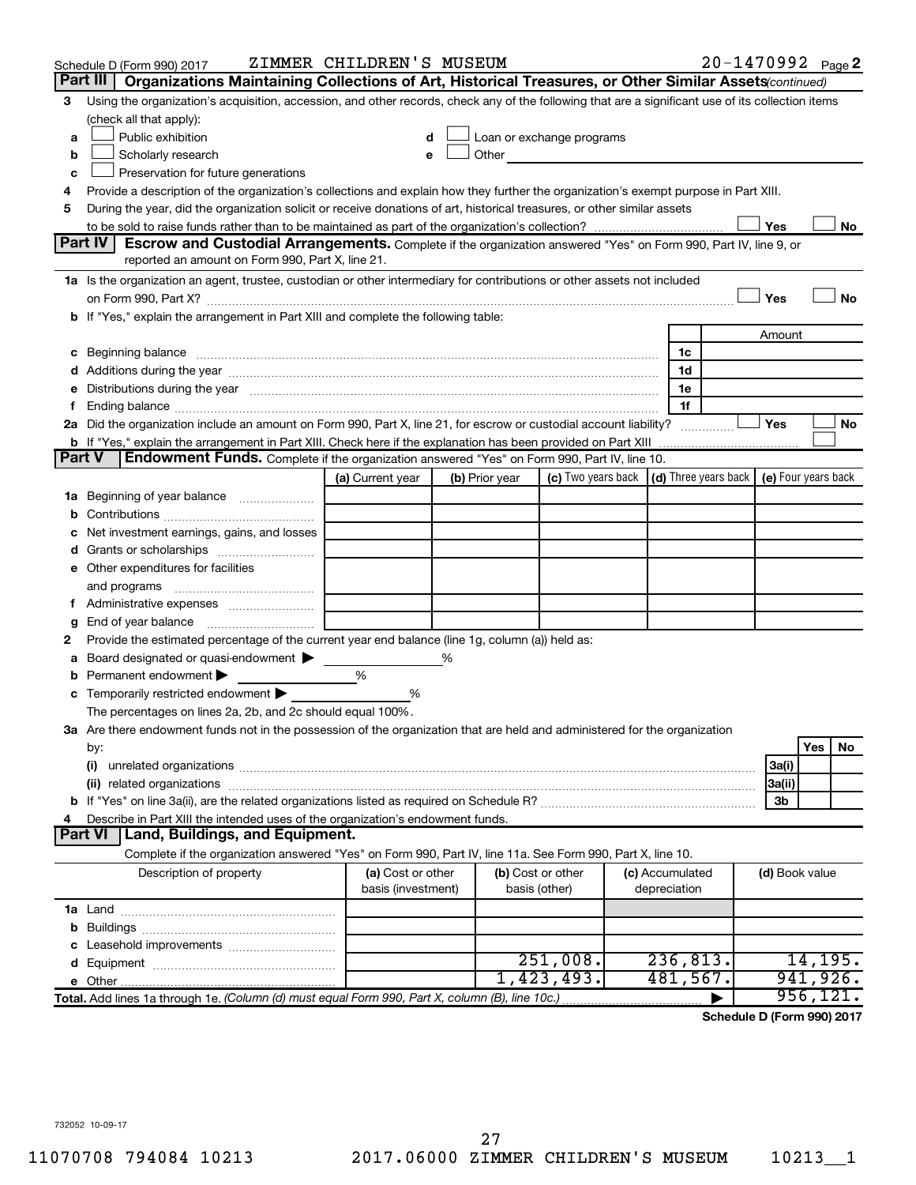Schedule D (Form 990) 2017 ZIMMER CHILDREN'S MUSEUM 20-1470992 Page 2

## Part III Organizations Maintaining Collections of Art, Historical Treasures, or Other Similar Assets *(continued)*

3 Using the organization's acquisition, accession, and other records, check any of the following that are a significant use of its collection items (check all that apply):

- a ☐ Public exhibition
- b ☐ Scholarly research
- c ☐ Preservation for future generations
- d ☐ Loan or exchange programs
- e ☐ Other

4 Provide a description of the organization's collections and explain how they further the organization's exempt purpose in Part XIII.

5 During the year, did the organization solicit or receive donations of art, historical treasures, or other similar assets to be sold to raise funds rather than to be maintained as part of the organization's collection? ☐ Yes ☐ No

## Part IV Escrow and Custodial Arrangements.

Complete if the organization answered "Yes" on Form 990, Part IV, line 9, or reported an amount on Form 990, Part X, line 21.

1a Is the organization an agent, trustee, custodian or other intermediary for contributions or other assets not included on Form 990, Part X? ☐ Yes ☐ No

b If "Yes," explain the arrangement in Part XIII and complete the following table:

| | | Amount |
|---|---|---|
| c Beginning balance | 1c | |
| d Additions during the year | 1d | |
| e Distributions during the year | 1e | |
| f Ending balance | 1f | |

2a Did the organization include an amount on Form 990, Part X, line 21, for escrow or custodial account liability? ☐ Yes ☐ No

b If "Yes," explain the arrangement in Part XIII. Check here if the explanation has been provided on Part XIII ☐

## Part V Endowment Funds.

Complete if the organization answered "Yes" on Form 990, Part IV, line 10.

| | (a) Current year | (b) Prior year | (c) Two years back | (d) Three years back | (e) Four years back |
|---|---|---|---|---|---|
| 1a Beginning of year balance | | | | | |
| b Contributions | | | | | |
| c Net investment earnings, gains, and losses | | | | | |
| d Grants or scholarships | | | | | |
| e Other expenditures for facilities and programs | | | | | |
| f Administrative expenses | | | | | |
| g End of year balance | | | | | |

2 Provide the estimated percentage of the current year end balance (line 1g, column (a)) held as:

a Board designated or quasi-endowment ▶ %

b Permanent endowment ▶ %

c Temporarily restricted endowment ▶ %

The percentages on lines 2a, 2b, and 2c should equal 100%.

3a Are there endowment funds not in the possession of the organization that are held and administered for the organization by:

| | | Yes | No |
|---|---|---|---|
| (i) unrelated organizations | 3a(i) | | |
| (ii) related organizations | 3a(ii) | | |
| b If "Yes" on line 3a(ii), are the related organizations listed as required on Schedule R? | 3b | | |

4 Describe in Part XIII the intended uses of the organization's endowment funds.

## Part VI Land, Buildings, and Equipment.

Complete if the organization answered "Yes" on Form 990, Part IV, line 11a. See Form 990, Part X, line 10.

| Description of property | (a) Cost or other basis (investment) | (b) Cost or other basis (other) | (c) Accumulated depreciation | (d) Book value |
|---|---|---|---|---|
| 1a Land | | | | |
| b Buildings | | | | |
| c Leasehold improvements | | | | |
| d Equipment | | 251,008. | 236,813. | 14,195. |
| e Other | | 1,423,493. | 481,567. | 941,926. |
| **Total.** Add lines 1a through 1e. *(Column (d) must equal Form 990, Part X, column (B), line 10c.)* ▶ | | | | 956,121. |

**Schedule D (Form 990) 2017**

732052 10-09-17

11070708 794084 10213 2017.06000 ZIMMER CHILDREN'S MUSEUM 10213__1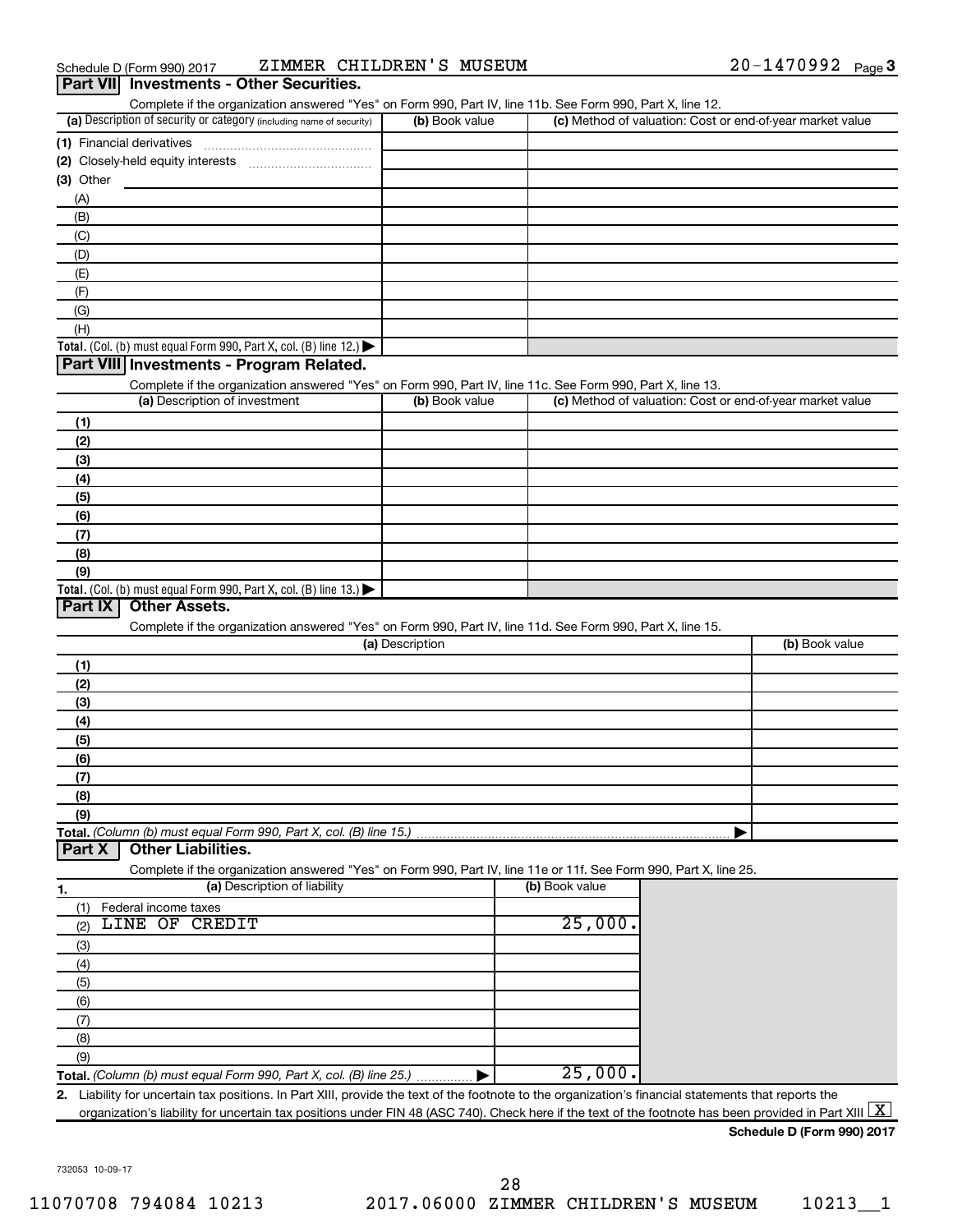Schedule D (Form 990) 2017 ZIMMER CHILDREN'S MUSEUM 20-1470992 Page 3

## Part VII Investments - Other Securities.

Complete if the organization answered "Yes" on Form 990, Part IV, line 11b. See Form 990, Part X, line 12.

| (a) Description of security or category (including name of security) | (b) Book value | (c) Method of valuation: Cost or end-of-year market value |
|---|---|---|
| (1) Financial derivatives | | |
| (2) Closely-held equity interests | | |
| (3) Other | | |
| (A) | | |
| (B) | | |
| (C) | | |
| (D) | | |
| (E) | | |
| (F) | | |
| (G) | | |
| (H) | | |
| **Total.** (Col. (b) must equal Form 990, Part X, col. (B) line 12.) | | |

## Part VIII Investments - Program Related.

Complete if the organization answered "Yes" on Form 990, Part IV, line 11c. See Form 990, Part X, line 13.

| (a) Description of investment | (b) Book value | (c) Method of valuation: Cost or end-of-year market value |
|---|---|---|
| (1) | | |
| (2) | | |
| (3) | | |
| (4) | | |
| (5) | | |
| (6) | | |
| (7) | | |
| (8) | | |
| (9) | | |
| **Total.** (Col. (b) must equal Form 990, Part X, col. (B) line 13.) | | |

## Part IX Other Assets.

Complete if the organization answered "Yes" on Form 990, Part IV, line 11d. See Form 990, Part X, line 15.

| (a) Description | (b) Book value |
|---|---|
| (1) | |
| (2) | |
| (3) | |
| (4) | |
| (5) | |
| (6) | |
| (7) | |
| (8) | |
| (9) | |
| **Total.** *(Column (b) must equal Form 990, Part X, col. (B) line 15.)* | |

## Part X Other Liabilities.

Complete if the organization answered "Yes" on Form 990, Part IV, line 11e or 11f. See Form 990, Part X, line 25.

| 1. (a) Description of liability | (b) Book value |
|---|---|
| (1) Federal income taxes | |
| (2) LINE OF CREDIT | 25,000. |
| (3) | |
| (4) | |
| (5) | |
| (6) | |
| (7) | |
| (8) | |
| (9) | |
| **Total.** *(Column (b) must equal Form 990, Part X, col. (B) line 25.)* | 25,000. |

2. Liability for uncertain tax positions. In Part XIII, provide the text of the footnote to the organization's financial statements that reports the organization's liability for uncertain tax positions under FIN 48 (ASC 740). Check here if the text of the footnote has been provided in Part XIII [X]

**Schedule D (Form 990) 2017**

732053 10-09-17

11070708 794084 10213 2017.06000 ZIMMER CHILDREN'S MUSEUM 10213__1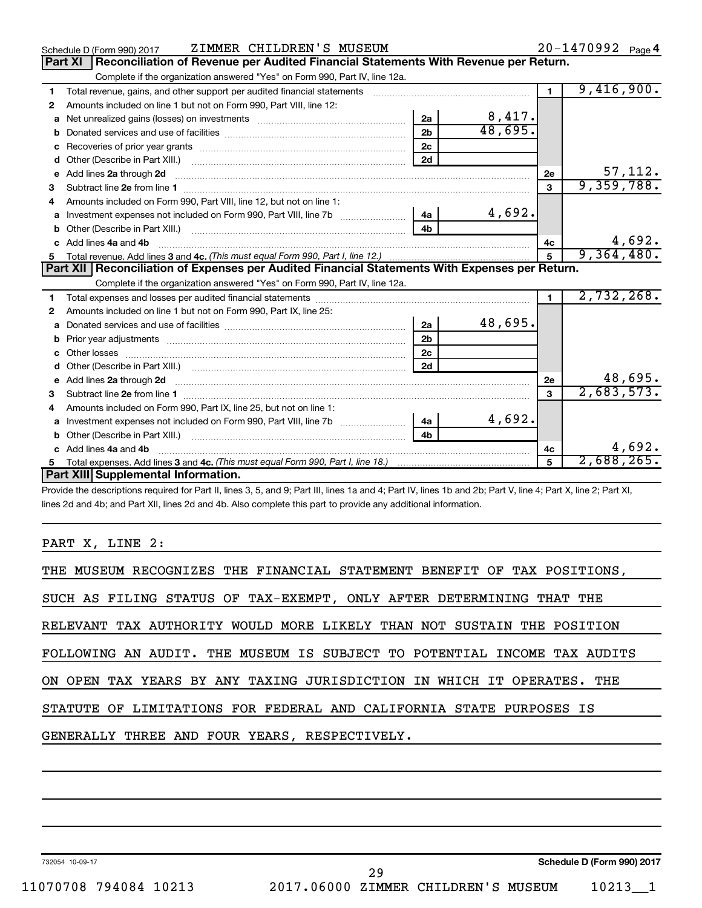Schedule D (Form 990) 2017 ZIMMER CHILDREN'S MUSEUM 20-1470992 Page 4

## Part XI Reconciliation of Revenue per Audited Financial Statements With Revenue per Return.

Complete if the organization answered "Yes" on Form 990, Part IV, line 12a.

| | | | | | |
|---|---|---|---|---|---|
| 1 | Total revenue, gains, and other support per audited financial statements | | | 1 | 9,416,900. |
| 2 | Amounts included on line 1 but not on Form 990, Part VIII, line 12: | | | | |
| a | Net unrealized gains (losses) on investments | 2a | 8,417. | | |
| b | Donated services and use of facilities | 2b | 48,695. | | |
| c | Recoveries of prior year grants | 2c | | | |
| d | Other (Describe in Part XIII.) | 2d | | | |
| e | Add lines 2a through 2d | | | 2e | 57,112. |
| 3 | Subtract line 2e from line 1 | | | 3 | 9,359,788. |
| 4 | Amounts included on Form 990, Part VIII, line 12, but not on line 1: | | | | |
| a | Investment expenses not included on Form 990, Part VIII, line 7b | 4a | 4,692. | | |
| b | Other (Describe in Part XIII.) | 4b | | | |
| c | Add lines 4a and 4b | | | 4c | 4,692. |
| 5 | Total revenue. Add lines 3 and 4c. *(This must equal Form 990, Part I, line 12.)* | | | 5 | 9,364,480. |

## Part XII Reconciliation of Expenses per Audited Financial Statements With Expenses per Return.

Complete if the organization answered "Yes" on Form 990, Part IV, line 12a.

| | | | | | |
|---|---|---|---|---|---|
| 1 | Total expenses and losses per audited financial statements | | | 1 | 2,732,268. |
| 2 | Amounts included on line 1 but not on Form 990, Part IX, line 25: | | | | |
| a | Donated services and use of facilities | 2a | 48,695. | | |
| b | Prior year adjustments | 2b | | | |
| c | Other losses | 2c | | | |
| d | Other (Describe in Part XIII.) | 2d | | | |
| e | Add lines 2a through 2d | | | 2e | 48,695. |
| 3 | Subtract line 2e from line 1 | | | 3 | 2,683,573. |
| 4 | Amounts included on Form 990, Part IX, line 25, but not on line 1: | | | | |
| a | Investment expenses not included on Form 990, Part VIII, line 7b | 4a | 4,692. | | |
| b | Other (Describe in Part XIII.) | 4b | | | |
| c | Add lines 4a and 4b | | | 4c | 4,692. |
| 5 | Total expenses. Add lines 3 and 4c. *(This must equal Form 990, Part I, line 18.)* | | | 5 | 2,688,265. |

## Part XIII Supplemental Information.

Provide the descriptions required for Part II, lines 3, 5, and 9; Part III, lines 1a and 4; Part IV, lines 1b and 2b; Part V, line 4; Part X, line 2; Part XI, lines 2d and 4b; and Part XII, lines 2d and 4b. Also complete this part to provide any additional information.

PART X, LINE 2:

THE MUSEUM RECOGNIZES THE FINANCIAL STATEMENT BENEFIT OF TAX POSITIONS, SUCH AS FILING STATUS OF TAX-EXEMPT, ONLY AFTER DETERMINING THAT THE RELEVANT TAX AUTHORITY WOULD MORE LIKELY THAN NOT SUSTAIN THE POSITION FOLLOWING AN AUDIT. THE MUSEUM IS SUBJECT TO POTENTIAL INCOME TAX AUDITS ON OPEN TAX YEARS BY ANY TAXING JURISDICTION IN WHICH IT OPERATES. THE STATUTE OF LIMITATIONS FOR FEDERAL AND CALIFORNIA STATE PURPOSES IS GENERALLY THREE AND FOUR YEARS, RESPECTIVELY.

732054 10-09-17 Schedule D (Form 990) 2017

11070708 794084 10213 2017.06000 ZIMMER CHILDREN'S MUSEUM 10213__1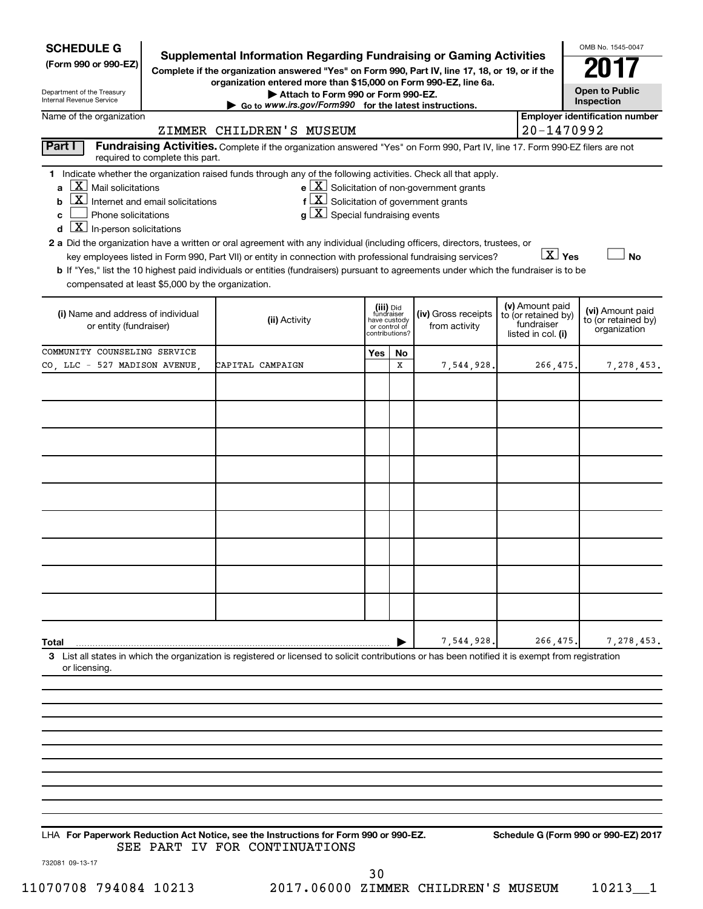**SCHEDULE G**
**(Form 990 or 990-EZ)**

Department of the Treasury
Internal Revenue Service

# Supplemental Information Regarding Fundraising or Gaming Activities

**Complete if the organization answered "Yes" on Form 990, Part IV, line 17, 18, or 19, or if the organization entered more than $15,000 on Form 990-EZ, line 6a.**

**▶ Attach to Form 990 or Form 990-EZ.**

**▶ Go to www.irs.gov/Form990 for the latest instructions.**

OMB No. 1545-0047

**2017**

**Open to Public Inspection**

Name of the organization: ZIMMER CHILDREN'S MUSEUM

Employer identification number: 20-1470992

**Part I** **Fundraising Activities.** Complete if the organization answered "Yes" on Form 990, Part IV, line 17. Form 990-EZ filers are not required to complete this part.

**1** Indicate whether the organization raised funds through any of the following activities. Check all that apply.

- **a** [X] Mail solicitations
- **b** [X] Internet and email solicitations
- **c** [ ] Phone solicitations
- **d** [X] In-person solicitations
- **e** [X] Solicitation of non-government grants
- **f** [X] Solicitation of government grants
- **g** [X] Special fundraising events

**2 a** Did the organization have a written or oral agreement with any individual (including officers, directors, trustees, or key employees listed in Form 990, Part VII) or entity in connection with professional fundraising services? [X] **Yes** [ ] **No**

**b** If "Yes," list the 10 highest paid individuals or entities (fundraisers) pursuant to agreements under which the fundraiser is to be compensated at least $5,000 by the organization.

| (i) Name and address of individual or entity (fundraiser) | (ii) Activity | (iii) Did fundraiser have custody or control of contributions? Yes | No | (iv) Gross receipts from activity | (v) Amount paid to (or retained by) fundraiser listed in col. (i) | (vi) Amount paid to (or retained by) organization |
|---|---|---|---|---|---|---|
| COMMUNITY COUNSELING SERVICE CO, LLC - 527 MADISON AVENUE, | CAPITAL CAMPAIGN | | X | 7,544,928. | 266,475. | 7,278,453. |
| | | | | | | |
| | | | | | | |
| | | | | | | |
| | | | | | | |
| | | | | | | |
| | | | | | | |
| | | | | | | |
| | | | | | | |
| | | | | | | |
| **Total** | | | | 7,544,928. | 266,475. | 7,278,453. |

**3** List all states in which the organization is registered or licensed to solicit contributions or has been notified it is exempt from registration or licensing.

LHA **For Paperwork Reduction Act Notice, see the Instructions for Form 990 or 990-EZ.** **Schedule G (Form 990 or 990-EZ) 2017**

SEE PART IV FOR CONTINUATIONS

732081 09-13-17

11070708 794084 10213 2017.06000 ZIMMER CHILDREN'S MUSEUM 10213__1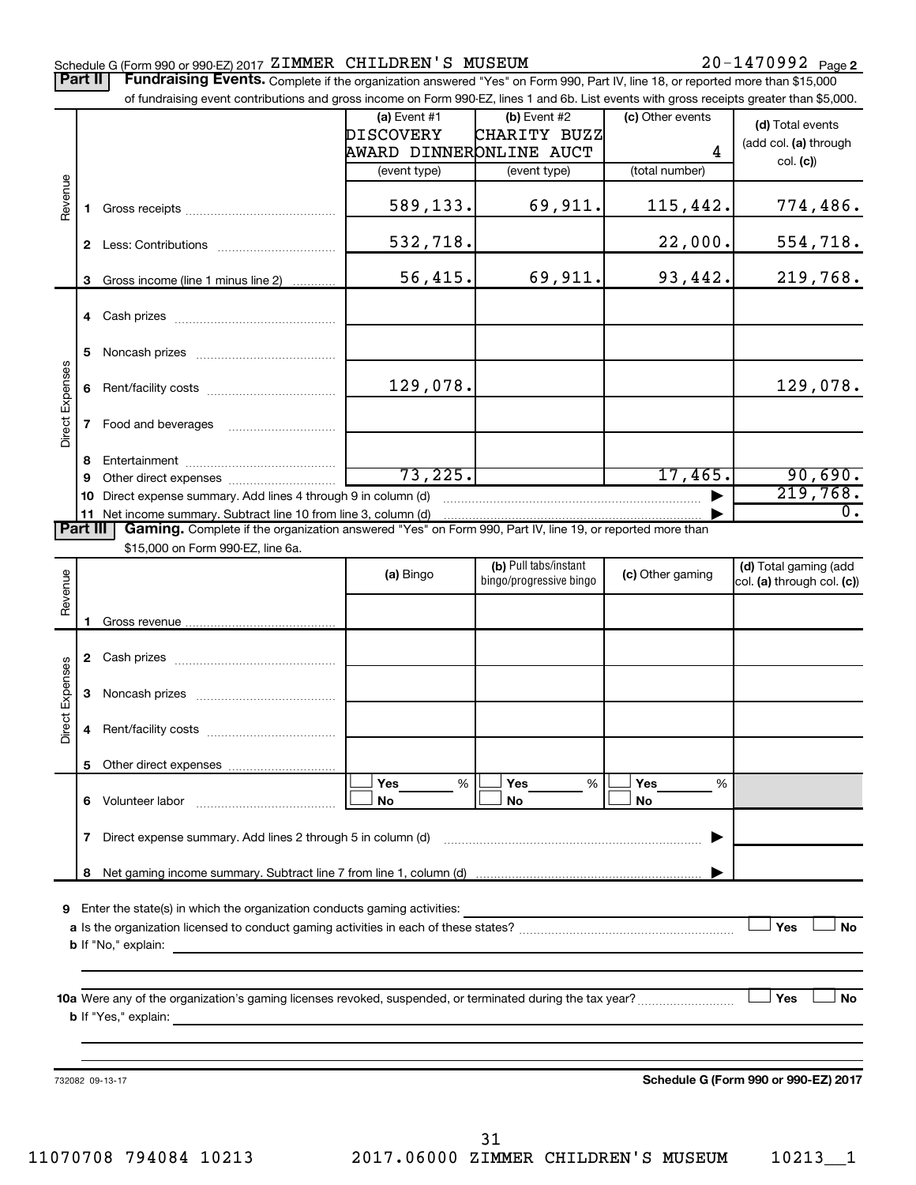Schedule G (Form 990 or 990-EZ) 2017 ZIMMER CHILDREN'S MUSEUM 20-1470992 Page 2

**Part II** **Fundraising Events.** Complete if the organization answered "Yes" on Form 990, Part IV, line 18, or reported more than $15,000 of fundraising event contributions and gross income on Form 990-EZ, lines 1 and 6b. List events with gross receipts greater than $5,000.

| | | (a) Event #1 DISCOVERY AWARD DINNER (event type) | (b) Event #2 CHARITY BUZZ ONLINE AUCT (event type) | (c) Other events 4 (total number) | (d) Total events (add col. (a) through col. (c)) |
|---|---|---|---|---|---|
| Revenue | 1 Gross receipts | 589,133. | 69,911. | 115,442. | 774,486. |
| | 2 Less: Contributions | 532,718. | | 22,000. | 554,718. |
| | 3 Gross income (line 1 minus line 2) | 56,415. | 69,911. | 93,442. | 219,768. |
| Direct Expenses | 4 Cash prizes | | | | |
| | 5 Noncash prizes | | | | |
| | 6 Rent/facility costs | 129,078. | | | 129,078. |
| | 7 Food and beverages | | | | |
| | 8 Entertainment | | | | |
| | 9 Other direct expenses | 73,225. | | 17,465. | 90,690. |
| | 10 Direct expense summary. Add lines 4 through 9 in column (d) | | | ▶ | 219,768. |
| | 11 Net income summary. Subtract line 10 from line 3, column (d) | | | ▶ | 0. |

**Part III** **Gaming.** Complete if the organization answered "Yes" on Form 990, Part IV, line 19, or reported more than $15,000 on Form 990-EZ, line 6a.

| | | (a) Bingo | (b) Pull tabs/instant bingo/progressive bingo | (c) Other gaming | (d) Total gaming (add col. (a) through col. (c)) |
|---|---|---|---|---|---|
| Revenue | 1 Gross revenue | | | | |
| Direct Expenses | 2 Cash prizes | | | | |
| | 3 Noncash prizes | | | | |
| | 4 Rent/facility costs | | | | |
| | 5 Other direct expenses | | | | |
| | 6 Volunteer labor | ☐ Yes ___ % ☐ No | ☐ Yes ___ % ☐ No | ☐ Yes ___ % ☐ No | |
| | 7 Direct expense summary. Add lines 2 through 5 in column (d) | | | ▶ | |
| | 8 Net gaming income summary. Subtract line 7 from line 1, column (d) | | | ▶ | |

**9** Enter the state(s) in which the organization conducts gaming activities:

**a** Is the organization licensed to conduct gaming activities in each of these states? ☐ Yes ☐ No

**b** If "No," explain:

**10a** Were any of the organization's gaming licenses revoked, suspended, or terminated during the tax year? ☐ Yes ☐ No

**b** If "Yes," explain:

732082 09-13-17 **Schedule G (Form 990 or 990-EZ) 2017**

11070708 794084 10213 2017.06000 ZIMMER CHILDREN'S MUSEUM 10213__1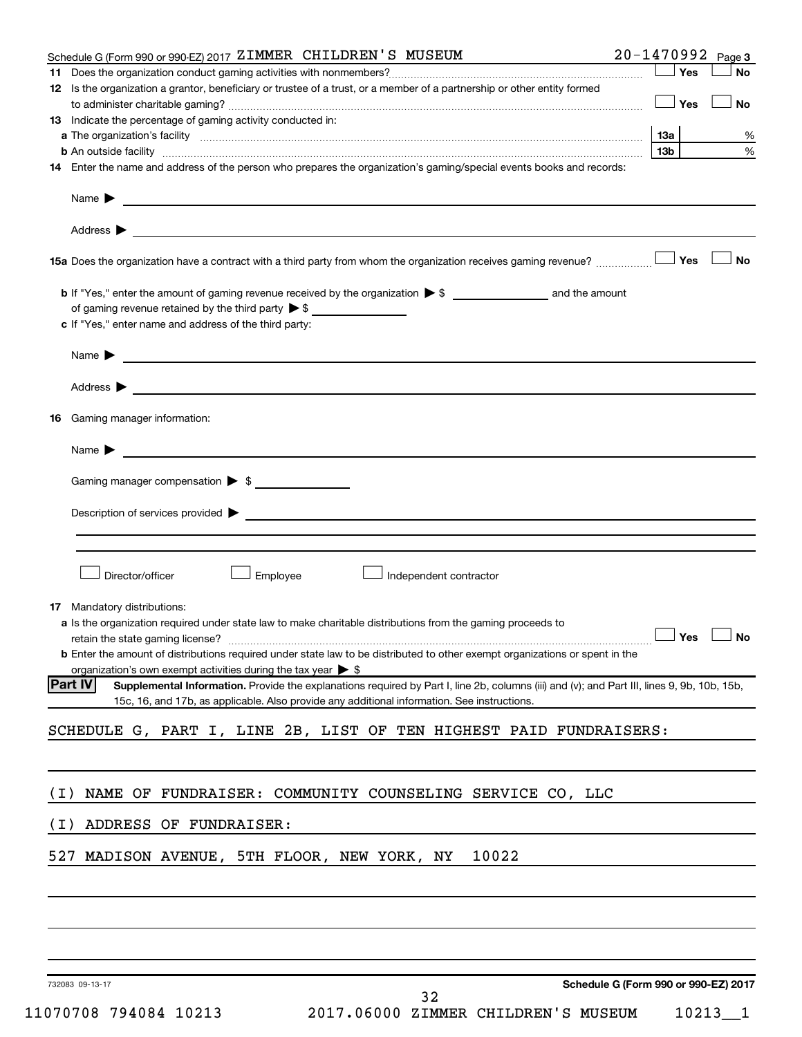Schedule G (Form 990 or 990-EZ) 2017 ZIMMER CHILDREN'S MUSEUM 20-1470992 Page 3

**11** Does the organization conduct gaming activities with nonmembers? ☐ Yes ☐ No

**12** Is the organization a grantor, beneficiary or trustee of a trust, or a member of a partnership or other entity formed to administer charitable gaming? ☐ Yes ☐ No

**13** Indicate the percentage of gaming activity conducted in:

**a** The organization's facility **13a** %

**b** An outside facility **13b** %

**14** Enter the name and address of the person who prepares the organization's gaming/special events books and records:

Name ▶

Address ▶

**15a** Does the organization have a contract with a third party from whom the organization receives gaming revenue? ☐ Yes ☐ No

**b** If "Yes," enter the amount of gaming revenue received by the organization ▶ $ ______ and the amount of gaming revenue retained by the third party ▶ $ ______

**c** If "Yes," enter name and address of the third party:

Name ▶

Address ▶

**16** Gaming manager information:

Name ▶

Gaming manager compensation ▶ $

Description of services provided ▶

☐ Director/officer ☐ Employee ☐ Independent contractor

**17** Mandatory distributions:

**a** Is the organization required under state law to make charitable distributions from the gaming proceeds to retain the state gaming license? ☐ Yes ☐ No

**b** Enter the amount of distributions required under state law to be distributed to other exempt organizations or spent in the organization's own exempt activities during the tax year ▶ $

**Part IV** **Supplemental Information.** Provide the explanations required by Part I, line 2b, columns (iii) and (v); and Part III, lines 9, 9b, 10b, 15b, 15c, 16, and 17b, as applicable. Also provide any additional information. See instructions.

SCHEDULE G, PART I, LINE 2B, LIST OF TEN HIGHEST PAID FUNDRAISERS:

(I) NAME OF FUNDRAISER: COMMUNITY COUNSELING SERVICE CO, LLC

(I) ADDRESS OF FUNDRAISER:

527 MADISON AVENUE, 5TH FLOOR, NEW YORK, NY 10022

732083 09-13-17

**Schedule G (Form 990 or 990-EZ) 2017**

11070708 794084 10213 2017.06000 ZIMMER CHILDREN'S MUSEUM 10213__1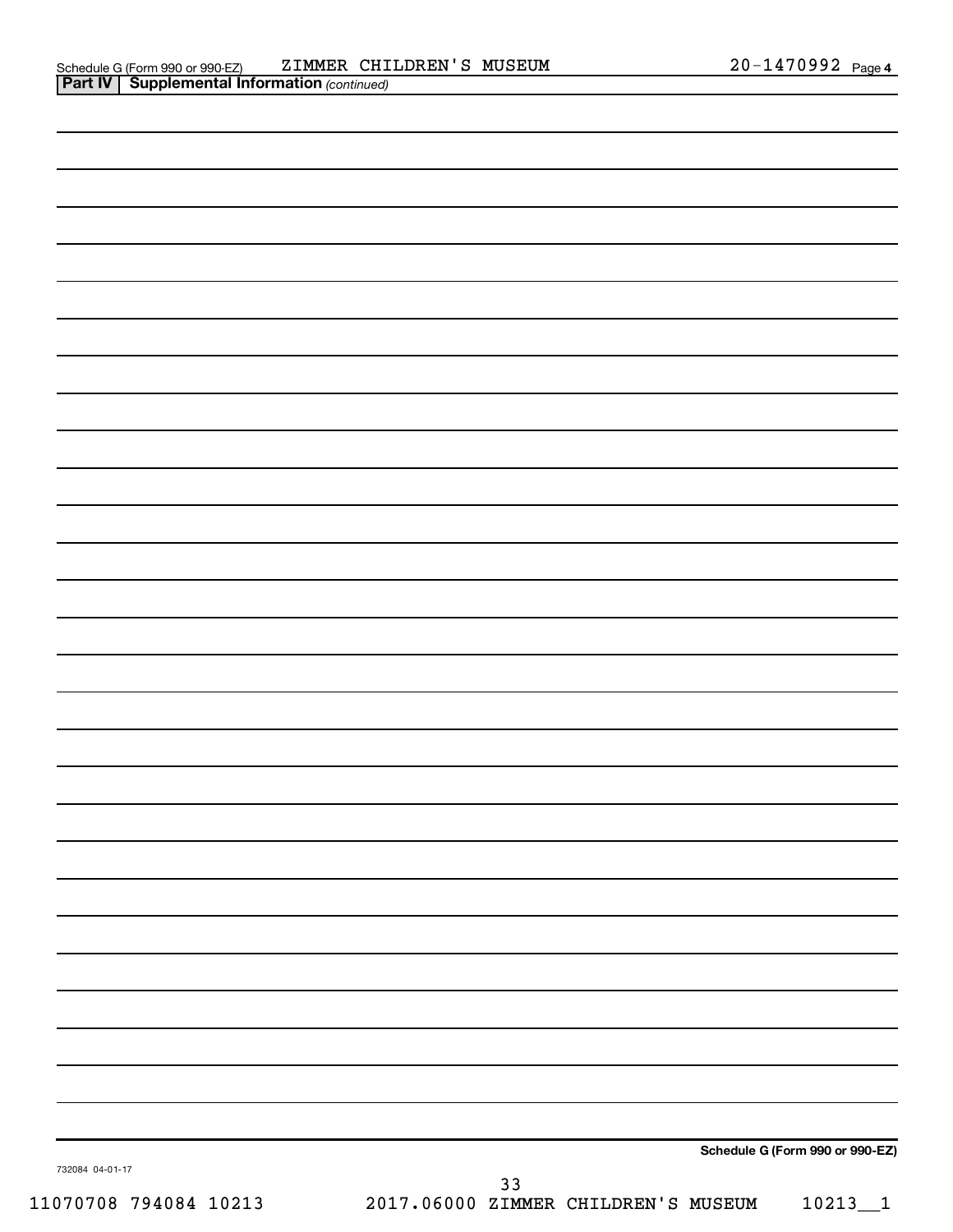Schedule G (Form 990 or 990-EZ) ZIMMER CHILDREN'S MUSEUM 20-1470992 Page 4

**Part IV | Supplemental Information** *(continued)*

**Schedule G (Form 990 or 990-EZ)**

732084 04-01-17

11070708 794084 10213 2017.06000 ZIMMER CHILDREN'S MUSEUM 10213__1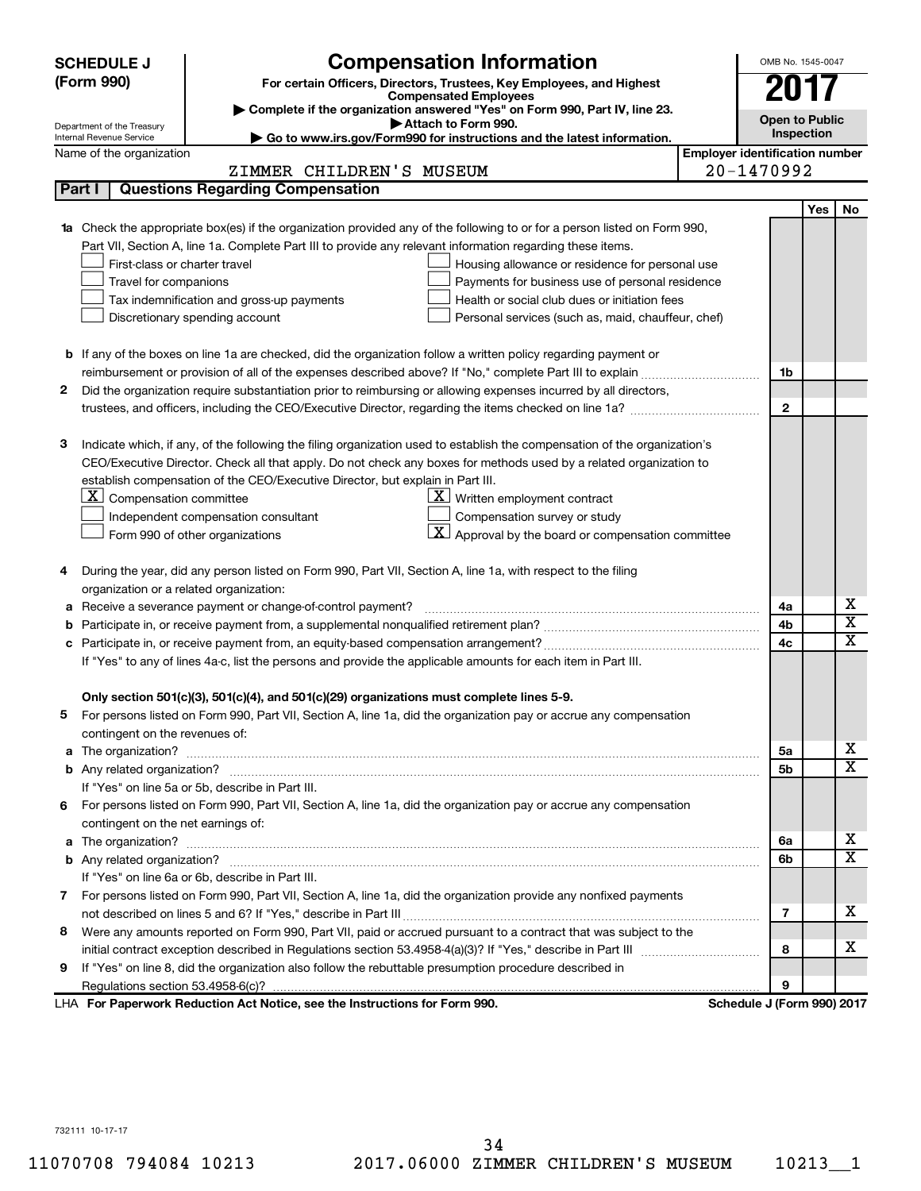**SCHEDULE J (Form 990)**

Department of the Treasury
Internal Revenue Service

# Compensation Information

**For certain Officers, Directors, Trustees, Key Employees, and Highest Compensated Employees**

▶ Complete if the organization answered "Yes" on Form 990, Part IV, line 23.
▶ Attach to Form 990.
▶ Go to www.irs.gov/Form990 for instructions and the latest information.

OMB No. 1545-0047

**2017**

**Open to Public Inspection**

Name of the organization: ZIMMER CHILDREN'S MUSEUM

Employer identification number: 20-1470992

## Part I Questions Regarding Compensation

| | | | Yes | No |
|---|---|---|---|---|
| **1a** | Check the appropriate box(es) if the organization provided any of the following to or for a person listed on Form 990, Part VII, Section A, line 1a. Complete Part III to provide any relevant information regarding these items.<br>☐ First-class or charter travel<br>☐ Travel for companions<br>☐ Tax indemnification and gross-up payments<br>☐ Discretionary spending account<br>☐ Housing allowance or residence for personal use<br>☐ Payments for business use of personal residence<br>☐ Health or social club dues or initiation fees<br>☐ Personal services (such as, maid, chauffeur, chef) | | | |
| **b** | If any of the boxes on line 1a are checked, did the organization follow a written policy regarding payment or reimbursement or provision of all of the expenses described above? If "No," complete Part III to explain | 1b | | |
| **2** | Did the organization require substantiation prior to reimbursing or allowing expenses incurred by all directors, trustees, and officers, including the CEO/Executive Director, regarding the items checked on line 1a? | 2 | | |
| **3** | Indicate which, if any, of the following the filing organization used to establish the compensation of the organization's CEO/Executive Director. Check all that apply. Do not check any boxes for methods used by a related organization to establish compensation of the CEO/Executive Director, but explain in Part III.<br>☒ Compensation committee<br>☐ Independent compensation consultant<br>☐ Form 990 of other organizations<br>☒ Written employment contract<br>☐ Compensation survey or study<br>☒ Approval by the board or compensation committee | | | |
| **4** | During the year, did any person listed on Form 990, Part VII, Section A, line 1a, with respect to the filing organization or a related organization: | | | |
| **a** | Receive a severance payment or change-of-control payment? | 4a | | X |
| **b** | Participate in, or receive payment from, a supplemental nonqualified retirement plan? | 4b | | X |
| **c** | Participate in, or receive payment from, an equity-based compensation arrangement? | 4c | | X |
| | If "Yes" to any of lines 4a-c, list the persons and provide the applicable amounts for each item in Part III. | | | |
| | **Only section 501(c)(3), 501(c)(4), and 501(c)(29) organizations must complete lines 5-9.** | | | |
| **5** | For persons listed on Form 990, Part VII, Section A, line 1a, did the organization pay or accrue any compensation contingent on the revenues of: | | | |
| **a** | The organization? | 5a | | X |
| **b** | Any related organization? | 5b | | X |
| | If "Yes" on line 5a or 5b, describe in Part III. | | | |
| **6** | For persons listed on Form 990, Part VII, Section A, line 1a, did the organization pay or accrue any compensation contingent on the net earnings of: | | | |
| **a** | The organization? | 6a | | X |
| **b** | Any related organization? | 6b | | X |
| | If "Yes" on line 6a or 6b, describe in Part III. | | | |
| **7** | For persons listed on Form 990, Part VII, Section A, line 1a, did the organization provide any nonfixed payments not described on lines 5 and 6? If "Yes," describe in Part III | 7 | | X |
| **8** | Were any amounts reported on Form 990, Part VII, paid or accrued pursuant to a contract that was subject to the initial contract exception described in Regulations section 53.4958-4(a)(3)? If "Yes," describe in Part III | 8 | | X |
| **9** | If "Yes" on line 8, did the organization also follow the rebuttable presumption procedure described in Regulations section 53.4958-6(c)? | 9 | | |

LHA **For Paperwork Reduction Act Notice, see the Instructions for Form 990.** **Schedule J (Form 990) 2017**

732111 10-17-17

11070708 794084 10213 2017.06000 ZIMMER CHILDREN'S MUSEUM 10213__1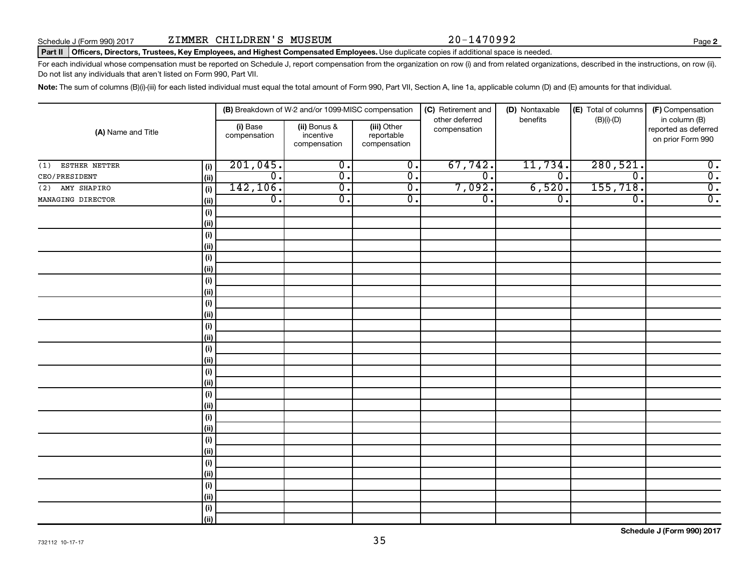Schedule J (Form 990) 2017 ZIMMER CHILDREN'S MUSEUM 20-1470992 Page 2

**Part II** **Officers, Directors, Trustees, Key Employees, and Highest Compensated Employees.** Use duplicate copies if additional space is needed.

For each individual whose compensation must be reported on Schedule J, report compensation from the organization on row (i) and from related organizations, described in the instructions, on row (ii). Do not list any individuals that aren't listed on Form 990, Part VII.

**Note:** The sum of columns (B)(i)-(iii) for each listed individual must equal the total amount of Form 990, Part VII, Section A, line 1a, applicable column (D) and (E) amounts for that individual.

| (A) Name and Title | | (B) Breakdown of W-2 and/or 1099-MISC compensation | | | (C) Retirement and other deferred compensation | (D) Nontaxable benefits | (E) Total of columns (B)(i)-(D) | (F) Compensation in column (B) reported as deferred on prior Form 990 |
|---|---|---|---|---|---|---|---|---|
| | | (i) Base compensation | (ii) Bonus & incentive compensation | (iii) Other reportable compensation | | | | |
| (1) ESTHER NETTER | (i) | 201,045. | 0. | 0. | 67,742. | 11,734. | 280,521. | 0. |
| CEO/PRESIDENT | (ii) | 0. | 0. | 0. | 0. | 0. | 0. | 0. |
| (2) AMY SHAPIRO | (i) | 142,106. | 0. | 0. | 7,092. | 6,520. | 155,718. | 0. |
| MANAGING DIRECTOR | (ii) | 0. | 0. | 0. | 0. | 0. | 0. | 0. |
| | (i) | | | | | | | |
| | (ii) | | | | | | | |
| | (i) | | | | | | | |
| | (ii) | | | | | | | |
| | (i) | | | | | | | |
| | (ii) | | | | | | | |
| | (i) | | | | | | | |
| | (ii) | | | | | | | |
| | (i) | | | | | | | |
| | (ii) | | | | | | | |
| | (i) | | | | | | | |
| | (ii) | | | | | | | |
| | (i) | | | | | | | |
| | (ii) | | | | | | | |
| | (i) | | | | | | | |
| | (ii) | | | | | | | |
| | (i) | | | | | | | |
| | (ii) | | | | | | | |
| | (i) | | | | | | | |
| | (ii) | | | | | | | |
| | (i) | | | | | | | |
| | (ii) | | | | | | | |
| | (i) | | | | | | | |
| | (ii) | | | | | | | |
| | (i) | | | | | | | |
| | (ii) | | | | | | | |
| | (i) | | | | | | | |
| | (ii) | | | | | | | |

**Schedule J (Form 990) 2017**

732112 10-17-17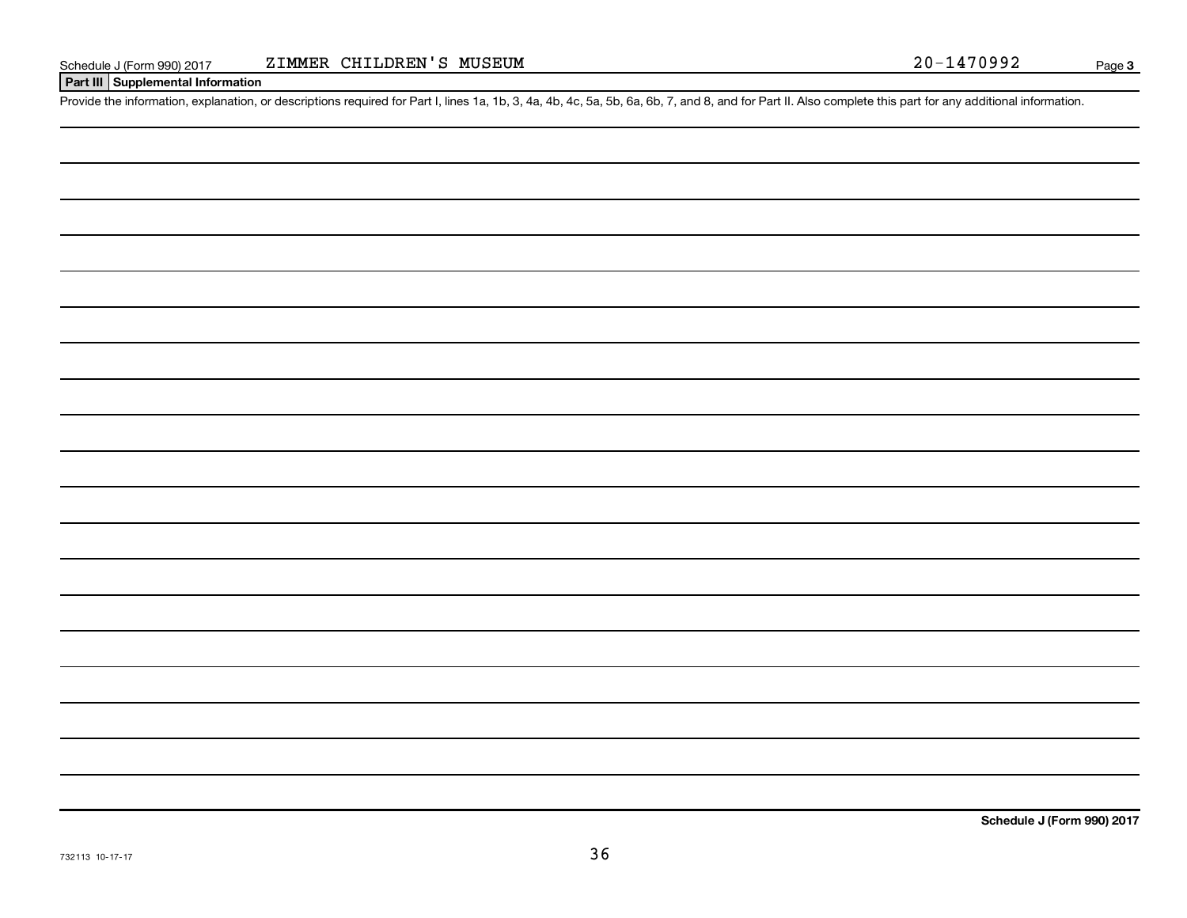Schedule J (Form 990) 2017 ZIMMER CHILDREN'S MUSEUM 20-1470992

## Part III Supplemental Information

Provide the information, explanation, or descriptions required for Part I, lines 1a, 1b, 3, 4a, 4b, 4c, 5a, 5b, 6a, 6b, 7, and 8, and for Part II. Also complete this part for any additional information.

Schedule J (Form 990) 2017

732113 10-17-17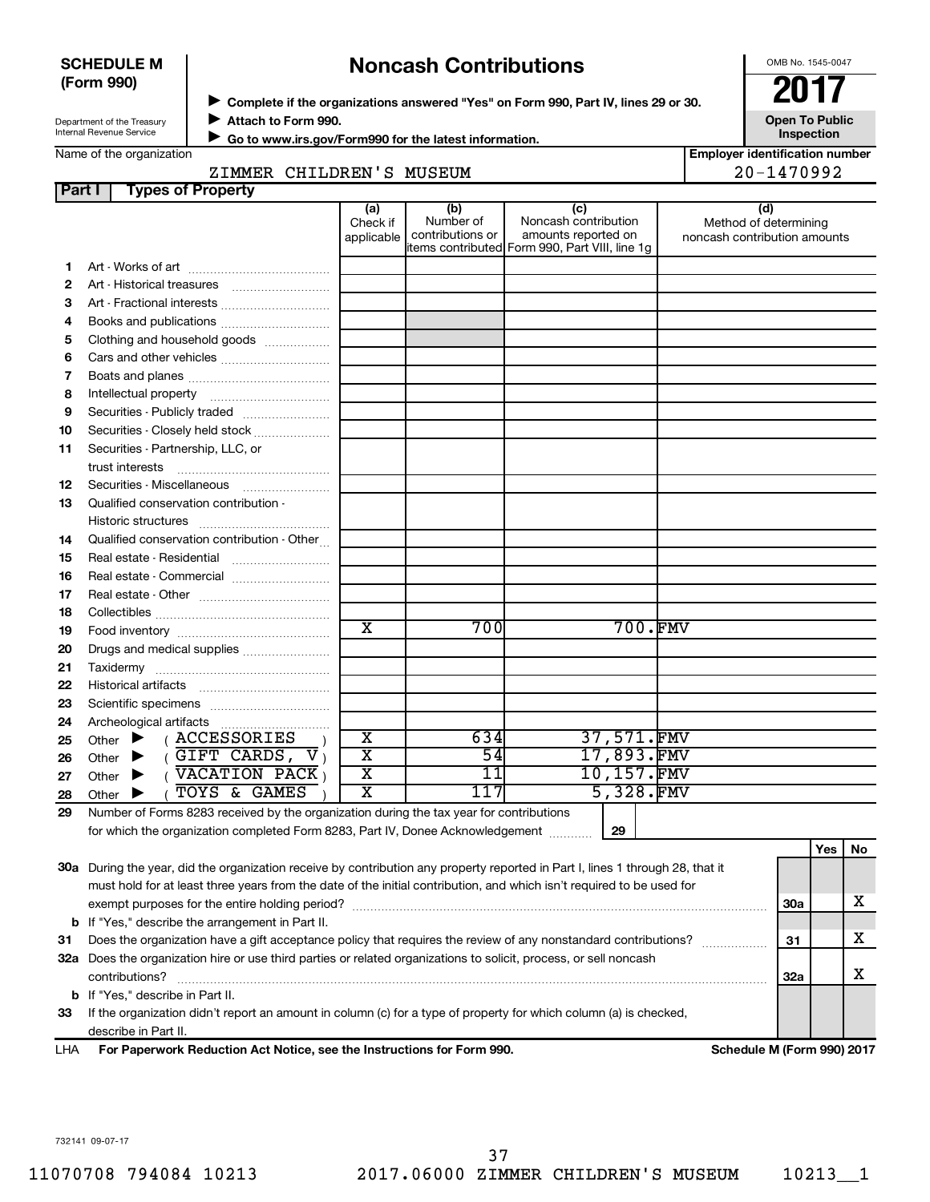**SCHEDULE M (Form 990)**

Department of the Treasury
Internal Revenue Service

# Noncash Contributions

▶ Complete if the organizations answered "Yes" on Form 990, Part IV, lines 29 or 30.
▶ Attach to Form 990.
▶ Go to www.irs.gov/Form990 for the latest information.

OMB No. 1545-0047

**2017**

**Open To Public Inspection**

Name of the organization: ZIMMER CHILDREN'S MUSEUM

Employer identification number: 20-1470992

**Part I Types of Property**

| | | (a) Check if applicable | (b) Number of contributions or items contributed | (c) Noncash contribution amounts reported on Form 990, Part VIII, line 1g | (d) Method of determining noncash contribution amounts |
|---|---|---|---|---|---|
| 1 | Art - Works of art | | | | |
| 2 | Art - Historical treasures | | | | |
| 3 | Art - Fractional interests | | | | |
| 4 | Books and publications | | | | |
| 5 | Clothing and household goods | | | | |
| 6 | Cars and other vehicles | | | | |
| 7 | Boats and planes | | | | |
| 8 | Intellectual property | | | | |
| 9 | Securities - Publicly traded | | | | |
| 10 | Securities - Closely held stock | | | | |
| 11 | Securities - Partnership, LLC, or trust interests | | | | |
| 12 | Securities - Miscellaneous | | | | |
| 13 | Qualified conservation contribution - Historic structures | | | | |
| 14 | Qualified conservation contribution - Other | | | | |
| 15 | Real estate - Residential | | | | |
| 16 | Real estate - Commercial | | | | |
| 17 | Real estate - Other | | | | |
| 18 | Collectibles | | | | |
| 19 | Food inventory | X | 700 | 700. | FMV |
| 20 | Drugs and medical supplies | | | | |
| 21 | Taxidermy | | | | |
| 22 | Historical artifacts | | | | |
| 23 | Scientific specimens | | | | |
| 24 | Archeological artifacts | | | | |
| 25 | Other ▶ ( ACCESSORIES ) | X | 634 | 37,571. | FMV |
| 26 | Other ▶ ( GIFT CARDS, V ) | X | 54 | 17,893. | FMV |
| 27 | Other ▶ ( VACATION PACK ) | X | 11 | 10,157. | FMV |
| 28 | Other ▶ ( TOYS & GAMES ) | X | 117 | 5,328. | FMV |

29 Number of Forms 8283 received by the organization during the tax year for contributions for which the organization completed Form 8283, Part IV, Donee Acknowledgement ..... 29

| | | | Yes | No |
|---|---|---|---|---|
| 30a | During the year, did the organization receive by contribution any property reported in Part I, lines 1 through 28, that it must hold for at least three years from the date of the initial contribution, and which isn't required to be used for exempt purposes for the entire holding period? | 30a | | X |
| b | If "Yes," describe the arrangement in Part II. | | | |
| 31 | Does the organization have a gift acceptance policy that requires the review of any nonstandard contributions? | 31 | | X |
| 32a | Does the organization hire or use third parties or related organizations to solicit, process, or sell noncash contributions? | 32a | | X |
| b | If "Yes," describe in Part II. | | | |
| 33 | If the organization didn't report an amount in column (c) for a type of property for which column (a) is checked, describe in Part II. | | | |

LHA **For Paperwork Reduction Act Notice, see the Instructions for Form 990.** **Schedule M (Form 990) 2017**

732141 09-07-17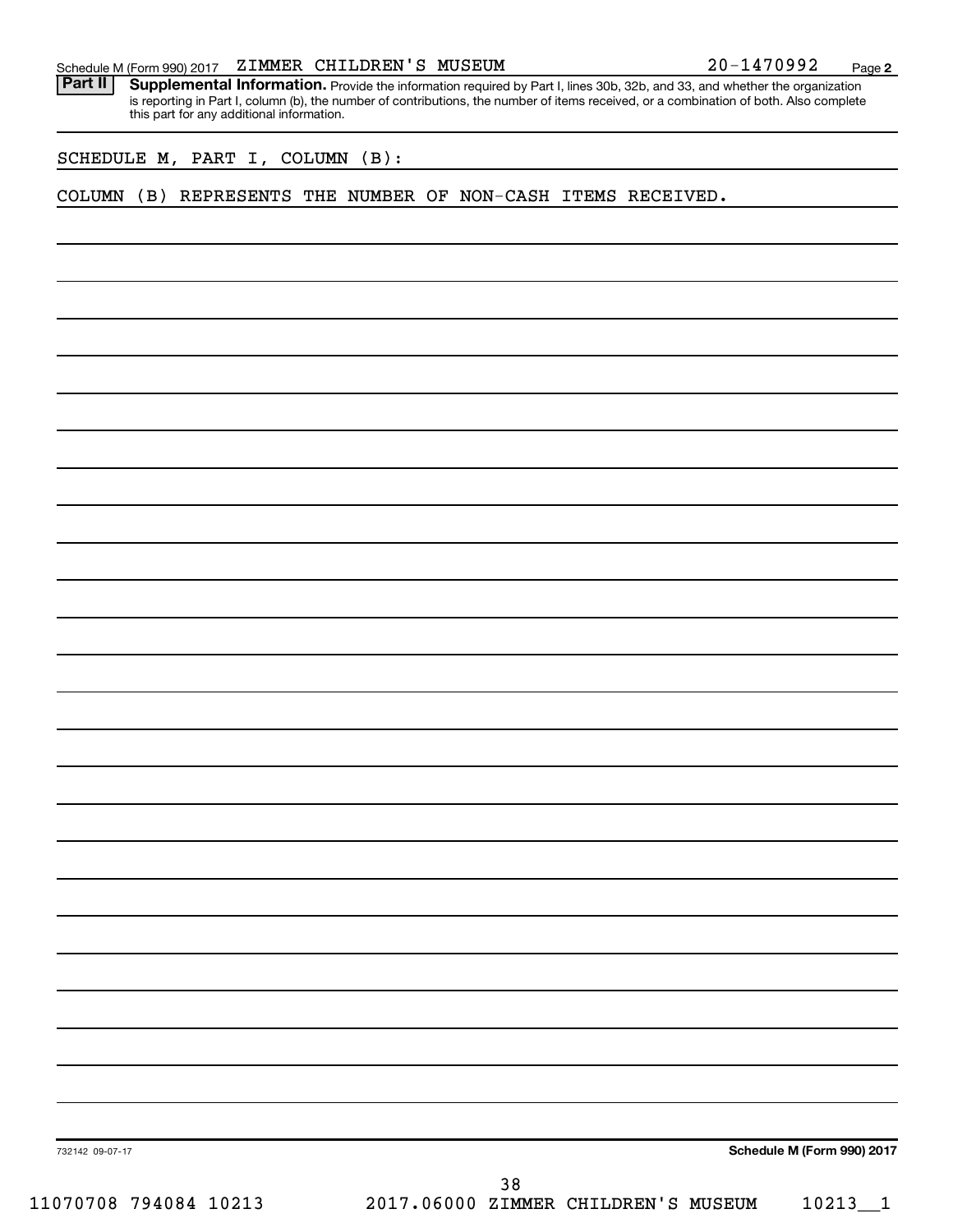Schedule M (Form 990) 2017 ZIMMER CHILDREN'S MUSEUM 20-1470992 Page **2**

**Part II** **Supplemental Information.** Provide the information required by Part I, lines 30b, 32b, and 33, and whether the organization is reporting in Part I, column (b), the number of contributions, the number of items received, or a combination of both. Also complete this part for any additional information.

SCHEDULE M, PART I, COLUMN (B):

COLUMN (B) REPRESENTS THE NUMBER OF NON-CASH ITEMS RECEIVED.

732142 09-07-17 **Schedule M (Form 990) 2017**

11070708 794084 10213 2017.06000 ZIMMER CHILDREN'S MUSEUM 10213__1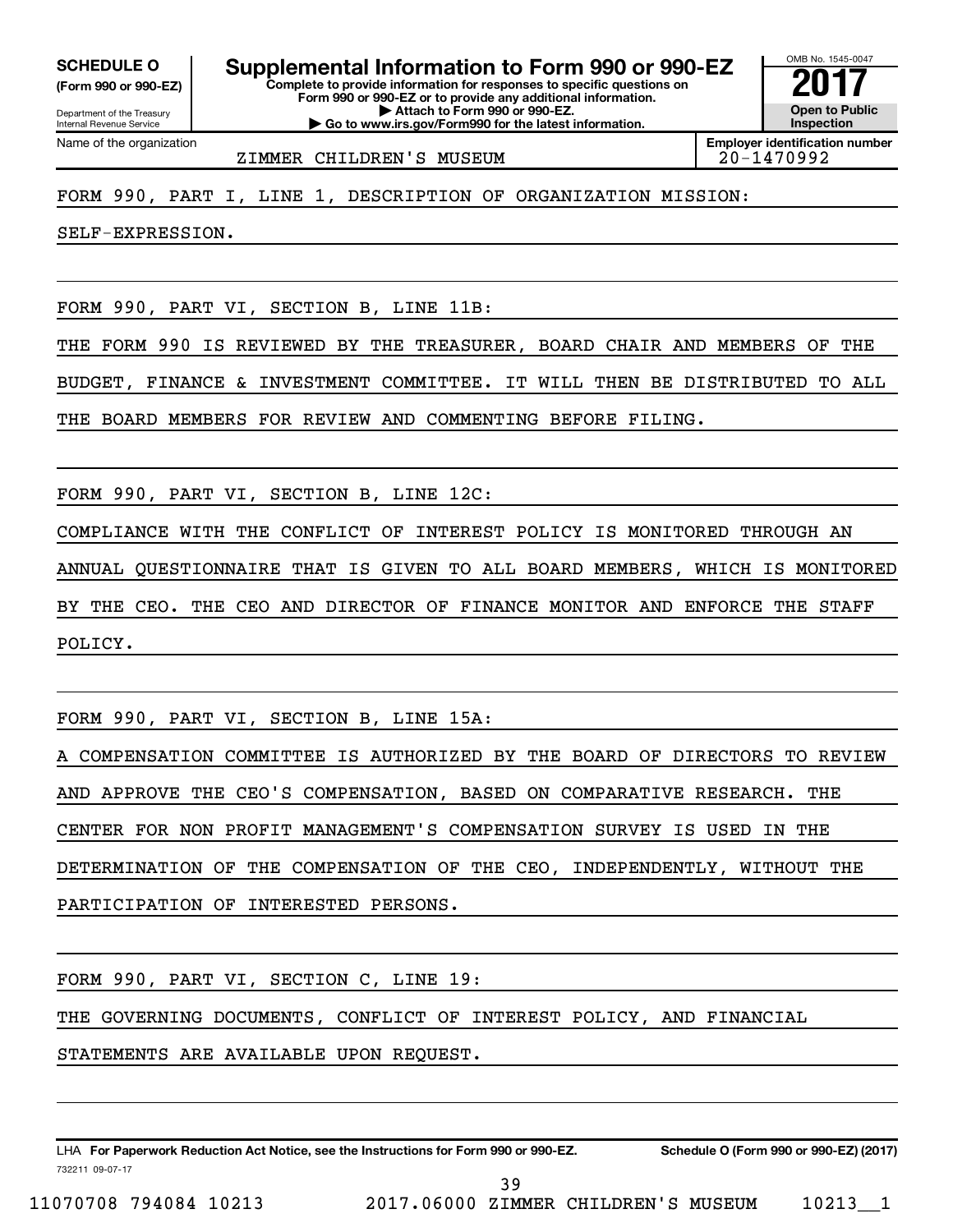**SCHEDULE O**
**(Form 990 or 990-EZ)**

Department of the Treasury
Internal Revenue Service

# Supplemental Information to Form 990 or 990-EZ

**Complete to provide information for responses to specific questions on Form 990 or 990-EZ or to provide any additional information.**
**▶ Attach to Form 990 or 990-EZ.**
**▶ Go to www.irs.gov/Form990 for the latest information.**

OMB No. 1545-0047
**2017**
**Open to Public Inspection**

| Name of the organization | Employer identification number |
|---|---|
| ZIMMER CHILDREN'S MUSEUM | 20-1470992 |

FORM 990, PART I, LINE 1, DESCRIPTION OF ORGANIZATION MISSION:

SELF-EXPRESSION.

FORM 990, PART VI, SECTION B, LINE 11B:

THE FORM 990 IS REVIEWED BY THE TREASURER, BOARD CHAIR AND MEMBERS OF THE BUDGET, FINANCE & INVESTMENT COMMITTEE. IT WILL THEN BE DISTRIBUTED TO ALL THE BOARD MEMBERS FOR REVIEW AND COMMENTING BEFORE FILING.

FORM 990, PART VI, SECTION B, LINE 12C:

COMPLIANCE WITH THE CONFLICT OF INTEREST POLICY IS MONITORED THROUGH AN ANNUAL QUESTIONNAIRE THAT IS GIVEN TO ALL BOARD MEMBERS, WHICH IS MONITORED BY THE CEO. THE CEO AND DIRECTOR OF FINANCE MONITOR AND ENFORCE THE STAFF POLICY.

FORM 990, PART VI, SECTION B, LINE 15A:

A COMPENSATION COMMITTEE IS AUTHORIZED BY THE BOARD OF DIRECTORS TO REVIEW AND APPROVE THE CEO'S COMPENSATION, BASED ON COMPARATIVE RESEARCH. THE CENTER FOR NON PROFIT MANAGEMENT'S COMPENSATION SURVEY IS USED IN THE DETERMINATION OF THE COMPENSATION OF THE CEO, INDEPENDENTLY, WITHOUT THE PARTICIPATION OF INTERESTED PERSONS.

FORM 990, PART VI, SECTION C, LINE 19:

THE GOVERNING DOCUMENTS, CONFLICT OF INTEREST POLICY, AND FINANCIAL STATEMENTS ARE AVAILABLE UPON REQUEST.

LHA **For Paperwork Reduction Act Notice, see the Instructions for Form 990 or 990-EZ.** **Schedule O (Form 990 or 990-EZ) (2017)**
732211 09-07-17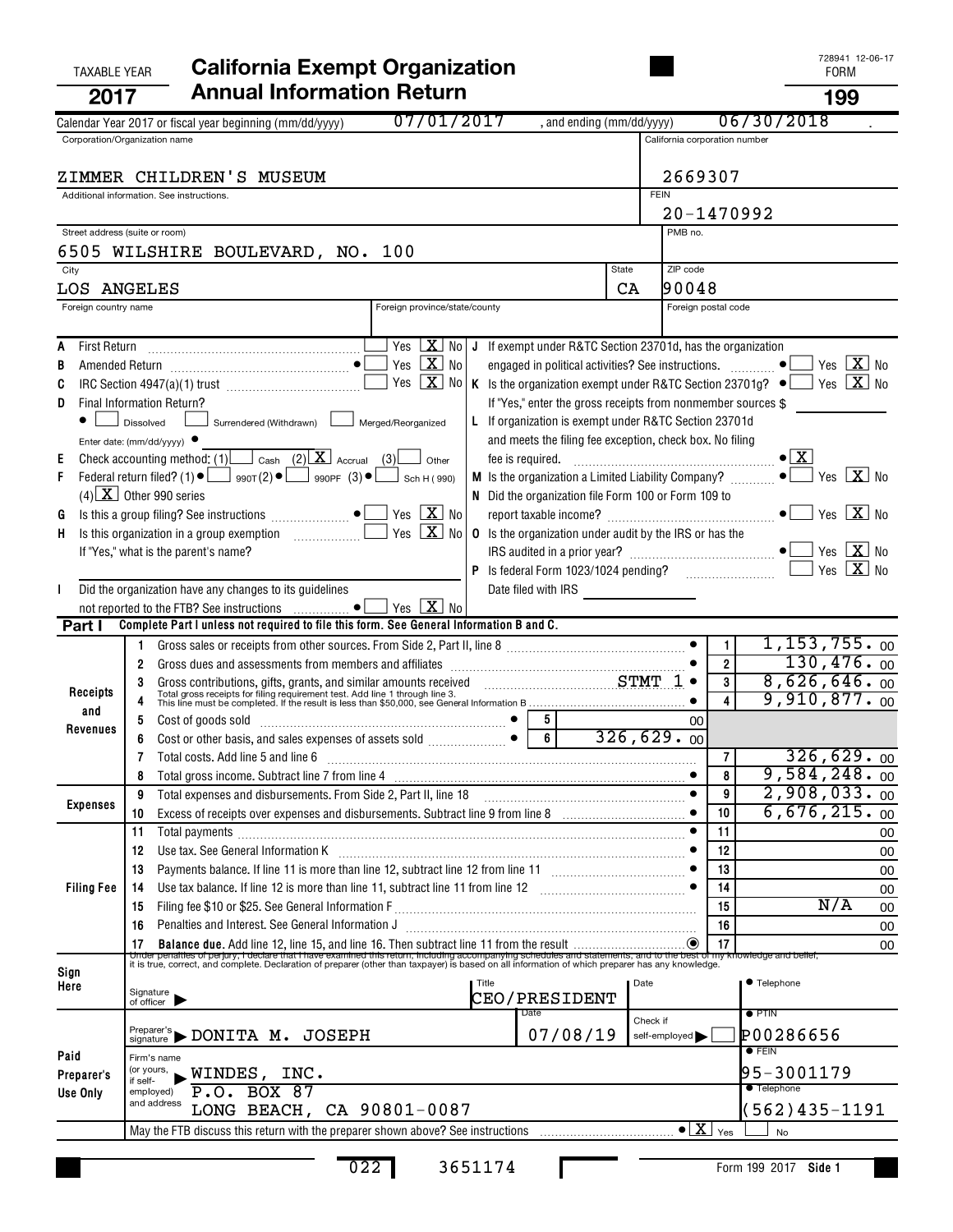728941 12-06-17

TAXABLE YEAR **2017**

# California Exempt Organization Annual Information Return

FORM **199**

Calendar Year 2017 or fiscal year beginning (mm/dd/yyyy) 07/01/2017 , and ending (mm/dd/yyyy) 06/30/2018 .

| Corporation/Organization name | California corporation number |
|---|---|
| ZIMMER CHILDREN'S MUSEUM | 2669307 |
| Additional information. See instructions. | FEIN 20-1470992 |
| Street address (suite or room) | PMB no. |
| 6505 WILSHIRE BOULEVARD, NO. 100 | |
| City / State / ZIP code | LOS ANGELES / CA / 90048 |
| Foreign country name / Foreign province/state/county | Foreign postal code |

A First Return ... Yes [ ] No [X]

B Amended Return ... Yes [ ] No [X]

C IRC Section 4947(a)(1) trust ... Yes [ ] No [X]

D Final Information Return? [ ] Dissolved [ ] Surrendered (Withdrawn) [ ] Merged/Reorganized

Enter date: (mm/dd/yyyy)

E Check accounting method: (1) [ ] Cash (2) [X] Accrual (3) [ ] Other

F Federal return filed? (1) [ ] 990T (2) [ ] 990PF (3) [ ] Sch H (990) (4) [X] Other 990 series

G Is this a group filing? See instructions ... Yes [ ] No [X]

H Is this organization in a group exemption ... Yes [ ] No [X]

If "Yes," what is the parent's name?

I Did the organization have any changes to its guidelines not reported to the FTB? See instructions ... Yes [ ] No [X]

J If exempt under R&TC Section 23701d, has the organization engaged in political activities? See instructions. ... Yes [ ] No [X]

K Is the organization exempt under R&TC Section 23701g? ... Yes [ ] No [X]

If "Yes," enter the gross receipts from nonmember sources $

L If organization is exempt under R&TC Section 23701d and meets the filing fee exception, check box. No filing fee is required. ... [X]

M Is the organization a Limited Liability Company? ... Yes [ ] No [X]

N Did the organization file Form 100 or Form 109 to report taxable income? ... Yes [ ] No [X]

O Is the organization under audit by the IRS or has the IRS audited in a prior year? ... Yes [ ] No [X]

P Is federal Form 1023/1024 pending? ... Yes [ ] No [X]

Date filed with IRS

**Part I** Complete Part I unless not required to file this form. See General Information B and C.

| Section | Line | Description | | | Line | Amount |
|---|---|---|---|---|---|---|
| Receipts and Revenues | 1 | Gross sales or receipts from other sources. From Side 2, Part II, line 8 | | | 1 | 1,153,755.00 |
| | 2 | Gross dues and assessments from members and affiliates | | | 2 | 130,476.00 |
| | 3 | Gross contributions, gifts, grants, and similar amounts received STMT 1 | | | 3 | 8,626,646.00 |
| | 4 | Total gross receipts for filing requirement test. Add line 1 through line 3. This line must be completed. If the result is less than $50,000, see General Information B | | | 4 | 9,910,877.00 |
| | 5 | Cost of goods sold | 5 | 00 | | |
| | 6 | Cost or other basis, and sales expenses of assets sold | 6 | 326,629.00 | | |
| | 7 | Total costs. Add line 5 and line 6 | | | 7 | 326,629.00 |
| | 8 | Total gross income. Subtract line 7 from line 4 | | | 8 | 9,584,248.00 |
| Expenses | 9 | Total expenses and disbursements. From Side 2, Part II, line 18 | | | 9 | 2,908,033.00 |
| | 10 | Excess of receipts over expenses and disbursements. Subtract line 9 from line 8 | | | 10 | 6,676,215.00 |
| Filing Fee | 11 | Total payments | | | 11 | 00 |
| | 12 | Use tax. See General Information K | | | 12 | 00 |
| | 13 | Payments balance. If line 11 is more than line 12, subtract line 12 from line 11 | | | 13 | 00 |
| | 14 | Use tax balance. If line 12 is more than line 11, subtract line 11 from line 12 | | | 14 | 00 |
| | 15 | Filing fee $10 or $25. See General Information F | | | 15 | N/A 00 |
| | 16 | Penalties and Interest. See General Information J | | | 16 | 00 |
| | 17 | **Balance due.** Add line 12, line 15, and line 16. Then subtract line 11 from the result | | | 17 | 00 |

Under penalties of perjury, I declare that I have examined this return, including accompanying schedules and statements, and to the best of my knowledge and belief, it is true, correct, and complete. Declaration of preparer (other than taxpayer) is based on all information of which preparer has any knowledge.

**Sign Here** — Signature of officer | Title: CEO/PRESIDENT | Date | Telephone

**Paid Preparer's Use Only**

Preparer's signature: DONITA M. JOSEPH | Date: 07/08/19 | Check if self-employed [ ] | PTIN: P00286656

Firm's name (or yours, if self-employed) and address: WINDES, INC. P.O. BOX 87 LONG BEACH, CA 90801-0087 | FEIN: 95-3001179 | Telephone: (562)435-1191

May the FTB discuss this return with the preparer shown above? See instructions ... [X] Yes [ ] No

022 3651174

Form 199 2017 Side 1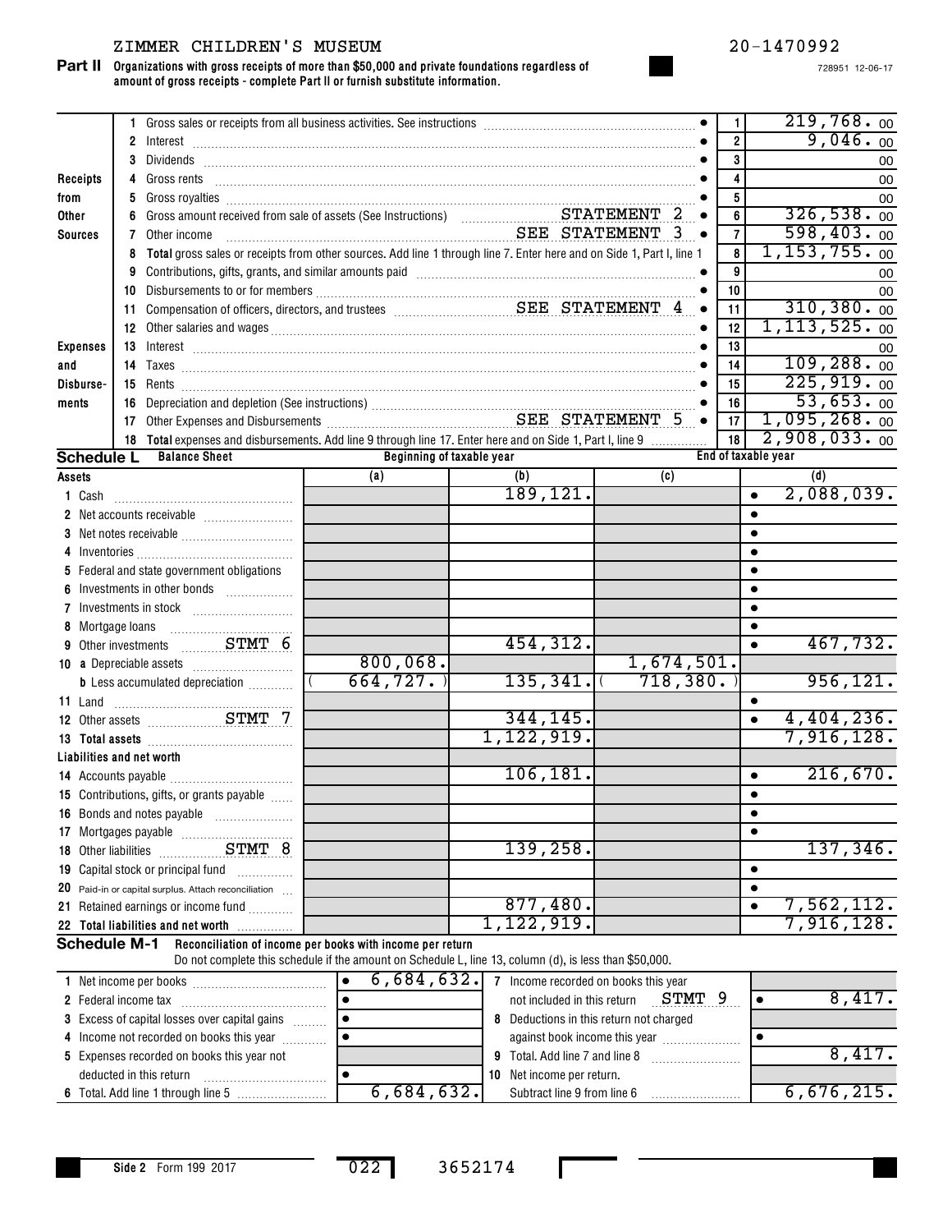ZIMMER CHILDREN'S MUSEUM 20-1470992

728951 12-06-17

## Part II Organizations with gross receipts of more than $50,000 and private foundations regardless of amount of gross receipts - complete Part II or furnish substitute information.

| Section | Line | Description | Line No. | Amount |
|---|---|---|---|---|
| Receipts from Other Sources | 1 | Gross sales or receipts from all business activities. See instructions | 1 | 219,768. 00 |
| | 2 | Interest | 2 | 9,046. 00 |
| | 3 | Dividends | 3 | 00 |
| | 4 | Gross rents | 4 | 00 |
| | 5 | Gross royalties | 5 | 00 |
| | 6 | Gross amount received from sale of assets (See Instructions) STATEMENT 2 | 6 | 326,538. 00 |
| | 7 | Other income SEE STATEMENT 3 | 7 | 598,403. 00 |
| | 8 | **Total** gross sales or receipts from other sources. Add line 1 through line 7. Enter here and on Side 1, Part I, line 1 | 8 | 1,153,755. 00 |
| Expenses and Disbursements | 9 | Contributions, gifts, grants, and similar amounts paid | 9 | 00 |
| | 10 | Disbursements to or for members | 10 | 00 |
| | 11 | Compensation of officers, directors, and trustees SEE STATEMENT 4 | 11 | 310,380. 00 |
| | 12 | Other salaries and wages | 12 | 1,113,525. 00 |
| | 13 | Interest | 13 | 00 |
| | 14 | Taxes | 14 | 109,288. 00 |
| | 15 | Rents | 15 | 225,919. 00 |
| | 16 | Depreciation and depletion (See instructions) | 16 | 53,653. 00 |
| | 17 | Other Expenses and Disbursements SEE STATEMENT 5 | 17 | 1,095,268. 00 |
| | 18 | **Total** expenses and disbursements. Add line 9 through line 17. Enter here and on Side 1, Part I, line 9 | 18 | 2,908,033. 00 |

## Schedule L Balance Sheet

| | Beginning of taxable year (a) | (b) | End of taxable year (c) | (d) |
|---|---|---|---|---|
| **Assets** | | | | |
| 1 Cash | | 189,121. | | 2,088,039. |
| 2 Net accounts receivable | | | | |
| 3 Net notes receivable | | | | |
| 4 Inventories | | | | |
| 5 Federal and state government obligations | | | | |
| 6 Investments in other bonds | | | | |
| 7 Investments in stock | | | | |
| 8 Mortgage loans | | | | |
| 9 Other investments STMT 6 | | 454,312. | | 467,732. |
| 10 a Depreciable assets | 800,068. | | 1,674,501. | |
| b Less accumulated depreciation | ( 664,727. ) | 135,341. | ( 718,380. ) | 956,121. |
| 11 Land | | | | |
| 12 Other assets STMT 7 | | 344,145. | | 4,404,236. |
| 13 **Total assets** | | 1,122,919. | | 7,916,128. |
| **Liabilities and net worth** | | | | |
| 14 Accounts payable | | 106,181. | | 216,670. |
| 15 Contributions, gifts, or grants payable | | | | |
| 16 Bonds and notes payable | | | | |
| 17 Mortgages payable | | | | |
| 18 Other liabilities STMT 8 | | 139,258. | | 137,346. |
| 19 Capital stock or principal fund | | | | |
| 20 Paid-in or capital surplus. Attach reconciliation | | | | |
| 21 Retained earnings or income fund | | 877,480. | | 7,562,112. |
| 22 **Total liabilities and net worth** | | 1,122,919. | | 7,916,128. |

## Schedule M-1 Reconciliation of income per books with income per return

Do not complete this schedule if the amount on Schedule L, line 13, column (d), is less than $50,000.

| | | | |
|---|---|---|---|
| 1 Net income per books | 6,684,632. | 7 Income recorded on books this year not included in this return STMT 9 | 8,417. |
| 2 Federal income tax | | 8 Deductions in this return not charged against book income this year | |
| 3 Excess of capital losses over capital gains | | 9 Total. Add line 7 and line 8 | 8,417. |
| 4 Income not recorded on books this year | | 10 Net income per return. Subtract line 9 from line 6 | 6,676,215. |
| 5 Expenses recorded on books this year not deducted in this return | | | |
| 6 Total. Add line 1 through line 5 | 6,684,632. | | |

Side 2 Form 199 2017 022 3652174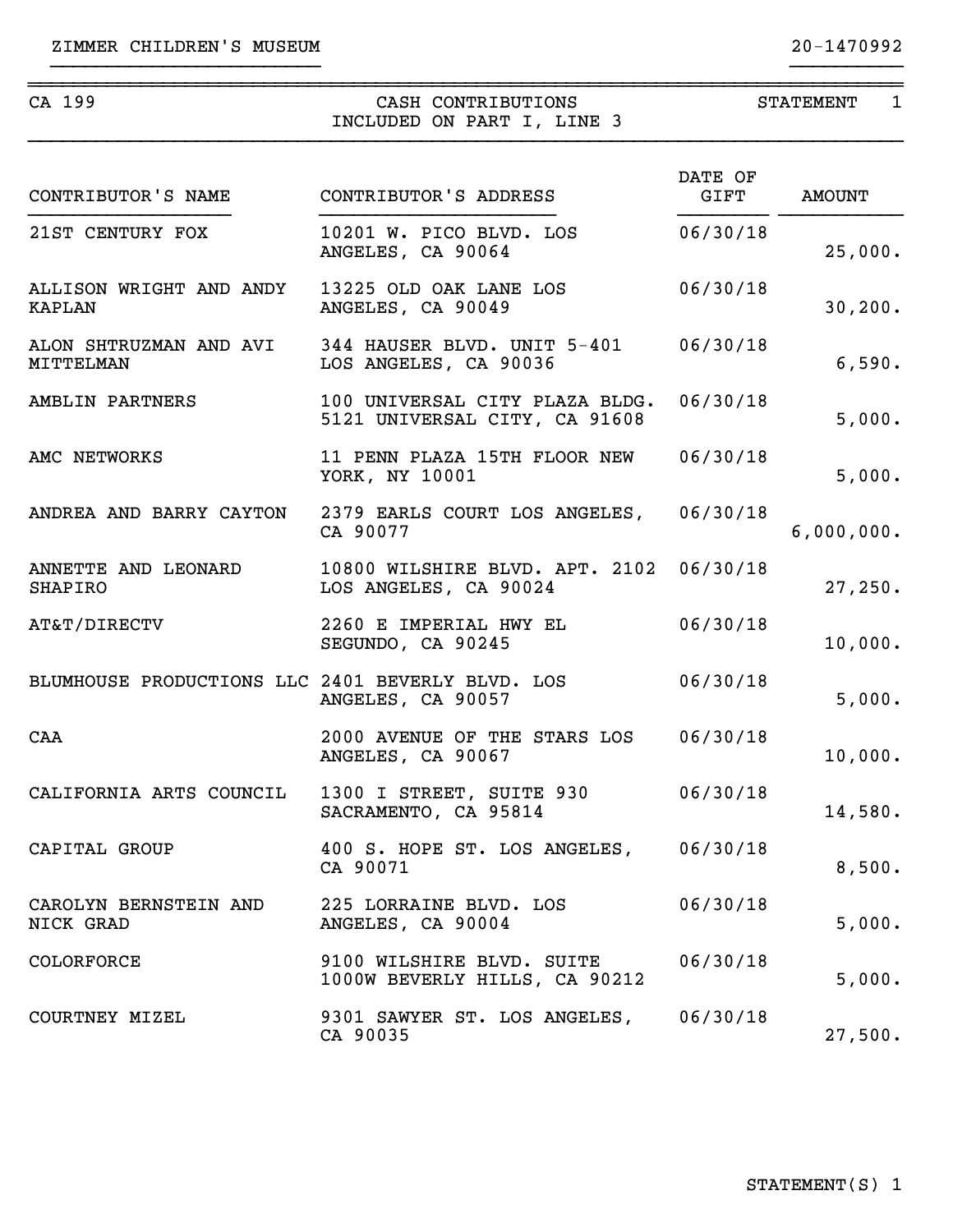ZIMMER CHILDREN'S MUSEUM 20-1470992

CA 199 — CASH CONTRIBUTIONS INCLUDED ON PART I, LINE 3 — STATEMENT 1

| CONTRIBUTOR'S NAME | CONTRIBUTOR'S ADDRESS | DATE OF GIFT | AMOUNT |
|---|---|---|---|
| 21ST CENTURY FOX | 10201 W. PICO BLVD. LOS ANGELES, CA 90064 | 06/30/18 | 25,000. |
| ALLISON WRIGHT AND ANDY KAPLAN | 13225 OLD OAK LANE LOS ANGELES, CA 90049 | 06/30/18 | 30,200. |
| ALON SHTRUZMAN AND AVI MITTELMAN | 344 HAUSER BLVD. UNIT 5-401 LOS ANGELES, CA 90036 | 06/30/18 | 6,590. |
| AMBLIN PARTNERS | 100 UNIVERSAL CITY PLAZA BLDG. 5121 UNIVERSAL CITY, CA 91608 | 06/30/18 | 5,000. |
| AMC NETWORKS | 11 PENN PLAZA 15TH FLOOR NEW YORK, NY 10001 | 06/30/18 | 5,000. |
| ANDREA AND BARRY CAYTON | 2379 EARLS COURT LOS ANGELES, CA 90077 | 06/30/18 | 6,000,000. |
| ANNETTE AND LEONARD SHAPIRO | 10800 WILSHIRE BLVD. APT. 2102 LOS ANGELES, CA 90024 | 06/30/18 | 27,250. |
| AT&T/DIRECTV | 2260 E IMPERIAL HWY EL SEGUNDO, CA 90245 | 06/30/18 | 10,000. |
| BLUMHOUSE PRODUCTIONS LLC | 2401 BEVERLY BLVD. LOS ANGELES, CA 90057 | 06/30/18 | 5,000. |
| CAA | 2000 AVENUE OF THE STARS LOS ANGELES, CA 90067 | 06/30/18 | 10,000. |
| CALIFORNIA ARTS COUNCIL | 1300 I STREET, SUITE 930 SACRAMENTO, CA 95814 | 06/30/18 | 14,580. |
| CAPITAL GROUP | 400 S. HOPE ST. LOS ANGELES, CA 90071 | 06/30/18 | 8,500. |
| CAROLYN BERNSTEIN AND NICK GRAD | 225 LORRAINE BLVD. LOS ANGELES, CA 90004 | 06/30/18 | 5,000. |
| COLORFORCE | 9100 WILSHIRE BLVD. SUITE 1000W BEVERLY HILLS, CA 90212 | 06/30/18 | 5,000. |
| COURTNEY MIZEL | 9301 SAWYER ST. LOS ANGELES, CA 90035 | 06/30/18 | 27,500. |

STATEMENT(S) 1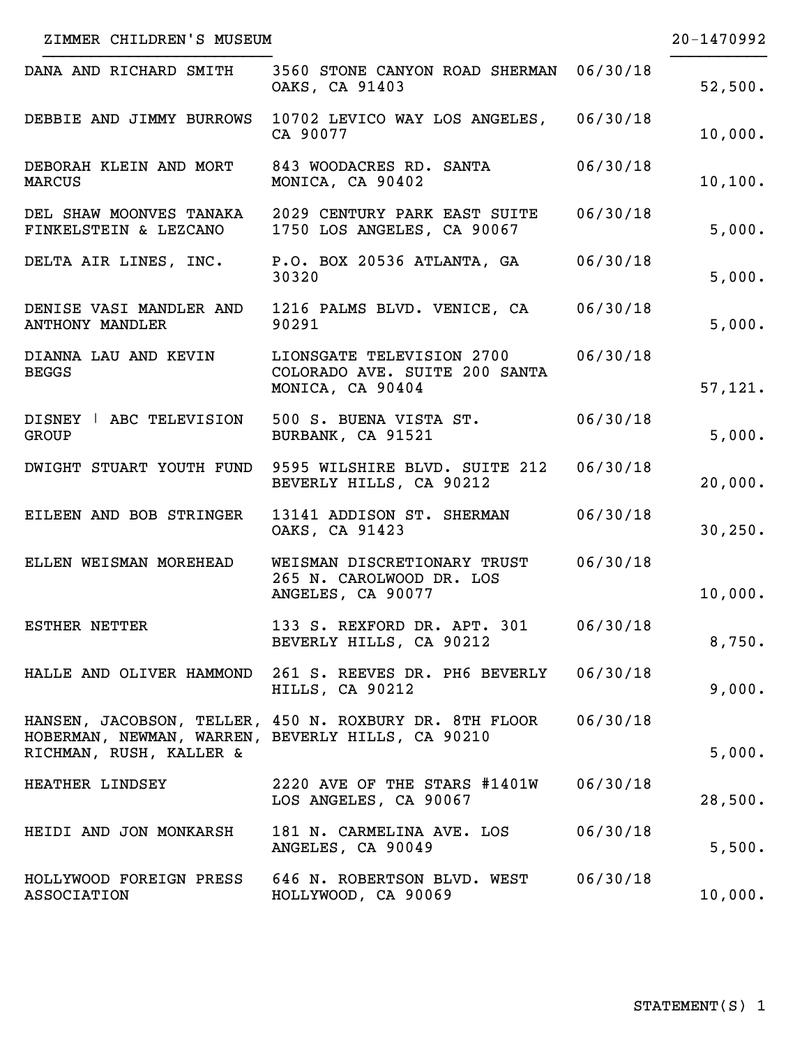ZIMMER CHILDREN'S MUSEUM 20-1470992

| | | | |
|---|---|---|---|
| DANA AND RICHARD SMITH | 3560 STONE CANYON ROAD SHERMAN OAKS, CA 91403 | 06/30/18 | 52,500. |
| DEBBIE AND JIMMY BURROWS | 10702 LEVICO WAY LOS ANGELES, CA 90077 | 06/30/18 | 10,000. |
| DEBORAH KLEIN AND MORT MARCUS | 843 WOODACRES RD. SANTA MONICA, CA 90402 | 06/30/18 | 10,100. |
| DEL SHAW MOONVES TANAKA FINKELSTEIN & LEZCANO | 2029 CENTURY PARK EAST SUITE 1750 LOS ANGELES, CA 90067 | 06/30/18 | 5,000. |
| DELTA AIR LINES, INC. | P.O. BOX 20536 ATLANTA, GA 30320 | 06/30/18 | 5,000. |
| DENISE VASI MANDLER AND ANTHONY MANDLER | 1216 PALMS BLVD. VENICE, CA 90291 | 06/30/18 | 5,000. |
| DIANNA LAU AND KEVIN BEGGS | LIONSGATE TELEVISION 2700 COLORADO AVE. SUITE 200 SANTA MONICA, CA 90404 | 06/30/18 | 57,121. |
| DISNEY ǀ ABC TELEVISION GROUP | 500 S. BUENA VISTA ST. BURBANK, CA 91521 | 06/30/18 | 5,000. |
| DWIGHT STUART YOUTH FUND | 9595 WILSHIRE BLVD. SUITE 212 BEVERLY HILLS, CA 90212 | 06/30/18 | 20,000. |
| EILEEN AND BOB STRINGER | 13141 ADDISON ST. SHERMAN OAKS, CA 91423 | 06/30/18 | 30,250. |
| ELLEN WEISMAN MOREHEAD | WEISMAN DISCRETIONARY TRUST 265 N. CAROLWOOD DR. LOS ANGELES, CA 90077 | 06/30/18 | 10,000. |
| ESTHER NETTER | 133 S. REXFORD DR. APT. 301 BEVERLY HILLS, CA 90212 | 06/30/18 | 8,750. |
| HALLE AND OLIVER HAMMOND | 261 S. REEVES DR. PH6 BEVERLY HILLS, CA 90212 | 06/30/18 | 9,000. |
| HANSEN, JACOBSON, TELLER, HOBERMAN, NEWMAN, WARREN, RICHMAN, RUSH, KALLER & | 450 N. ROXBURY DR. 8TH FLOOR BEVERLY HILLS, CA 90210 | 06/30/18 | 5,000. |
| HEATHER LINDSEY | 2220 AVE OF THE STARS #1401W LOS ANGELES, CA 90067 | 06/30/18 | 28,500. |
| HEIDI AND JON MONKARSH | 181 N. CARMELINA AVE. LOS ANGELES, CA 90049 | 06/30/18 | 5,500. |
| HOLLYWOOD FOREIGN PRESS ASSOCIATION | 646 N. ROBERTSON BLVD. WEST HOLLYWOOD, CA 90069 | 06/30/18 | 10,000. |

STATEMENT(S) 1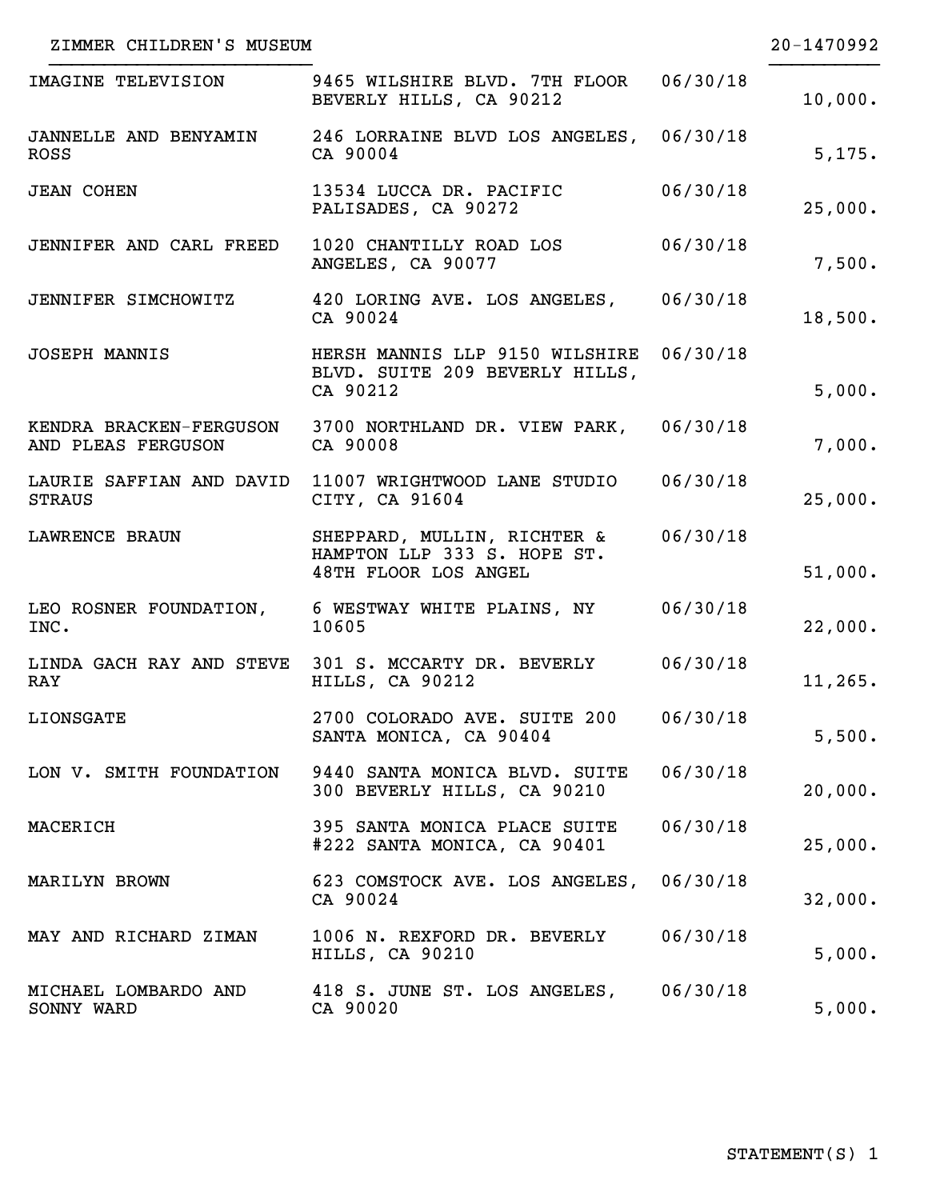ZIMMER CHILDREN'S MUSEUM 20-1470992

| | | | |
|---|---|---|---|
| IMAGINE TELEVISION | 9465 WILSHIRE BLVD. 7TH FLOOR BEVERLY HILLS, CA 90212 | 06/30/18 | 10,000. |
| JANNELLE AND BENYAMIN ROSS | 246 LORRAINE BLVD LOS ANGELES, CA 90004 | 06/30/18 | 5,175. |
| JEAN COHEN | 13534 LUCCA DR. PACIFIC PALISADES, CA 90272 | 06/30/18 | 25,000. |
| JENNIFER AND CARL FREED | 1020 CHANTILLY ROAD LOS ANGELES, CA 90077 | 06/30/18 | 7,500. |
| JENNIFER SIMCHOWITZ | 420 LORING AVE. LOS ANGELES, CA 90024 | 06/30/18 | 18,500. |
| JOSEPH MANNIS | HERSH MANNIS LLP 9150 WILSHIRE BLVD. SUITE 209 BEVERLY HILLS, CA 90212 | 06/30/18 | 5,000. |
| KENDRA BRACKEN-FERGUSON AND PLEAS FERGUSON | 3700 NORTHLAND DR. VIEW PARK, CA 90008 | 06/30/18 | 7,000. |
| LAURIE SAFFIAN AND DAVID STRAUS | 11007 WRIGHTWOOD LANE STUDIO CITY, CA 91604 | 06/30/18 | 25,000. |
| LAWRENCE BRAUN | SHEPPARD, MULLIN, RICHTER & HAMPTON LLP 333 S. HOPE ST. 48TH FLOOR LOS ANGEL | 06/30/18 | 51,000. |
| LEO ROSNER FOUNDATION, INC. | 6 WESTWAY WHITE PLAINS, NY 10605 | 06/30/18 | 22,000. |
| LINDA GACH RAY AND STEVE RAY | 301 S. MCCARTY DR. BEVERLY HILLS, CA 90212 | 06/30/18 | 11,265. |
| LIONSGATE | 2700 COLORADO AVE. SUITE 200 SANTA MONICA, CA 90404 | 06/30/18 | 5,500. |
| LON V. SMITH FOUNDATION | 9440 SANTA MONICA BLVD. SUITE 300 BEVERLY HILLS, CA 90210 | 06/30/18 | 20,000. |
| MACERICH | 395 SANTA MONICA PLACE SUITE #222 SANTA MONICA, CA 90401 | 06/30/18 | 25,000. |
| MARILYN BROWN | 623 COMSTOCK AVE. LOS ANGELES, CA 90024 | 06/30/18 | 32,000. |
| MAY AND RICHARD ZIMAN | 1006 N. REXFORD DR. BEVERLY HILLS, CA 90210 | 06/30/18 | 5,000. |
| MICHAEL LOMBARDO AND SONNY WARD | 418 S. JUNE ST. LOS ANGELES, CA 90020 | 06/30/18 | 5,000. |

STATEMENT(S) 1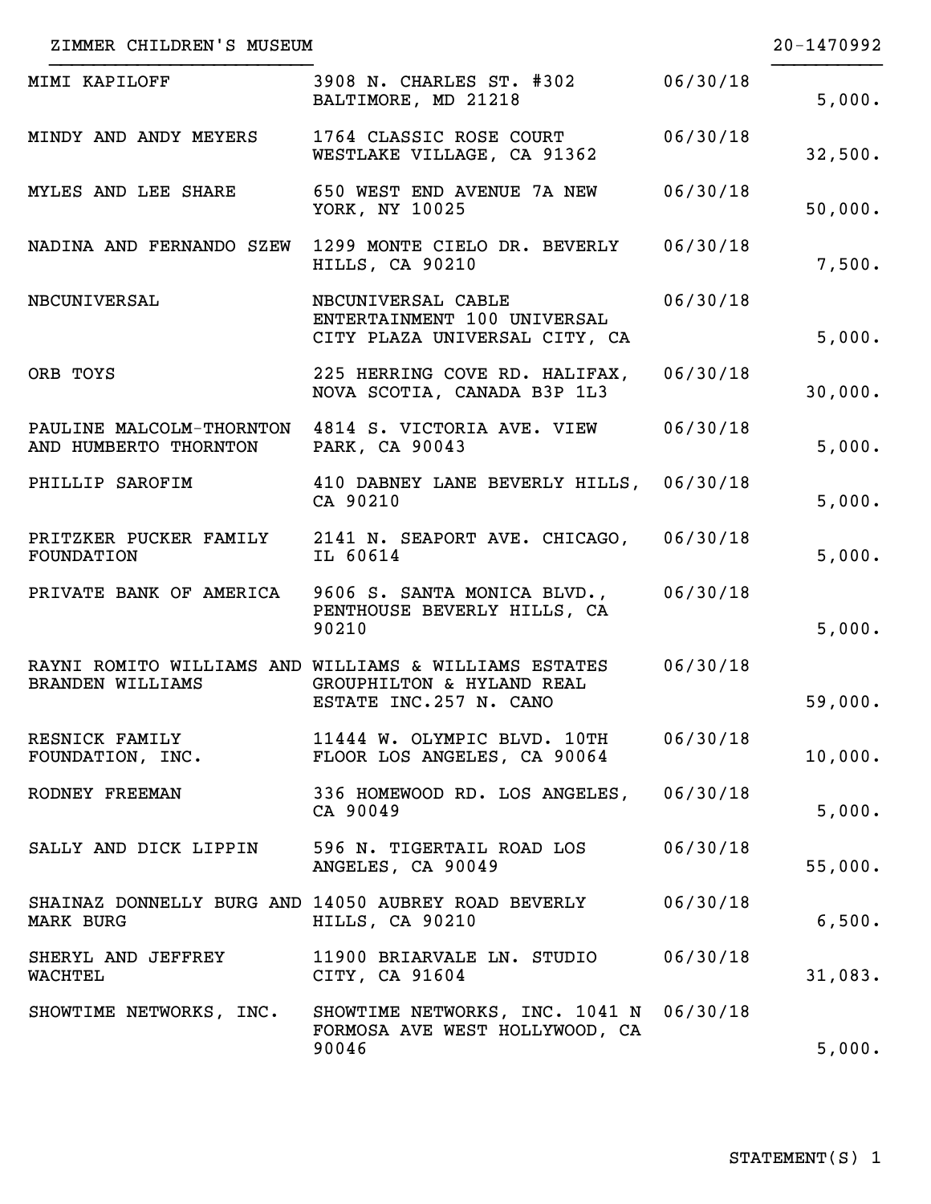ZIMMER CHILDREN'S MUSEUM 20-1470992

| | | | |
|---|---|---|---|
| MIMI KAPILOFF | 3908 N. CHARLES ST. #302 BALTIMORE, MD 21218 | 06/30/18 | 5,000. |
| MINDY AND ANDY MEYERS | 1764 CLASSIC ROSE COURT WESTLAKE VILLAGE, CA 91362 | 06/30/18 | 32,500. |
| MYLES AND LEE SHARE | 650 WEST END AVENUE 7A NEW YORK, NY 10025 | 06/30/18 | 50,000. |
| NADINA AND FERNANDO SZEW | 1299 MONTE CIELO DR. BEVERLY HILLS, CA 90210 | 06/30/18 | 7,500. |
| NBCUNIVERSAL | NBCUNIVERSAL CABLE ENTERTAINMENT 100 UNIVERSAL CITY PLAZA UNIVERSAL CITY, CA | 06/30/18 | 5,000. |
| ORB TOYS | 225 HERRING COVE RD. HALIFAX, NOVA SCOTIA, CANADA B3P 1L3 | 06/30/18 | 30,000. |
| PAULINE MALCOLM-THORNTON AND HUMBERTO THORNTON | 4814 S. VICTORIA AVE. VIEW PARK, CA 90043 | 06/30/18 | 5,000. |
| PHILLIP SAROFIM | 410 DABNEY LANE BEVERLY HILLS, CA 90210 | 06/30/18 | 5,000. |
| PRITZKER PUCKER FAMILY FOUNDATION | 2141 N. SEAPORT AVE. CHICAGO, IL 60614 | 06/30/18 | 5,000. |
| PRIVATE BANK OF AMERICA | 9606 S. SANTA MONICA BLVD., PENTHOUSE BEVERLY HILLS, CA 90210 | 06/30/18 | 5,000. |
| RAYNI ROMITO WILLIAMS AND BRANDEN WILLIAMS | WILLIAMS & WILLIAMS ESTATES GROUPHILTON & HYLAND REAL ESTATE INC.257 N. CANO | 06/30/18 | 59,000. |
| RESNICK FAMILY FOUNDATION, INC. | 11444 W. OLYMPIC BLVD. 10TH FLOOR LOS ANGELES, CA 90064 | 06/30/18 | 10,000. |
| RODNEY FREEMAN | 336 HOMEWOOD RD. LOS ANGELES, CA 90049 | 06/30/18 | 5,000. |
| SALLY AND DICK LIPPIN | 596 N. TIGERTAIL ROAD LOS ANGELES, CA 90049 | 06/30/18 | 55,000. |
| SHAINAZ DONNELLY BURG AND MARK BURG | 14050 AUBREY ROAD BEVERLY HILLS, CA 90210 | 06/30/18 | 6,500. |
| SHERYL AND JEFFREY WACHTEL | 11900 BRIARVALE LN. STUDIO CITY, CA 91604 | 06/30/18 | 31,083. |
| SHOWTIME NETWORKS, INC. | SHOWTIME NETWORKS, INC. 1041 N FORMOSA AVE WEST HOLLYWOOD, CA 90046 | 06/30/18 | 5,000. |

STATEMENT(S) 1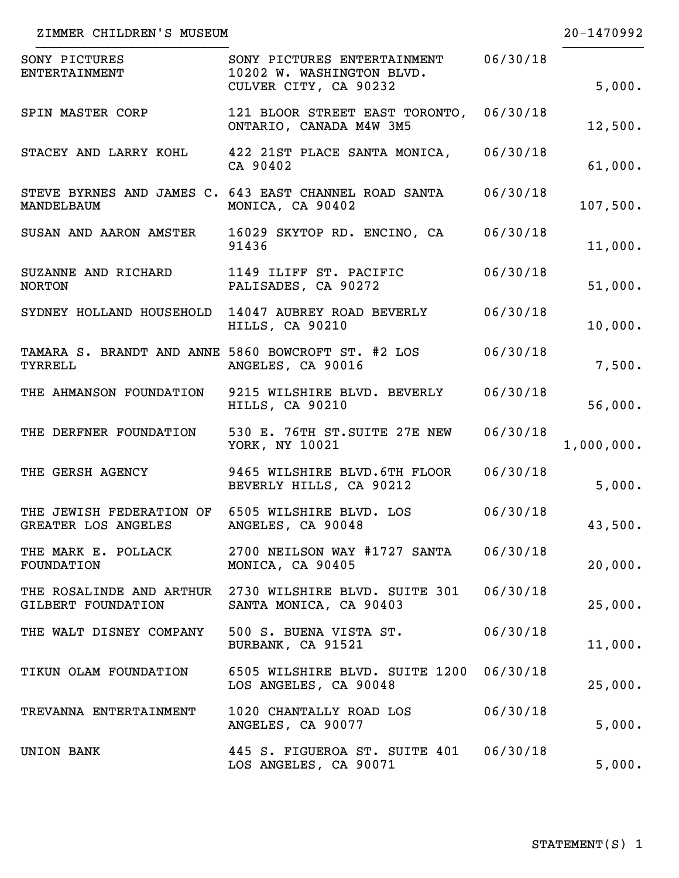ZIMMER CHILDREN'S MUSEUM 20-1470992

| Name | Address | Date | Amount |
|---|---|---|---|
| SONY PICTURES ENTERTAINMENT | SONY PICTURES ENTERTAINMENT 10202 W. WASHINGTON BLVD. CULVER CITY, CA 90232 | 06/30/18 | 5,000. |
| SPIN MASTER CORP | 121 BLOOR STREET EAST TORONTO, ONTARIO, CANADA M4W 3M5 | 06/30/18 | 12,500. |
| STACEY AND LARRY KOHL | 422 21ST PLACE SANTA MONICA, CA 90402 | 06/30/18 | 61,000. |
| STEVE BYRNES AND JAMES C. MANDELBAUM | 643 EAST CHANNEL ROAD SANTA MONICA, CA 90402 | 06/30/18 | 107,500. |
| SUSAN AND AARON AMSTER | 16029 SKYTOP RD. ENCINO, CA 91436 | 06/30/18 | 11,000. |
| SUZANNE AND RICHARD NORTON | 1149 ILIFF ST. PACIFIC PALISADES, CA 90272 | 06/30/18 | 51,000. |
| SYDNEY HOLLAND HOUSEHOLD | 14047 AUBREY ROAD BEVERLY HILLS, CA 90210 | 06/30/18 | 10,000. |
| TAMARA S. BRANDT AND ANNE TYRRELL | 5860 BOWCROFT ST. #2 LOS ANGELES, CA 90016 | 06/30/18 | 7,500. |
| THE AHMANSON FOUNDATION | 9215 WILSHIRE BLVD. BEVERLY HILLS, CA 90210 | 06/30/18 | 56,000. |
| THE DERFNER FOUNDATION | 530 E. 76TH ST.SUITE 27E NEW YORK, NY 10021 | 06/30/18 | 1,000,000. |
| THE GERSH AGENCY | 9465 WILSHIRE BLVD.6TH FLOOR BEVERLY HILLS, CA 90212 | 06/30/18 | 5,000. |
| THE JEWISH FEDERATION OF GREATER LOS ANGELES | 6505 WILSHIRE BLVD. LOS ANGELES, CA 90048 | 06/30/18 | 43,500. |
| THE MARK E. POLLACK FOUNDATION | 2700 NEILSON WAY #1727 SANTA MONICA, CA 90405 | 06/30/18 | 20,000. |
| THE ROSALINDE AND ARTHUR GILBERT FOUNDATION | 2730 WILSHIRE BLVD. SUITE 301 SANTA MONICA, CA 90403 | 06/30/18 | 25,000. |
| THE WALT DISNEY COMPANY | 500 S. BUENA VISTA ST. BURBANK, CA 91521 | 06/30/18 | 11,000. |
| TIKUN OLAM FOUNDATION | 6505 WILSHIRE BLVD. SUITE 1200 LOS ANGELES, CA 90048 | 06/30/18 | 25,000. |
| TREVANNA ENTERTAINMENT | 1020 CHANTALLY ROAD LOS ANGELES, CA 90077 | 06/30/18 | 5,000. |
| UNION BANK | 445 S. FIGUEROA ST. SUITE 401 LOS ANGELES, CA 90071 | 06/30/18 | 5,000. |

STATEMENT(S) 1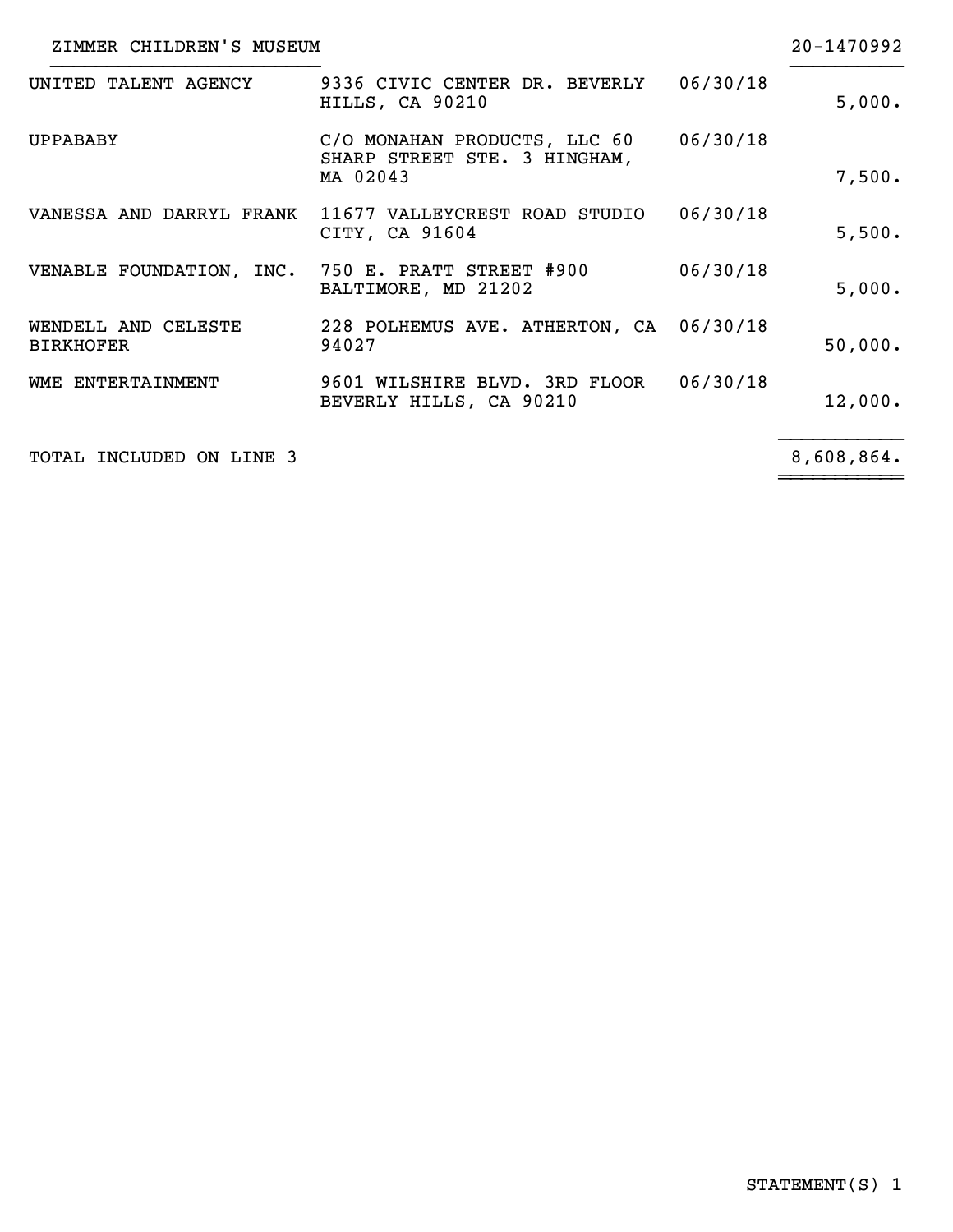ZIMMER CHILDREN'S MUSEUM 20-1470992

| | | | |
|---|---|---|---|
| UNITED TALENT AGENCY | 9336 CIVIC CENTER DR. BEVERLY HILLS, CA 90210 | 06/30/18 | 5,000. |
| UPPABABY | C/O MONAHAN PRODUCTS, LLC 60 SHARP STREET STE. 3 HINGHAM, MA 02043 | 06/30/18 | 7,500. |
| VANESSA AND DARRYL FRANK | 11677 VALLEYCREST ROAD STUDIO CITY, CA 91604 | 06/30/18 | 5,500. |
| VENABLE FOUNDATION, INC. | 750 E. PRATT STREET #900 BALTIMORE, MD 21202 | 06/30/18 | 5,000. |
| WENDELL AND CELESTE BIRKHOFER | 228 POLHEMUS AVE. ATHERTON, CA 94027 | 06/30/18 | 50,000. |
| WME ENTERTAINMENT | 9601 WILSHIRE BLVD. 3RD FLOOR BEVERLY HILLS, CA 90210 | 06/30/18 | 12,000. |
| TOTAL INCLUDED ON LINE 3 | | | 8,608,864. |

STATEMENT(S) 1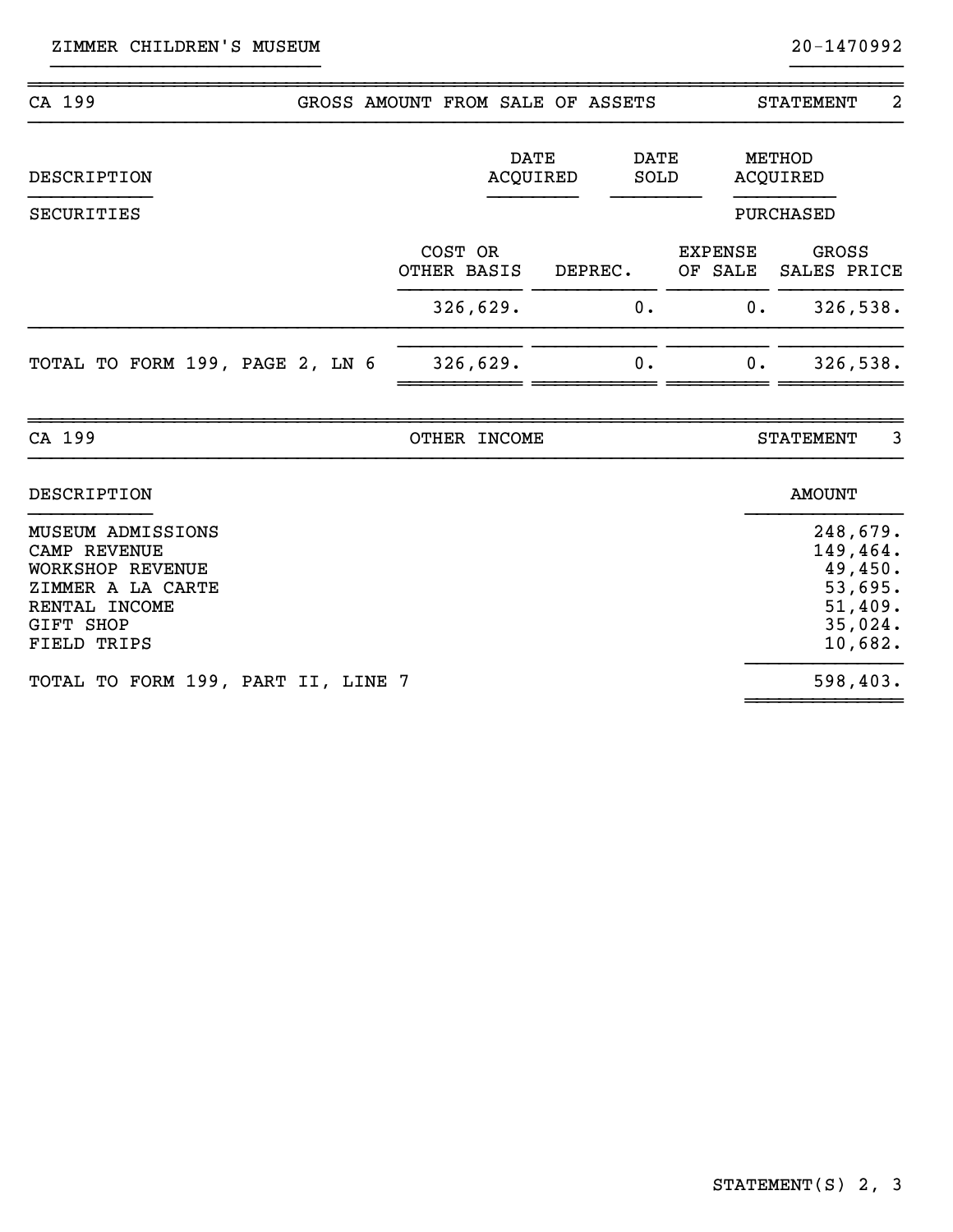ZIMMER CHILDREN'S MUSEUM 20-1470992

## CA 199 GROSS AMOUNT FROM SALE OF ASSETS STATEMENT 2

| DESCRIPTION | | DATE ACQUIRED | DATE SOLD | METHOD ACQUIRED |
|---|---|---|---|---|
| SECURITIES | | | | PURCHASED |

| | COST OR OTHER BASIS | DEPREC. | EXPENSE OF SALE | GROSS SALES PRICE |
|---|---|---|---|---|
| | 326,629. | 0. | 0. | 326,538. |
| TOTAL TO FORM 199, PAGE 2, LN 6 | 326,629. | 0. | 0. | 326,538. |

## CA 199 OTHER INCOME STATEMENT 3

| DESCRIPTION | AMOUNT |
|---|---|
| MUSEUM ADMISSIONS | 248,679. |
| CAMP REVENUE | 149,464. |
| WORKSHOP REVENUE | 49,450. |
| ZIMMER A LA CARTE | 53,695. |
| RENTAL INCOME | 51,409. |
| GIFT SHOP | 35,024. |
| FIELD TRIPS | 10,682. |
| TOTAL TO FORM 199, PART II, LINE 7 | 598,403. |

STATEMENT(S) 2, 3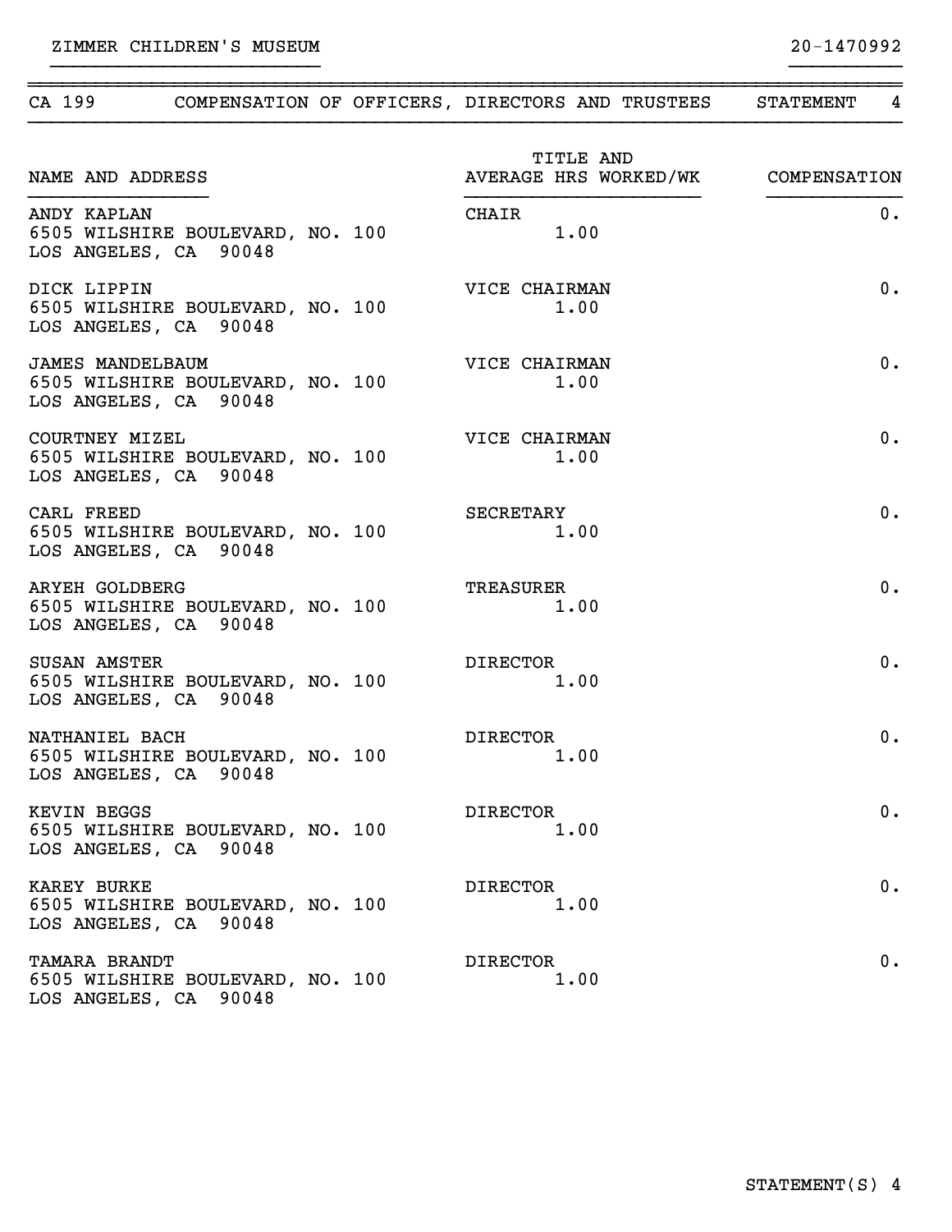ZIMMER CHILDREN'S MUSEUM 20-1470992

## CA 199 COMPENSATION OF OFFICERS, DIRECTORS AND TRUSTEES STATEMENT 4

| NAME AND ADDRESS | TITLE AND AVERAGE HRS WORKED/WK | COMPENSATION |
|---|---|---|
| ANDY KAPLAN<br>6505 WILSHIRE BOULEVARD, NO. 100<br>LOS ANGELES, CA 90048 | CHAIR<br>1.00 | 0. |
| DICK LIPPIN<br>6505 WILSHIRE BOULEVARD, NO. 100<br>LOS ANGELES, CA 90048 | VICE CHAIRMAN<br>1.00 | 0. |
| JAMES MANDELBAUM<br>6505 WILSHIRE BOULEVARD, NO. 100<br>LOS ANGELES, CA 90048 | VICE CHAIRMAN<br>1.00 | 0. |
| COURTNEY MIZEL<br>6505 WILSHIRE BOULEVARD, NO. 100<br>LOS ANGELES, CA 90048 | VICE CHAIRMAN<br>1.00 | 0. |
| CARL FREED<br>6505 WILSHIRE BOULEVARD, NO. 100<br>LOS ANGELES, CA 90048 | SECRETARY<br>1.00 | 0. |
| ARYEH GOLDBERG<br>6505 WILSHIRE BOULEVARD, NO. 100<br>LOS ANGELES, CA 90048 | TREASURER<br>1.00 | 0. |
| SUSAN AMSTER<br>6505 WILSHIRE BOULEVARD, NO. 100<br>LOS ANGELES, CA 90048 | DIRECTOR<br>1.00 | 0. |
| NATHANIEL BACH<br>6505 WILSHIRE BOULEVARD, NO. 100<br>LOS ANGELES, CA 90048 | DIRECTOR<br>1.00 | 0. |
| KEVIN BEGGS<br>6505 WILSHIRE BOULEVARD, NO. 100<br>LOS ANGELES, CA 90048 | DIRECTOR<br>1.00 | 0. |
| KAREY BURKE<br>6505 WILSHIRE BOULEVARD, NO. 100<br>LOS ANGELES, CA 90048 | DIRECTOR<br>1.00 | 0. |
| TAMARA BRANDT<br>6505 WILSHIRE BOULEVARD, NO. 100<br>LOS ANGELES, CA 90048 | DIRECTOR<br>1.00 | 0. |

STATEMENT(S) 4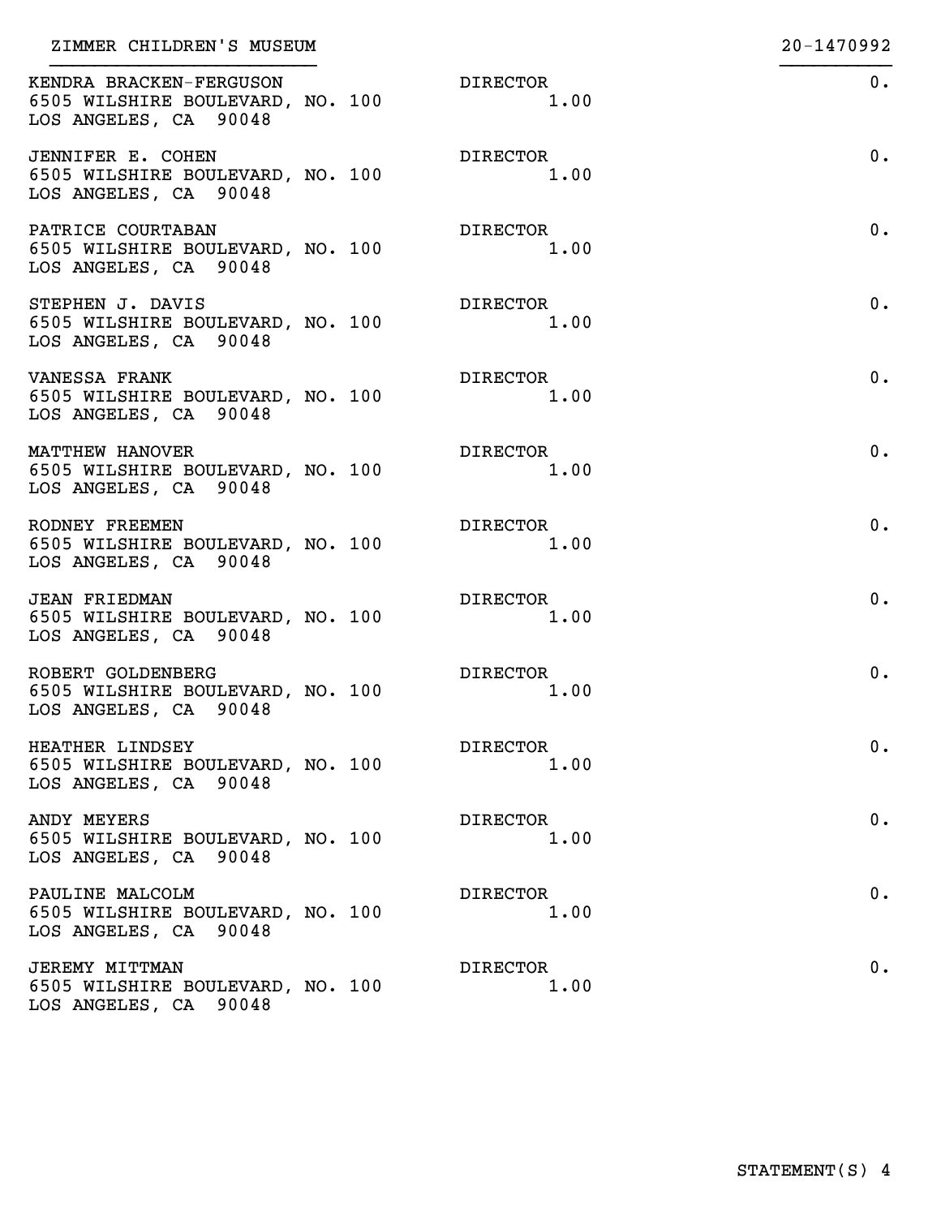ZIMMER CHILDREN'S MUSEUM 20-1470992

| Name and Address | Title / Hours | Compensation |
|---|---|---|
| KENDRA BRACKEN-FERGUSON<br>6505 WILSHIRE BOULEVARD, NO. 100<br>LOS ANGELES, CA 90048 | DIRECTOR<br>1.00 | 0. |
| JENNIFER E. COHEN<br>6505 WILSHIRE BOULEVARD, NO. 100<br>LOS ANGELES, CA 90048 | DIRECTOR<br>1.00 | 0. |
| PATRICE COURTABAN<br>6505 WILSHIRE BOULEVARD, NO. 100<br>LOS ANGELES, CA 90048 | DIRECTOR<br>1.00 | 0. |
| STEPHEN J. DAVIS<br>6505 WILSHIRE BOULEVARD, NO. 100<br>LOS ANGELES, CA 90048 | DIRECTOR<br>1.00 | 0. |
| VANESSA FRANK<br>6505 WILSHIRE BOULEVARD, NO. 100<br>LOS ANGELES, CA 90048 | DIRECTOR<br>1.00 | 0. |
| MATTHEW HANOVER<br>6505 WILSHIRE BOULEVARD, NO. 100<br>LOS ANGELES, CA 90048 | DIRECTOR<br>1.00 | 0. |
| RODNEY FREEMEN<br>6505 WILSHIRE BOULEVARD, NO. 100<br>LOS ANGELES, CA 90048 | DIRECTOR<br>1.00 | 0. |
| JEAN FRIEDMAN<br>6505 WILSHIRE BOULEVARD, NO. 100<br>LOS ANGELES, CA 90048 | DIRECTOR<br>1.00 | 0. |
| ROBERT GOLDENBERG<br>6505 WILSHIRE BOULEVARD, NO. 100<br>LOS ANGELES, CA 90048 | DIRECTOR<br>1.00 | 0. |
| HEATHER LINDSEY<br>6505 WILSHIRE BOULEVARD, NO. 100<br>LOS ANGELES, CA 90048 | DIRECTOR<br>1.00 | 0. |
| ANDY MEYERS<br>6505 WILSHIRE BOULEVARD, NO. 100<br>LOS ANGELES, CA 90048 | DIRECTOR<br>1.00 | 0. |
| PAULINE MALCOLM<br>6505 WILSHIRE BOULEVARD, NO. 100<br>LOS ANGELES, CA 90048 | DIRECTOR<br>1.00 | 0. |
| JEREMY MITTMAN<br>6505 WILSHIRE BOULEVARD, NO. 100<br>LOS ANGELES, CA 90048 | DIRECTOR<br>1.00 | 0. |

STATEMENT(S) 4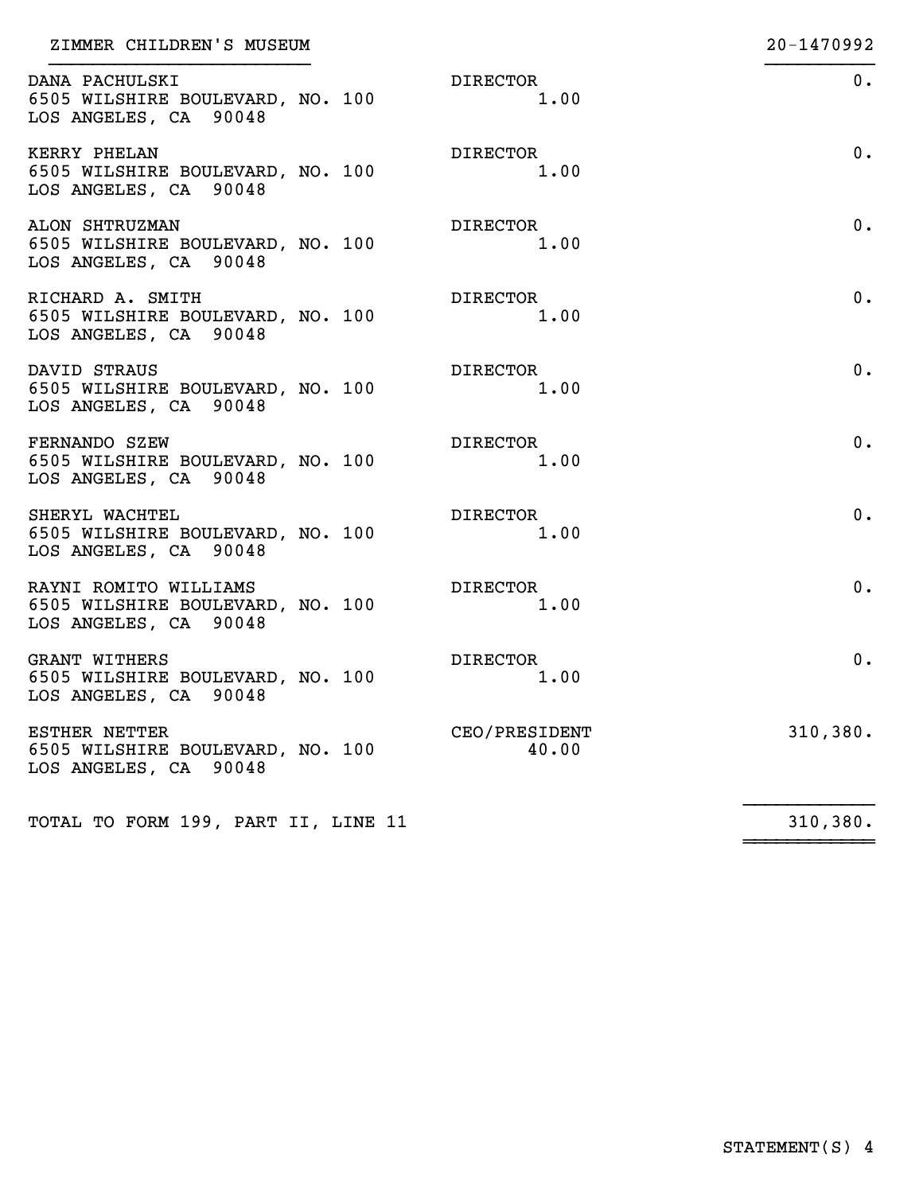ZIMMER CHILDREN'S MUSEUM 20-1470992

| Name and Address | Title and Hours | Compensation |
|---|---|---|
| DANA PACHULSKI<br>6505 WILSHIRE BOULEVARD, NO. 100<br>LOS ANGELES, CA 90048 | DIRECTOR<br>1.00 | 0. |
| KERRY PHELAN<br>6505 WILSHIRE BOULEVARD, NO. 100<br>LOS ANGELES, CA 90048 | DIRECTOR<br>1.00 | 0. |
| ALON SHTRUZMAN<br>6505 WILSHIRE BOULEVARD, NO. 100<br>LOS ANGELES, CA 90048 | DIRECTOR<br>1.00 | 0. |
| RICHARD A. SMITH<br>6505 WILSHIRE BOULEVARD, NO. 100<br>LOS ANGELES, CA 90048 | DIRECTOR<br>1.00 | 0. |
| DAVID STRAUS<br>6505 WILSHIRE BOULEVARD, NO. 100<br>LOS ANGELES, CA 90048 | DIRECTOR<br>1.00 | 0. |
| FERNANDO SZEW<br>6505 WILSHIRE BOULEVARD, NO. 100<br>LOS ANGELES, CA 90048 | DIRECTOR<br>1.00 | 0. |
| SHERYL WACHTEL<br>6505 WILSHIRE BOULEVARD, NO. 100<br>LOS ANGELES, CA 90048 | DIRECTOR<br>1.00 | 0. |
| RAYNI ROMITO WILLIAMS<br>6505 WILSHIRE BOULEVARD, NO. 100<br>LOS ANGELES, CA 90048 | DIRECTOR<br>1.00 | 0. |
| GRANT WITHERS<br>6505 WILSHIRE BOULEVARD, NO. 100<br>LOS ANGELES, CA 90048 | DIRECTOR<br>1.00 | 0. |
| ESTHER NETTER<br>6505 WILSHIRE BOULEVARD, NO. 100<br>LOS ANGELES, CA 90048 | CEO/PRESIDENT<br>40.00 | 310,380. |
| TOTAL TO FORM 199, PART II, LINE 11 | | 310,380. |

STATEMENT(S) 4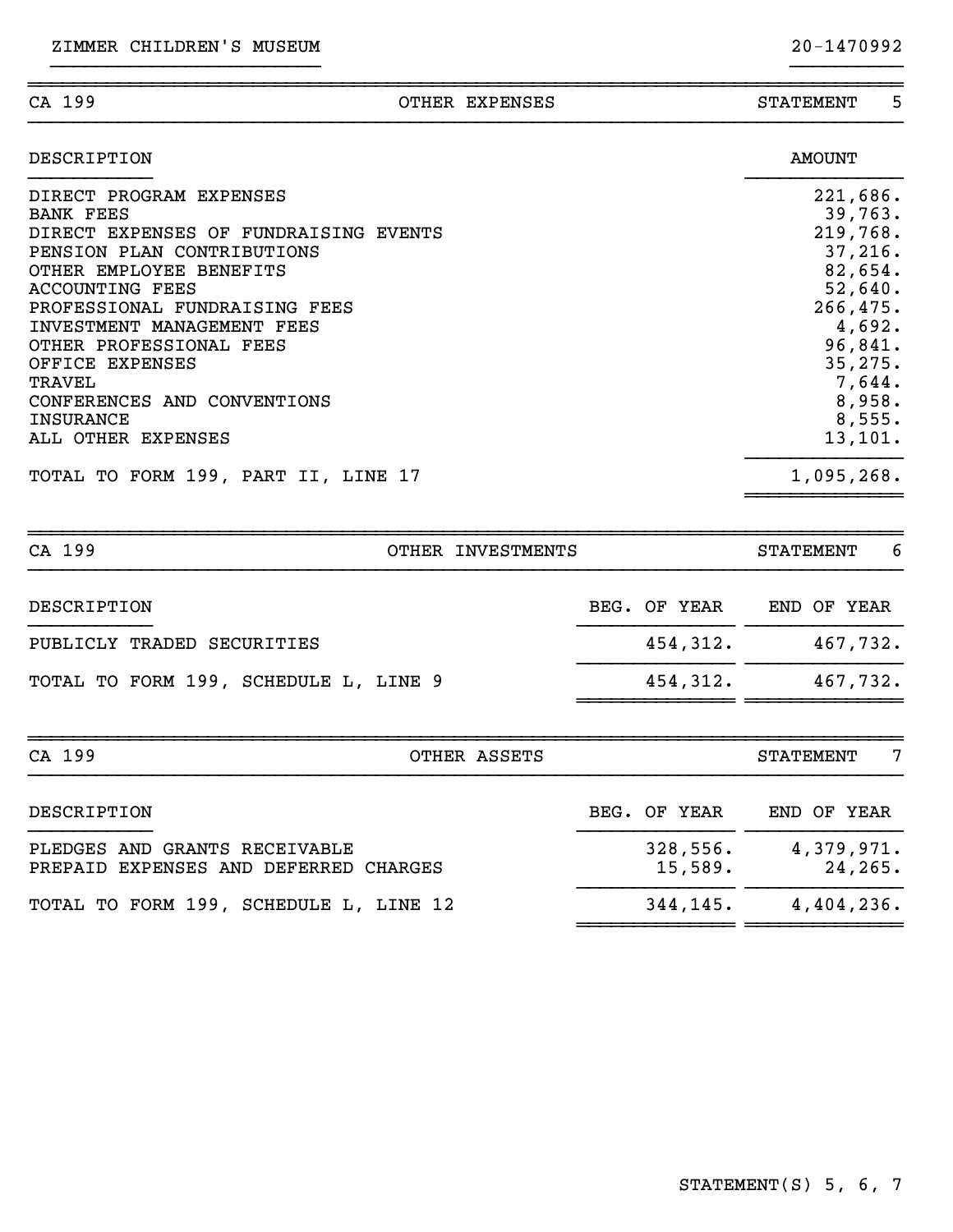ZIMMER CHILDREN'S MUSEUM 20-1470992

## CA 199 — OTHER EXPENSES — STATEMENT 5

| DESCRIPTION | AMOUNT |
|---|---|
| DIRECT PROGRAM EXPENSES | 221,686. |
| BANK FEES | 39,763. |
| DIRECT EXPENSES OF FUNDRAISING EVENTS | 219,768. |
| PENSION PLAN CONTRIBUTIONS | 37,216. |
| OTHER EMPLOYEE BENEFITS | 82,654. |
| ACCOUNTING FEES | 52,640. |
| PROFESSIONAL FUNDRAISING FEES | 266,475. |
| INVESTMENT MANAGEMENT FEES | 4,692. |
| OTHER PROFESSIONAL FEES | 96,841. |
| OFFICE EXPENSES | 35,275. |
| TRAVEL | 7,644. |
| CONFERENCES AND CONVENTIONS | 8,958. |
| INSURANCE | 8,555. |
| ALL OTHER EXPENSES | 13,101. |
| TOTAL TO FORM 199, PART II, LINE 17 | 1,095,268. |

## CA 199 — OTHER INVESTMENTS — STATEMENT 6

| DESCRIPTION | BEG. OF YEAR | END OF YEAR |
|---|---|---|
| PUBLICLY TRADED SECURITIES | 454,312. | 467,732. |
| TOTAL TO FORM 199, SCHEDULE L, LINE 9 | 454,312. | 467,732. |

## CA 199 — OTHER ASSETS — STATEMENT 7

| DESCRIPTION | BEG. OF YEAR | END OF YEAR |
|---|---|---|
| PLEDGES AND GRANTS RECEIVABLE | 328,556. | 4,379,971. |
| PREPAID EXPENSES AND DEFERRED CHARGES | 15,589. | 24,265. |
| TOTAL TO FORM 199, SCHEDULE L, LINE 12 | 344,145. | 4,404,236. |

STATEMENT(S) 5, 6, 7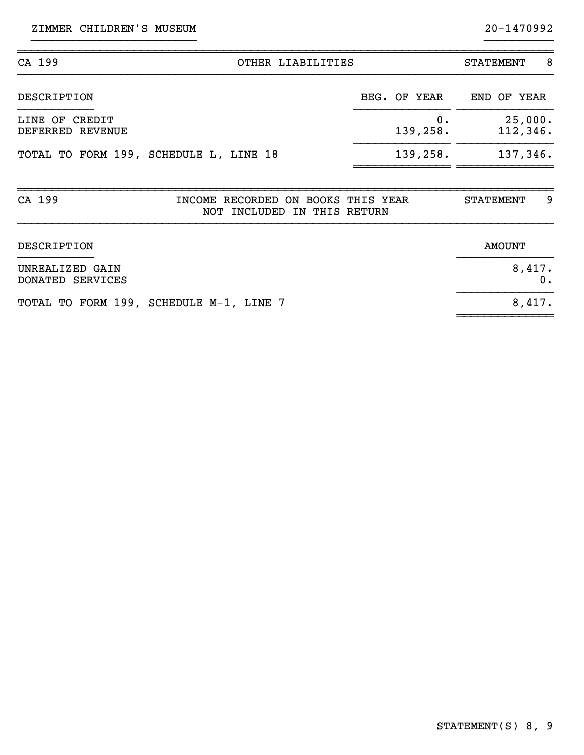ZIMMER CHILDREN'S MUSEUM 20-1470992

| CA 199 | OTHER LIABILITIES | STATEMENT 8 |
|---|---|---|

| DESCRIPTION | BEG. OF YEAR | END OF YEAR |
|---|---|---|
| LINE OF CREDIT | 0. | 25,000. |
| DEFERRED REVENUE | 139,258. | 112,346. |
| TOTAL TO FORM 199, SCHEDULE L, LINE 18 | 139,258. | 137,346. |

| CA 199 | INCOME RECORDED ON BOOKS THIS YEAR NOT INCLUDED IN THIS RETURN | STATEMENT 9 |
|---|---|---|

| DESCRIPTION | AMOUNT |
|---|---|
| UNREALIZED GAIN | 8,417. |
| DONATED SERVICES | 0. |
| TOTAL TO FORM 199, SCHEDULE M-1, LINE 7 | 8,417. |

STATEMENT(S) 8, 9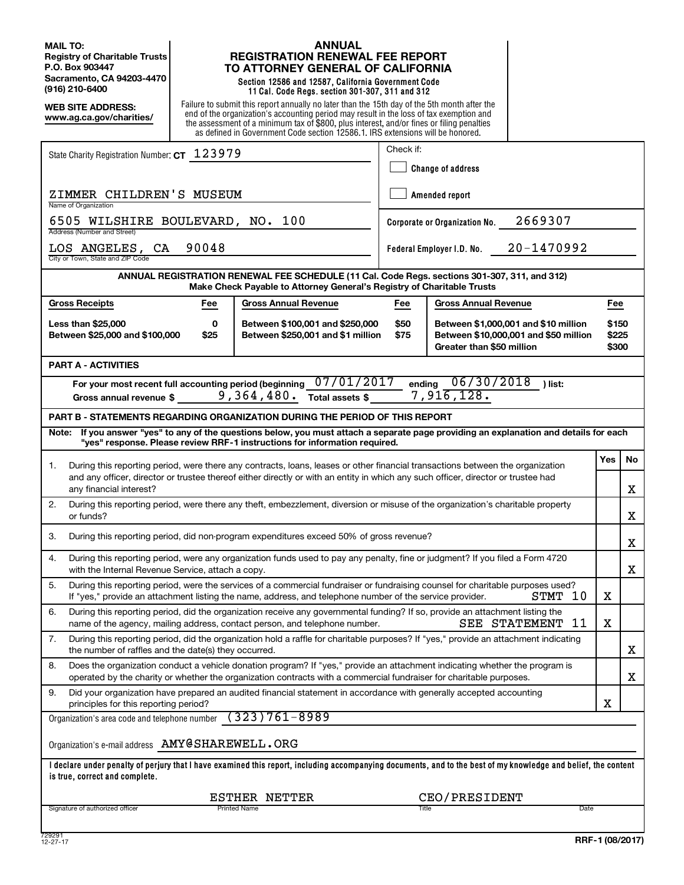**MAIL TO:**
**Registry of Charitable Trusts**
**P.O. Box 903447**
**Sacramento, CA 94203-4470**
**(916) 210-6400**

**WEB SITE ADDRESS:**
**www.ag.ca.gov/charities/**

# ANNUAL REGISTRATION RENEWAL FEE REPORT TO ATTORNEY GENERAL OF CALIFORNIA

**Section 12586 and 12587, California Government Code**
**11 Cal. Code Regs. section 301-307, 311 and 312**

Failure to submit this report annually no later than the 15th day of the 5th month after the end of the organization's accounting period may result in the loss of tax exemption and the assessment of a minimum tax of $800, plus interest, and/or fines or filing penalties as defined in Government Code section 12586.1. IRS extensions will be honored.

State Charity Registration Number: **CT** 123979

Check if:
- [ ] Change of address
- [ ] Amended report

ZIMMER CHILDREN'S MUSEUM
Name of Organization

6505 WILSHIRE BOULEVARD, NO. 100
Address (Number and Street)

LOS ANGELES, CA 90048
City or Town, State and ZIP Code

Corporate or Organization No. 2669307

Federal Employer I.D. No. 20-1470992

**ANNUAL REGISTRATION RENEWAL FEE SCHEDULE (11 Cal. Code Regs. sections 301-307, 311, and 312)**
**Make Check Payable to Attorney General's Registry of Charitable Trusts**

| Gross Receipts | Fee | Gross Annual Revenue | Fee | Gross Annual Revenue | Fee |
|---|---|---|---|---|---|
| Less than $25,000 | 0 | Between $100,001 and $250,000 | $50 | Between $1,000,001 and $10 million | $150 |
| Between $25,000 and $100,000 | $25 | Between $250,001 and $1 million | $75 | Between $10,000,001 and $50 million | $225 |
| | | | | Greater than $50 million | $300 |

**PART A - ACTIVITIES**

For your most recent full accounting period (beginning 07/01/2017 ending 06/30/2018 ) list:
Gross annual revenue $ 9,364,480. Total assets $ 7,916,128.

**PART B - STATEMENTS REGARDING ORGANIZATION DURING THE PERIOD OF THIS REPORT**

**Note: If you answer "yes" to any of the questions below, you must attach a separate page providing an explanation and details for each "yes" response. Please review RRF-1 instructions for information required.**

| | | Yes | No |
|---|---|---|---|
| 1. | During this reporting period, were there any contracts, loans, leases or other financial transactions between the organization and any officer, director or trustee thereof either directly or with an entity in which any such officer, director or trustee had any financial interest? | | X |
| 2. | During this reporting period, were there any theft, embezzlement, diversion or misuse of the organization's charitable property or funds? | | X |
| 3. | During this reporting period, did non-program expenditures exceed 50% of gross revenue? | | X |
| 4. | During this reporting period, were any organization funds used to pay any penalty, fine or judgment? If you filed a Form 4720 with the Internal Revenue Service, attach a copy. | | X |
| 5. | During this reporting period, were the services of a commercial fundraiser or fundraising counsel for charitable purposes used? If "yes," provide an attachment listing the name, address, and telephone number of the service provider. STMT 10 | X | |
| 6. | During this reporting period, did the organization receive any governmental funding? If so, provide an attachment listing the name of the agency, mailing address, contact person, and telephone number. SEE STATEMENT 11 | X | |
| 7. | During this reporting period, did the organization hold a raffle for charitable purposes? If "yes," provide an attachment indicating the number of raffles and the date(s) they occurred. | | X |
| 8. | Does the organization conduct a vehicle donation program? If "yes," provide an attachment indicating whether the program is operated by the charity or whether the organization contracts with a commercial fundraiser for charitable purposes. | | X |
| 9. | Did your organization have prepared an audited financial statement in accordance with generally accepted accounting principles for this reporting period? | X | |

Organization's area code and telephone number (323)761-8989

Organization's e-mail address AMY@SHAREWELL.ORG

**I declare under penalty of perjury that I have examined this report, including accompanying documents, and to the best of my knowledge and belief, the content is true, correct and complete.**

| Signature of authorized officer | Printed Name | Title | Date |
|---|---|---|---|
| | ESTHER NETTER | CEO/PRESIDENT | |

729291
12-27-17

RRF-1 (08/2017)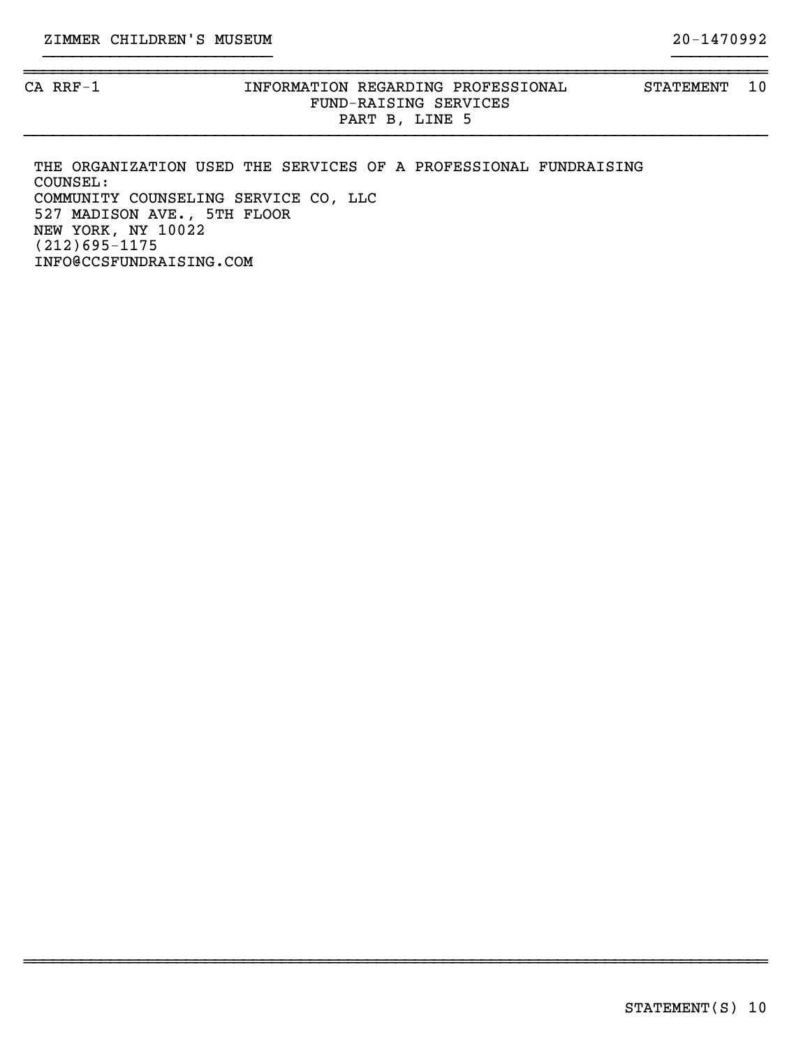ZIMMER CHILDREN'S MUSEUM 20-1470992

CA RRF-1 INFORMATION REGARDING PROFESSIONAL FUND-RAISING SERVICES PART B, LINE 5 STATEMENT 10

THE ORGANIZATION USED THE SERVICES OF A PROFESSIONAL FUNDRAISING COUNSEL:
COMMUNITY COUNSELING SERVICE CO, LLC
527 MADISON AVE., 5TH FLOOR
NEW YORK, NY 10022
(212)695-1175
INFO@CCSFUNDRAISING.COM

STATEMENT(S) 10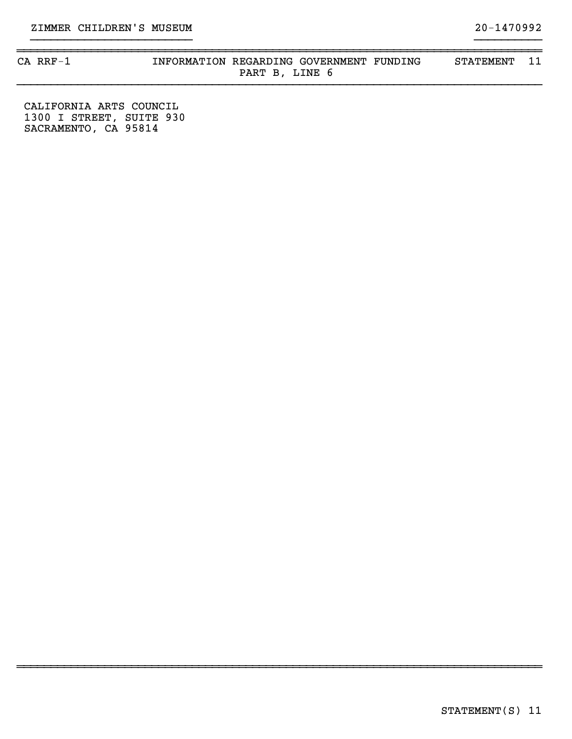CA RRF-1 INFORMATION REGARDING GOVERNMENT FUNDING PART B, LINE 6 STATEMENT 11

CALIFORNIA ARTS COUNCIL
1300 I STREET, SUITE 930
SACRAMENTO, CA 95814